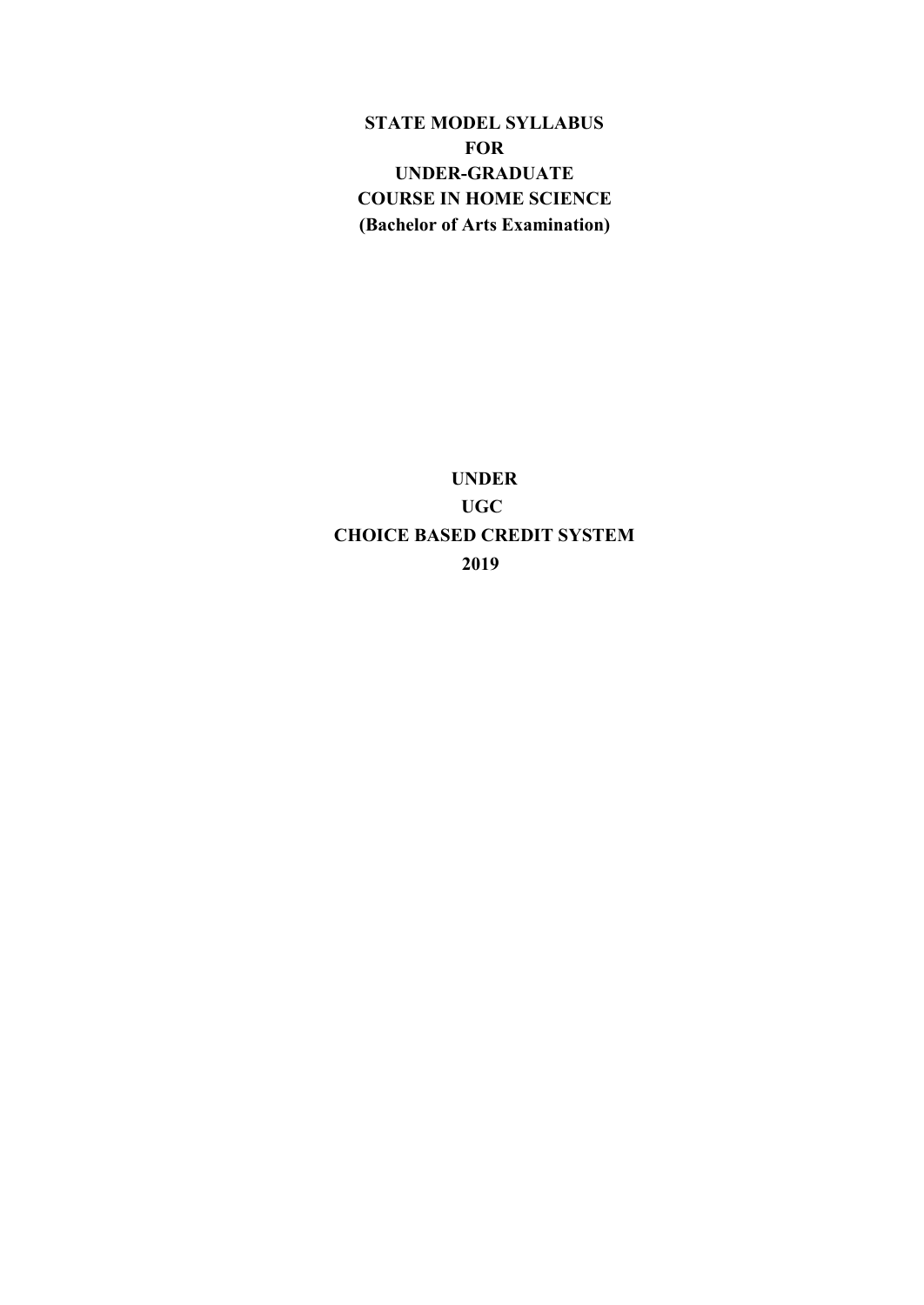# STATE MODEL SYLLABUS
# FOR
# UNDER-GRADUATE
# COURSE IN HOME SCIENCE
# (Bachelor of Arts Examination)

## UNDER
## UGC
## CHOICE BASED CREDIT SYSTEM
## 2019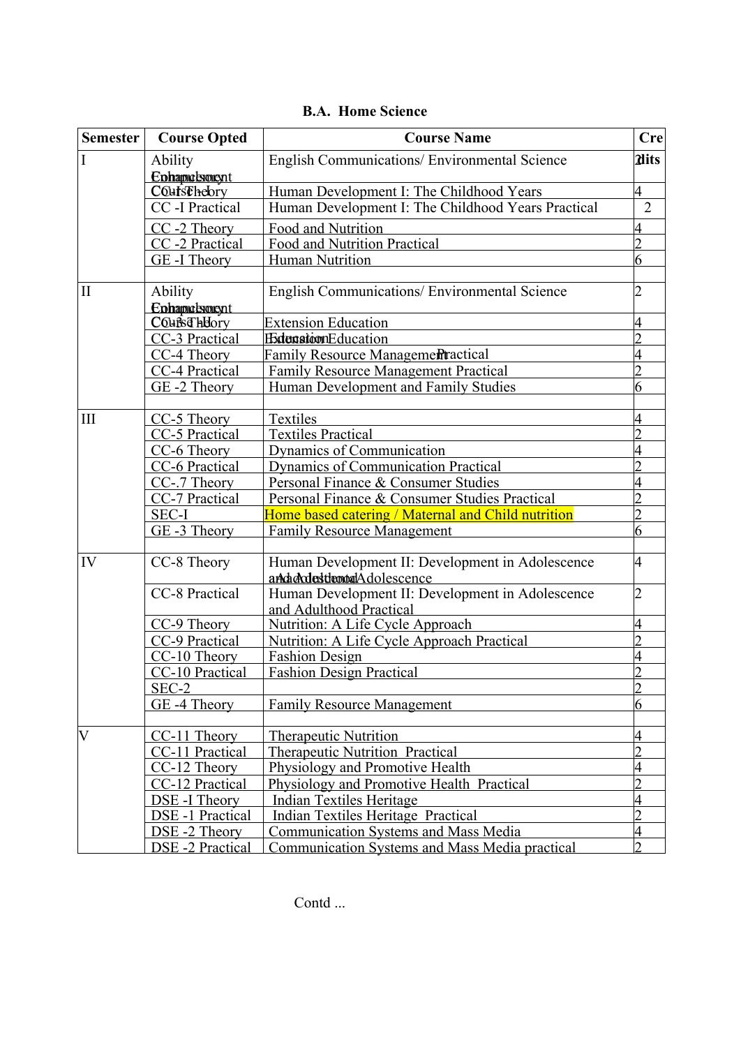**B.A. Home Science**

| Semester | Course Opted | Course Name | Credits |
|---|---|---|---|
| I | Ability Enhancement Compulsory Course | English Communications/ Environmental Science | 2 |
| | CC-1 Theory | Human Development I: The Childhood Years | 4 |
| | CC -I Practical | Human Development I: The Childhood Years Practical | 2 |
| | CC -2 Theory | Food and Nutrition | 4 |
| | CC -2 Practical | Food and Nutrition Practical | 2 |
| | GE -I Theory | Human Nutrition | 6 |
| | | | |
| II | Ability Enhancement Compulsory Course | English Communications/ Environmental Science | 2 |
| | CC-3 Theory | Extension Education | 4 |
| | CC-3 Practical | Extension Education | 2 |
| | CC-4 Theory | Family Resource Management Practical | 4 |
| | CC-4 Practical | Family Resource Management Practical | 2 |
| | GE -2 Theory | Human Development and Family Studies | 6 |
| | | | |
| III | CC-5 Theory | Textiles | 4 |
| | CC-5 Practical | Textiles Practical | 2 |
| | CC-6 Theory | Dynamics of Communication | 4 |
| | CC-6 Practical | Dynamics of Communication Practical | 2 |
| | CC-.7 Theory | Personal Finance & Consumer Studies | 4 |
| | CC-7 Practical | Personal Finance & Consumer Studies Practical | 2 |
| | SEC-I | Home based catering / Maternal and Child nutrition | 2 |
| | GE -3 Theory | Family Resource Management | 6 |
| | | | |
| IV | CC-8 Theory | Human Development II: Development in Adolescence and Adulthood Adolescence | 4 |
| | CC-8 Practical | Human Development II: Development in Adolescence and Adulthood Practical | 2 |
| | CC-9 Theory | Nutrition: A Life Cycle Approach | 4 |
| | CC-9 Practical | Nutrition: A Life Cycle Approach Practical | 2 |
| | CC-10 Theory | Fashion Design | 4 |
| | CC-10 Practical | Fashion Design Practical | 2 |
| | SEC-2 | | 2 |
| | GE -4 Theory | Family Resource Management | 6 |
| | | | |
| V | CC-11 Theory | Therapeutic Nutrition | 4 |
| | CC-11 Practical | Therapeutic Nutrition Practical | 2 |
| | CC-12 Theory | Physiology and Promotive Health | 4 |
| | CC-12 Practical | Physiology and Promotive Health Practical | 2 |
| | DSE -I Theory | Indian Textiles Heritage | 4 |
| | DSE -1 Practical | Indian Textiles Heritage Practical | 2 |
| | DSE -2 Theory | Communication Systems and Mass Media | 4 |
| | DSE -2 Practical | Communication Systems and Mass Media practical | 2 |

Contd ...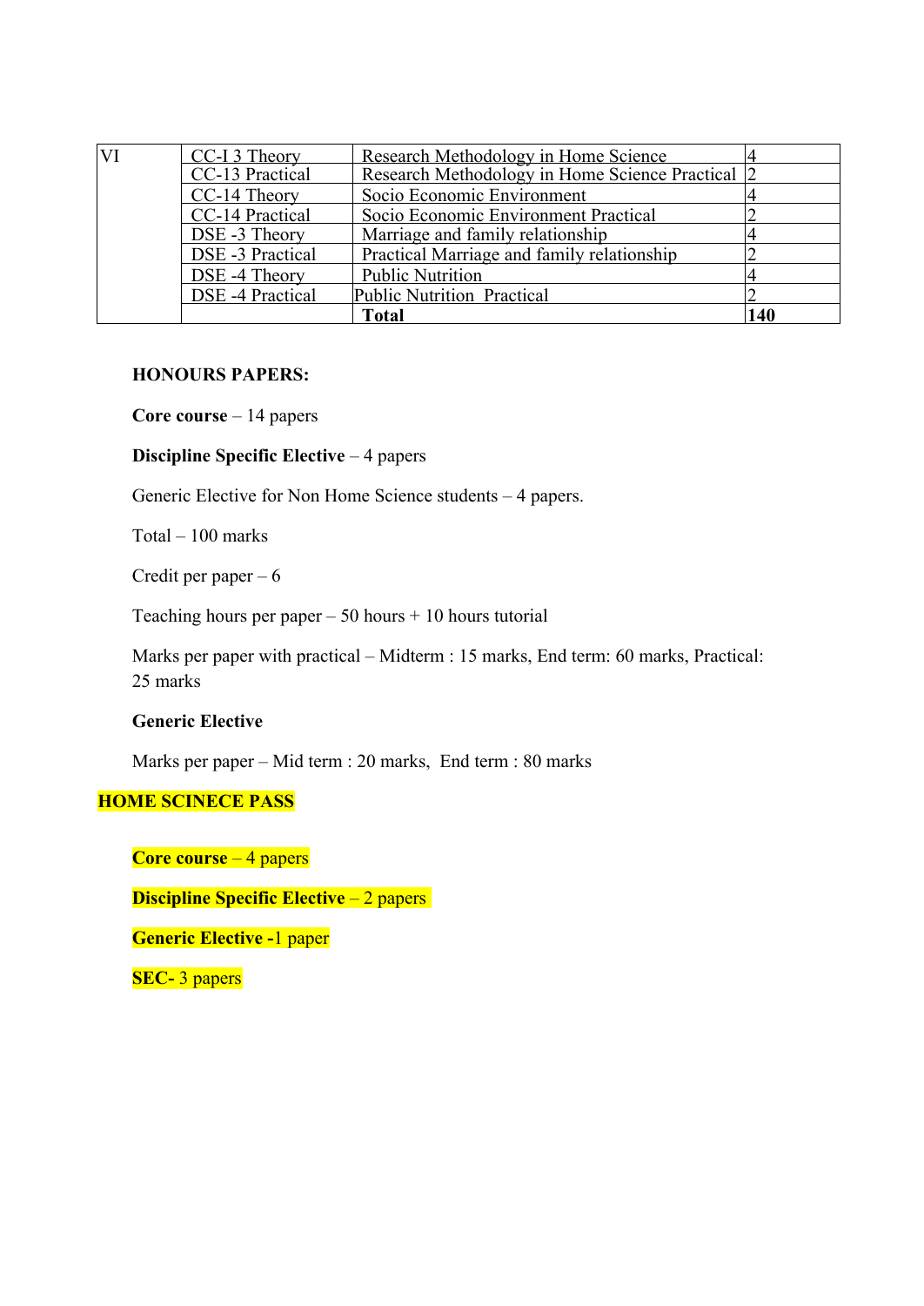| VI | CC-I 3 Theory | Research Methodology in Home Science | 4 |
|---|---|---|---|
| | CC-13 Practical | Research Methodology in Home Science Practical | 2 |
| | CC-14 Theory | Socio Economic Environment | 4 |
| | CC-14 Practical | Socio Economic Environment Practical | 2 |
| | DSE -3 Theory | Marriage and family relationship | 4 |
| | DSE -3 Practical | Practical Marriage and family relationship | 2 |
| | DSE -4 Theory | Public Nutrition | 4 |
| | DSE -4 Practical | Public Nutrition Practical | 2 |
| | | **Total** | **140** |

**HONOURS PAPERS:**

**Core course** – 14 papers

**Discipline Specific Elective** – 4 papers

Generic Elective for Non Home Science students – 4 papers.

Total – 100 marks

Credit per paper – 6

Teaching hours per paper – 50 hours + 10 hours tutorial

Marks per paper with practical – Midterm : 15 marks, End term: 60 marks, Practical: 25 marks

**Generic Elective**

Marks per paper – Mid term : 20 marks, End term : 80 marks

**HOME SCINECE PASS**

**Core course** – 4 papers

**Discipline Specific Elective** – 2 papers

**Generic Elective** -1 paper

**SEC-** 3 papers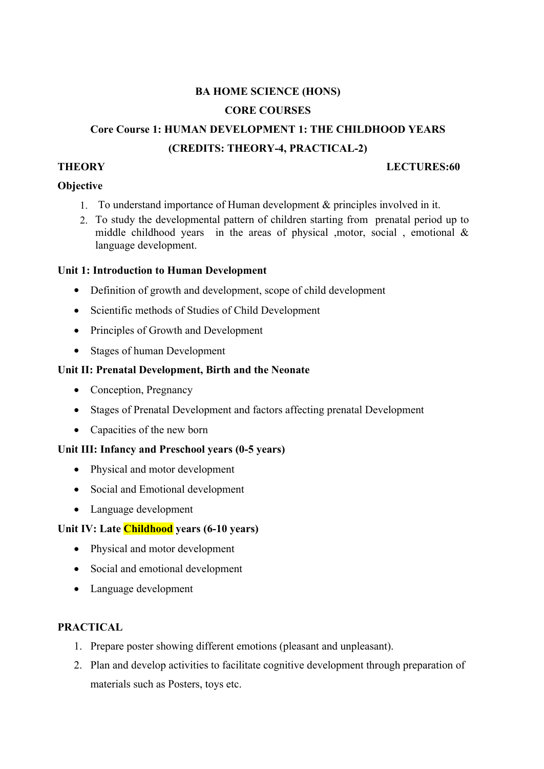**BA HOME SCIENCE (HONS)**

**CORE COURSES**

**Core Course 1: HUMAN DEVELOPMENT 1: THE CHILDHOOD YEARS**

**(CREDITS: THEORY-4, PRACTICAL-2)**

**THEORY** **LECTURES:60**

**Objective**

1. To understand importance of Human development & principles involved in it.
2. To study the developmental pattern of children starting from prenatal period up to middle childhood years in the areas of physical ,motor, social , emotional & language development.

**Unit 1: Introduction to Human Development**

- Definition of growth and development, scope of child development
- Scientific methods of Studies of Child Development
- Principles of Growth and Development
- Stages of human Development

**Unit II: Prenatal Development, Birth and the Neonate**

- Conception, Pregnancy
- Stages of Prenatal Development and factors affecting prenatal Development
- Capacities of the new born

**Unit III: Infancy and Preschool years (0-5 years)**

- Physical and motor development
- Social and Emotional development
- Language development

**Unit IV: Late Childhood years (6-10 years)**

- Physical and motor development
- Social and emotional development
- Language development

**PRACTICAL**

1. Prepare poster showing different emotions (pleasant and unpleasant).
2. Plan and develop activities to facilitate cognitive development through preparation of materials such as Posters, toys etc.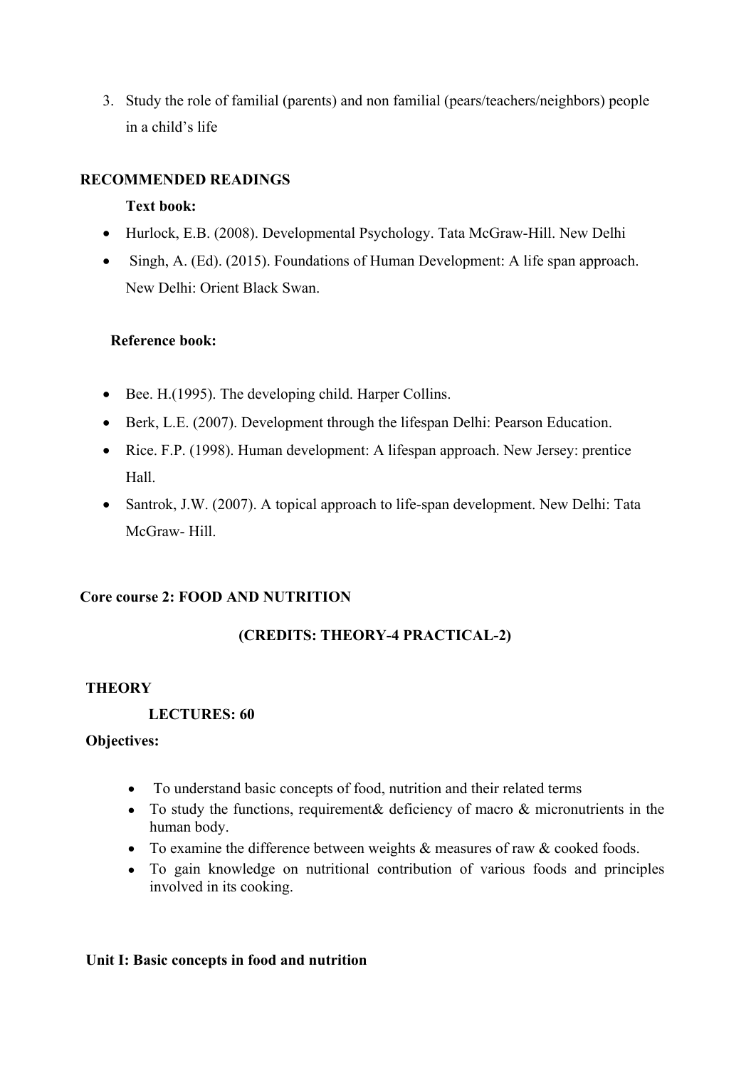3. Study the role of familial (parents) and non familial (pears/teachers/neighbors) people in a child's life

**RECOMMENDED READINGS**

**Text book:**

- Hurlock, E.B. (2008). Developmental Psychology. Tata McGraw-Hill. New Delhi
- Singh, A. (Ed). (2015). Foundations of Human Development: A life span approach. New Delhi: Orient Black Swan.

**Reference book:**

- Bee. H.(1995). The developing child. Harper Collins.
- Berk, L.E. (2007). Development through the lifespan Delhi: Pearson Education.
- Rice. F.P. (1998). Human development: A lifespan approach. New Jersey: prentice Hall.
- Santrok, J.W. (2007). A topical approach to life-span development. New Delhi: Tata McGraw- Hill.

**Core course 2: FOOD AND NUTRITION**

**(CREDITS: THEORY-4 PRACTICAL-2)**

**THEORY**

**LECTURES: 60**

**Objectives:**

- To understand basic concepts of food, nutrition and their related terms
- To study the functions, requirement& deficiency of macro & micronutrients in the human body.
- To examine the difference between weights & measures of raw & cooked foods.
- To gain knowledge on nutritional contribution of various foods and principles involved in its cooking.

**Unit I: Basic concepts in food and nutrition**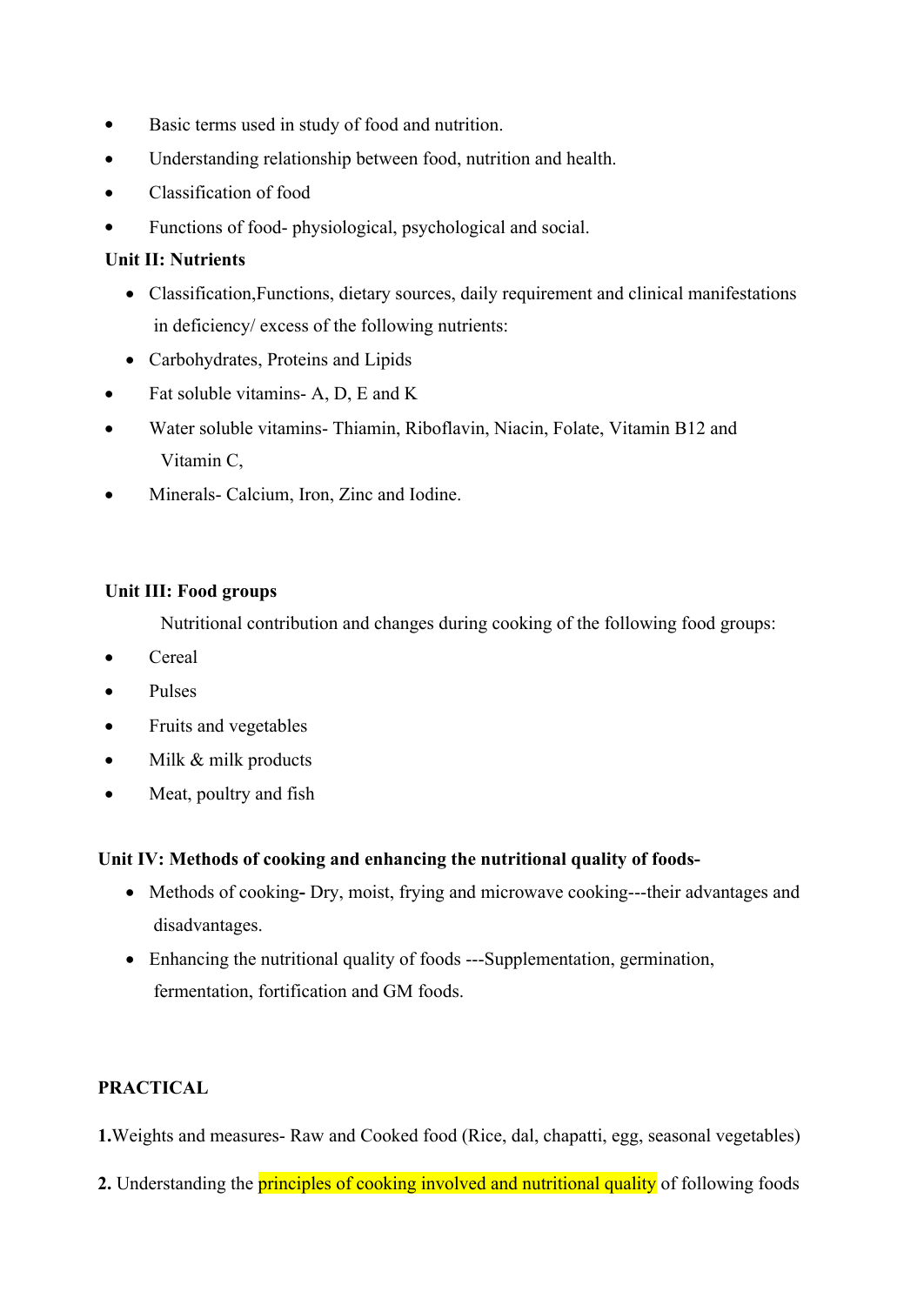- Basic terms used in study of food and nutrition.
- Understanding relationship between food, nutrition and health.
- Classification of food
- Functions of food- physiological, psychological and social.

**Unit II: Nutrients**

- Classification,Functions, dietary sources, daily requirement and clinical manifestations in deficiency/ excess of the following nutrients:
- Carbohydrates, Proteins and Lipids
- Fat soluble vitamins- A, D, E and K
- Water soluble vitamins- Thiamin, Riboflavin, Niacin, Folate, Vitamin B12 and Vitamin C,
- Minerals- Calcium, Iron, Zinc and Iodine.

**Unit III: Food groups**

Nutritional contribution and changes during cooking of the following food groups:

- Cereal
- Pulses
- Fruits and vegetables
- Milk & milk products
- Meat, poultry and fish

**Unit IV: Methods of cooking and enhancing the nutritional quality of foods-**

- Methods of cooking**-** Dry, moist, frying and microwave cooking---their advantages and disadvantages.
- Enhancing the nutritional quality of foods ---Supplementation, germination, fermentation, fortification and GM foods.

**PRACTICAL**

**1.**Weights and measures- Raw and Cooked food (Rice, dal, chapatti, egg, seasonal vegetables)

**2.** Understanding the principles of cooking involved and nutritional quality of following foods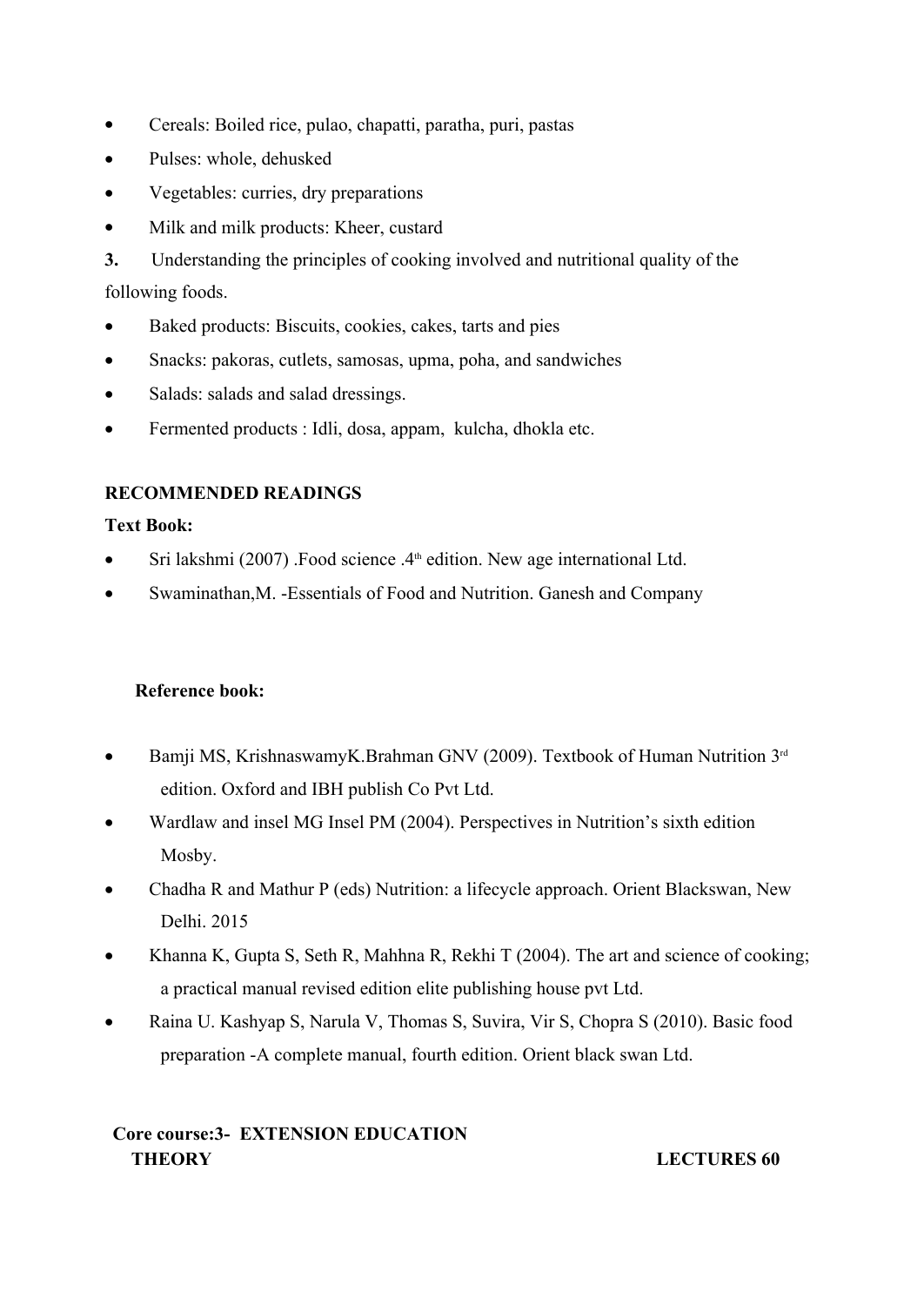- Cereals: Boiled rice, pulao, chapatti, paratha, puri, pastas
- Pulses: whole, dehusked
- Vegetables: curries, dry preparations
- Milk and milk products: Kheer, custard

**3.** Understanding the principles of cooking involved and nutritional quality of the following foods.

- Baked products: Biscuits, cookies, cakes, tarts and pies
- Snacks: pakoras, cutlets, samosas, upma, poha, and sandwiches
- Salads: salads and salad dressings.
- Fermented products : Idli, dosa, appam, kulcha, dhokla etc.

**RECOMMENDED READINGS**

**Text Book:**

- Sri lakshmi (2007) .Food science .4th edition. New age international Ltd.
- Swaminathan,M. -Essentials of Food and Nutrition. Ganesh and Company

**Reference book:**

- Bamji MS, KrishnaswamyK.Brahman GNV (2009). Textbook of Human Nutrition 3rd edition. Oxford and IBH publish Co Pvt Ltd.
- Wardlaw and insel MG Insel PM (2004). Perspectives in Nutrition's sixth edition Mosby.
- Chadha R and Mathur P (eds) Nutrition: a lifecycle approach. Orient Blackswan, New Delhi. 2015
- Khanna K, Gupta S, Seth R, Mahhna R, Rekhi T (2004). The art and science of cooking; a practical manual revised edition elite publishing house pvt Ltd.
- Raina U. Kashyap S, Narula V, Thomas S, Suvira, Vir S, Chopra S (2010). Basic food preparation -A complete manual, fourth edition. Orient black swan Ltd.

**Core course:3- EXTENSION EDUCATION**

**THEORY** **LECTURES 60**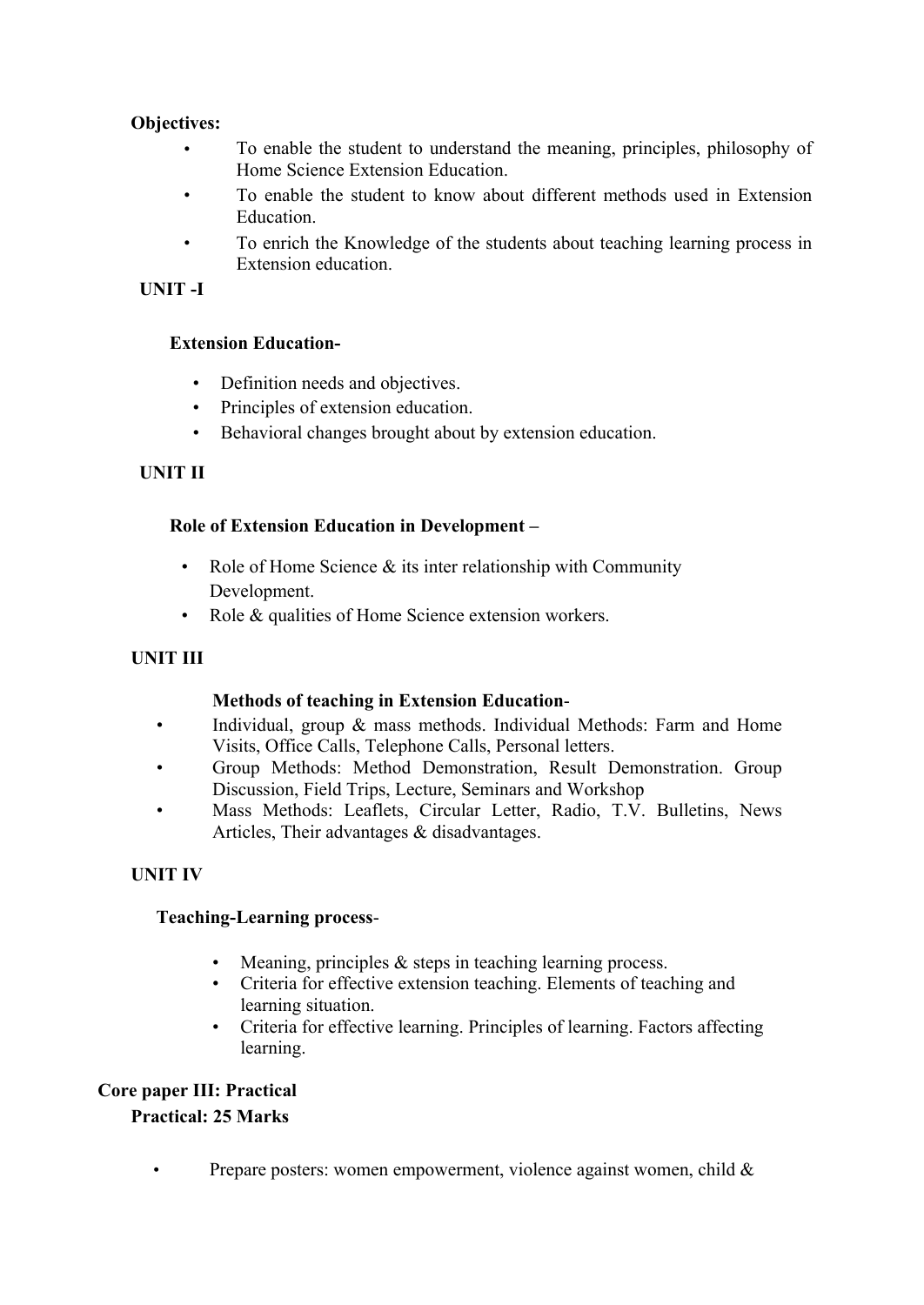**Objectives:**

- To enable the student to understand the meaning, principles, philosophy of Home Science Extension Education.
- To enable the student to know about different methods used in Extension Education.
- To enrich the Knowledge of the students about teaching learning process in Extension education.

**UNIT -I**

**Extension Education-**

- Definition needs and objectives.
- Principles of extension education.
- Behavioral changes brought about by extension education.

**UNIT II**

**Role of Extension Education in Development –**

- Role of Home Science & its inter relationship with Community Development.
- Role & qualities of Home Science extension workers.

**UNIT III**

**Methods of teaching in Extension Education**-

- Individual, group & mass methods. Individual Methods: Farm and Home Visits, Office Calls, Telephone Calls, Personal letters.
- Group Methods: Method Demonstration, Result Demonstration. Group Discussion, Field Trips, Lecture, Seminars and Workshop
- Mass Methods: Leaflets, Circular Letter, Radio, T.V. Bulletins, News Articles, Their advantages & disadvantages.

**UNIT IV**

**Teaching-Learning process**-

- Meaning, principles & steps in teaching learning process.
- Criteria for effective extension teaching. Elements of teaching and learning situation.
- Criteria for effective learning. Principles of learning. Factors affecting learning.

**Core paper III: Practical**

**Practical: 25 Marks**

- Prepare posters: women empowerment, violence against women, child &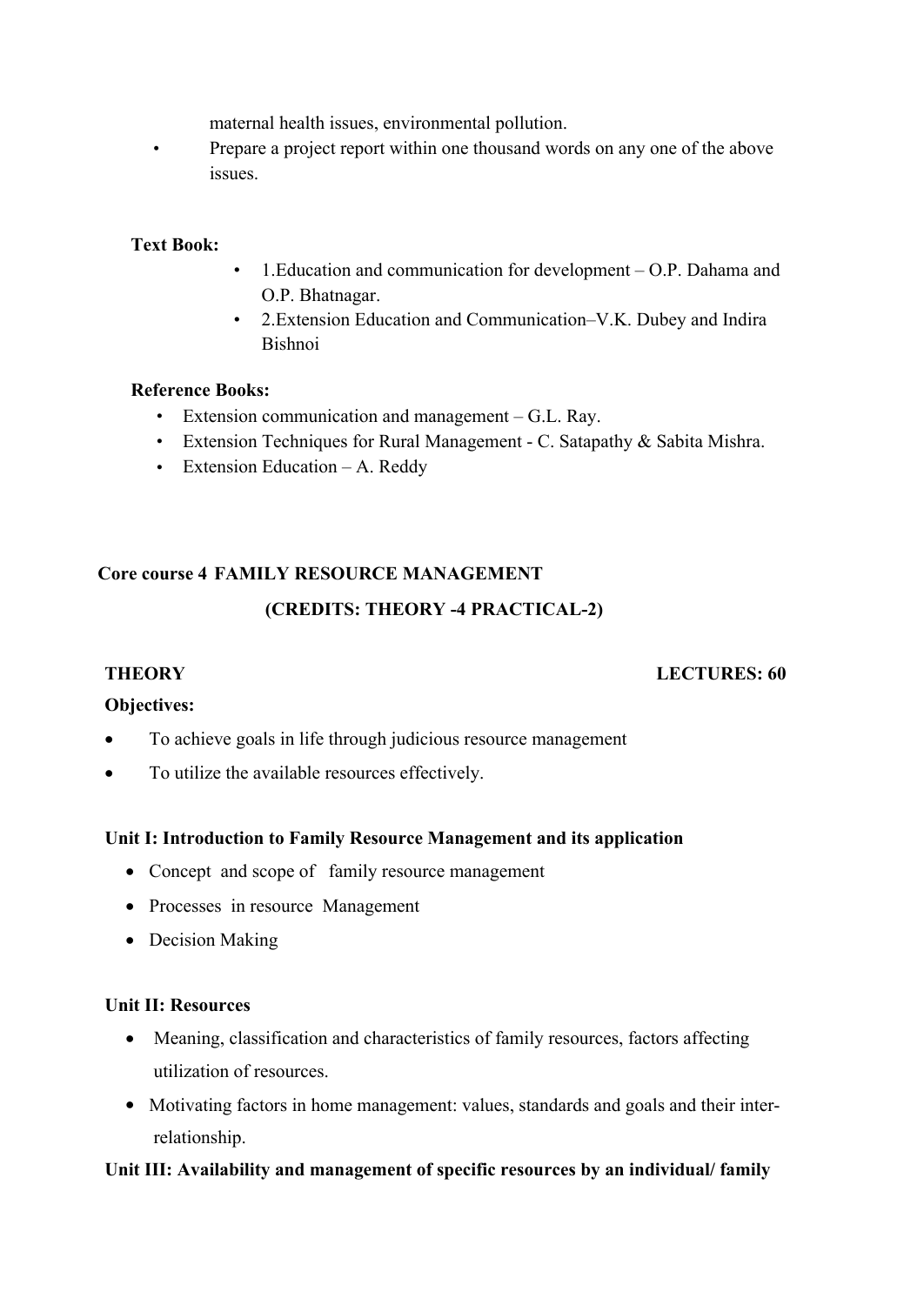maternal health issues, environmental pollution.

- Prepare a project report within one thousand words on any one of the above issues.

**Text Book:**

- 1.Education and communication for development – O.P. Dahama and O.P. Bhatnagar.
- 2.Extension Education and Communication–V.K. Dubey and Indira Bishnoi

**Reference Books:**

- Extension communication and management – G.L. Ray.
- Extension Techniques for Rural Management - C. Satapathy & Sabita Mishra.
- Extension Education – A. Reddy

## Core course 4 FAMILY RESOURCE MANAGEMENT

**(CREDITS: THEORY -4 PRACTICAL-2)**

**THEORY** **LECTURES: 60**

**Objectives:**

- To achieve goals in life through judicious resource management
- To utilize the available resources effectively.

**Unit I: Introduction to Family Resource Management and its application**

- Concept and scope of family resource management
- Processes in resource Management
- Decision Making

**Unit II: Resources**

- Meaning, classification and characteristics of family resources, factors affecting utilization of resources.
- Motivating factors in home management: values, standards and goals and their inter-relationship.

**Unit III: Availability and management of specific resources by an individual/ family**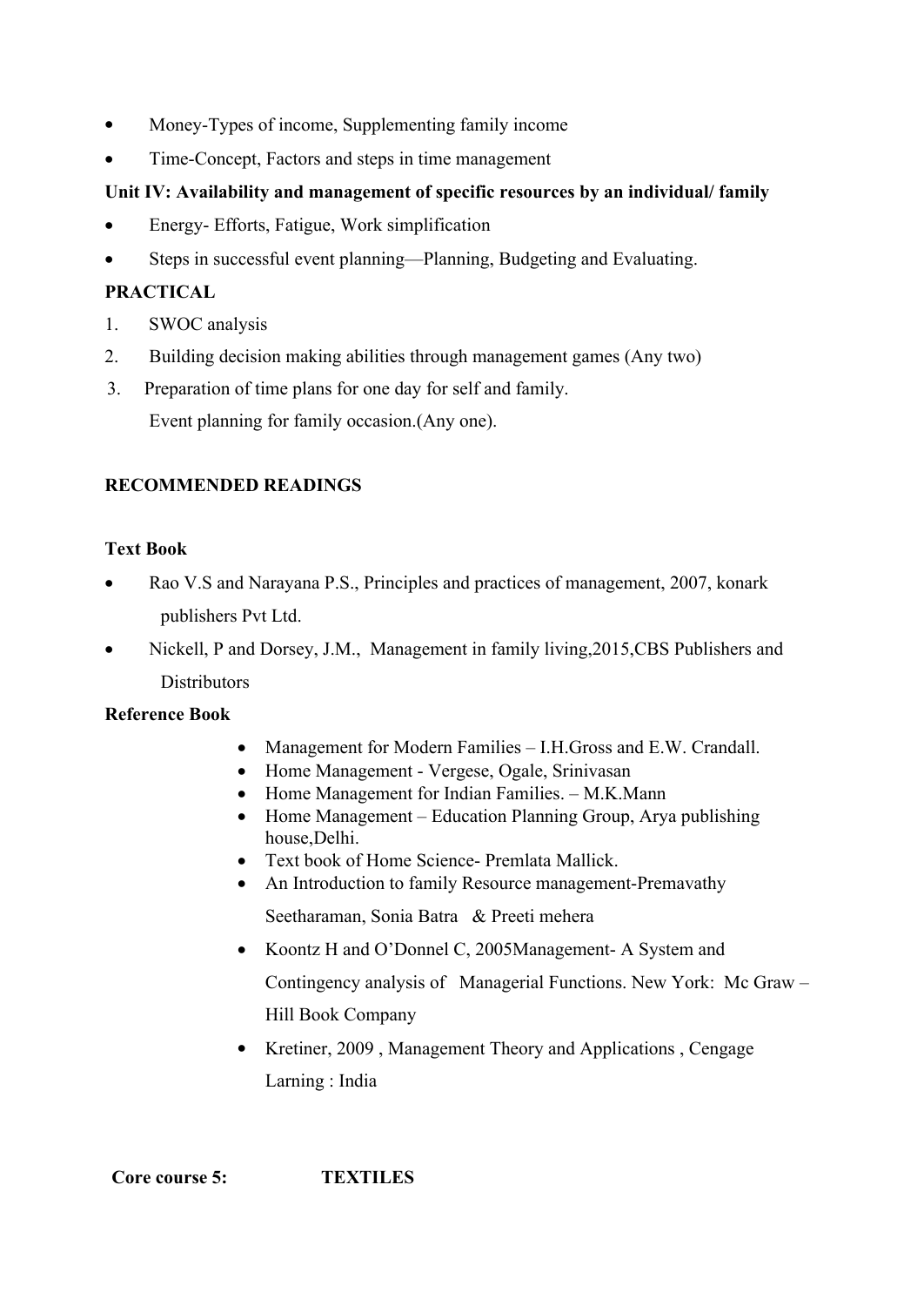- Money-Types of income, Supplementing family income
- Time-Concept, Factors and steps in time management

**Unit IV: Availability and management of specific resources by an individual/ family**

- Energy- Efforts, Fatigue, Work simplification
- Steps in successful event planning—Planning, Budgeting and Evaluating.

**PRACTICAL**

1. SWOC analysis
2. Building decision making abilities through management games (Any two)
3. Preparation of time plans for one day for self and family.

   Event planning for family occasion.(Any one).

**RECOMMENDED READINGS**

**Text Book**

- Rao V.S and Narayana P.S., Principles and practices of management, 2007, konark publishers Pvt Ltd.
- Nickell, P and Dorsey, J.M., Management in family living,2015,CBS Publishers and Distributors

**Reference Book**

- Management for Modern Families – I.H.Gross and E.W. Crandall.
- Home Management - Vergese, Ogale, Srinivasan
- Home Management for Indian Families. – M.K.Mann
- Home Management – Education Planning Group, Arya publishing house,Delhi.
- Text book of Home Science- Premlata Mallick.
- An Introduction to family Resource management-Premavathy Seetharaman, Sonia Batra & Preeti mehera
- Koontz H and O'Donnel C, 2005Management- A System and Contingency analysis of Managerial Functions. New York: Mc Graw – Hill Book Company
- Kretiner, 2009 , Management Theory and Applications , Cengage Larning : India

**Core course 5: TEXTILES**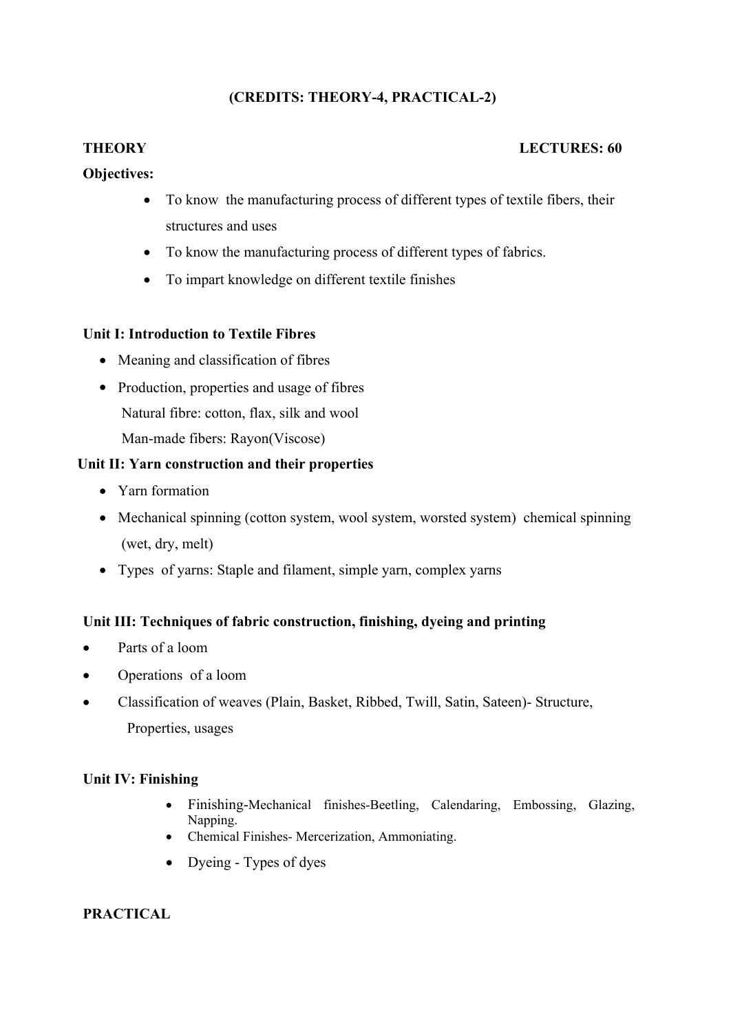**(CREDITS: THEORY-4, PRACTICAL-2)**

**THEORY** **LECTURES: 60**

**Objectives:**

- To know the manufacturing process of different types of textile fibers, their structures and uses
- To know the manufacturing process of different types of fabrics.
- To impart knowledge on different textile finishes

**Unit I: Introduction to Textile Fibres**

- Meaning and classification of fibres
- Production, properties and usage of fibres
  Natural fibre: cotton, flax, silk and wool
  Man-made fibers: Rayon(Viscose)

**Unit II: Yarn construction and their properties**

- Yarn formation
- Mechanical spinning (cotton system, wool system, worsted system) chemical spinning (wet, dry, melt)
- Types of yarns: Staple and filament, simple yarn, complex yarns

**Unit III: Techniques of fabric construction, finishing, dyeing and printing**

- Parts of a loom
- Operations of a loom
- Classification of weaves (Plain, Basket, Ribbed, Twill, Satin, Sateen)- Structure, Properties, usages

**Unit IV: Finishing**

- Finishing-Mechanical finishes-Beetling, Calendaring, Embossing, Glazing, Napping.
- Chemical Finishes- Mercerization, Ammoniating.
- Dyeing - Types of dyes

**PRACTICAL**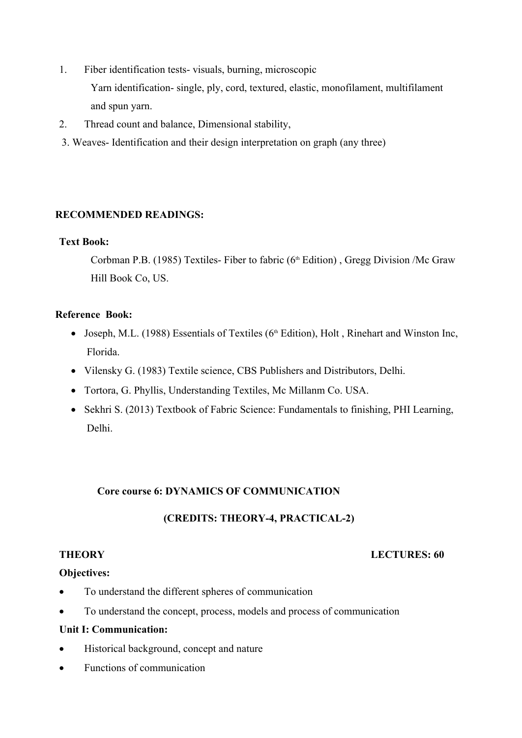1. Fiber identification tests- visuals, burning, microscopic

   Yarn identification- single, ply, cord, textured, elastic, monofilament, multifilament and spun yarn.

2. Thread count and balance, Dimensional stability,

3. Weaves- Identification and their design interpretation on graph (any three)

**RECOMMENDED READINGS:**

**Text Book:**

Corbman P.B. (1985) Textiles- Fiber to fabric (6th Edition) , Gregg Division /Mc Graw Hill Book Co, US.

**Reference Book:**

- Joseph, M.L. (1988) Essentials of Textiles (6th Edition), Holt , Rinehart and Winston Inc, Florida.
- Vilensky G. (1983) Textile science, CBS Publishers and Distributors, Delhi.
- Tortora, G. Phyllis, Understanding Textiles, Mc Millanm Co. USA.
- Sekhri S. (2013) Textbook of Fabric Science: Fundamentals to finishing, PHI Learning, Delhi.

## Core course 6: DYNAMICS OF COMMUNICATION

### (CREDITS: THEORY-4, PRACTICAL-2)

**THEORY** **LECTURES: 60**

**Objectives:**

- To understand the different spheres of communication
- To understand the concept, process, models and process of communication

**Unit I: Communication:**

- Historical background, concept and nature
- Functions of communication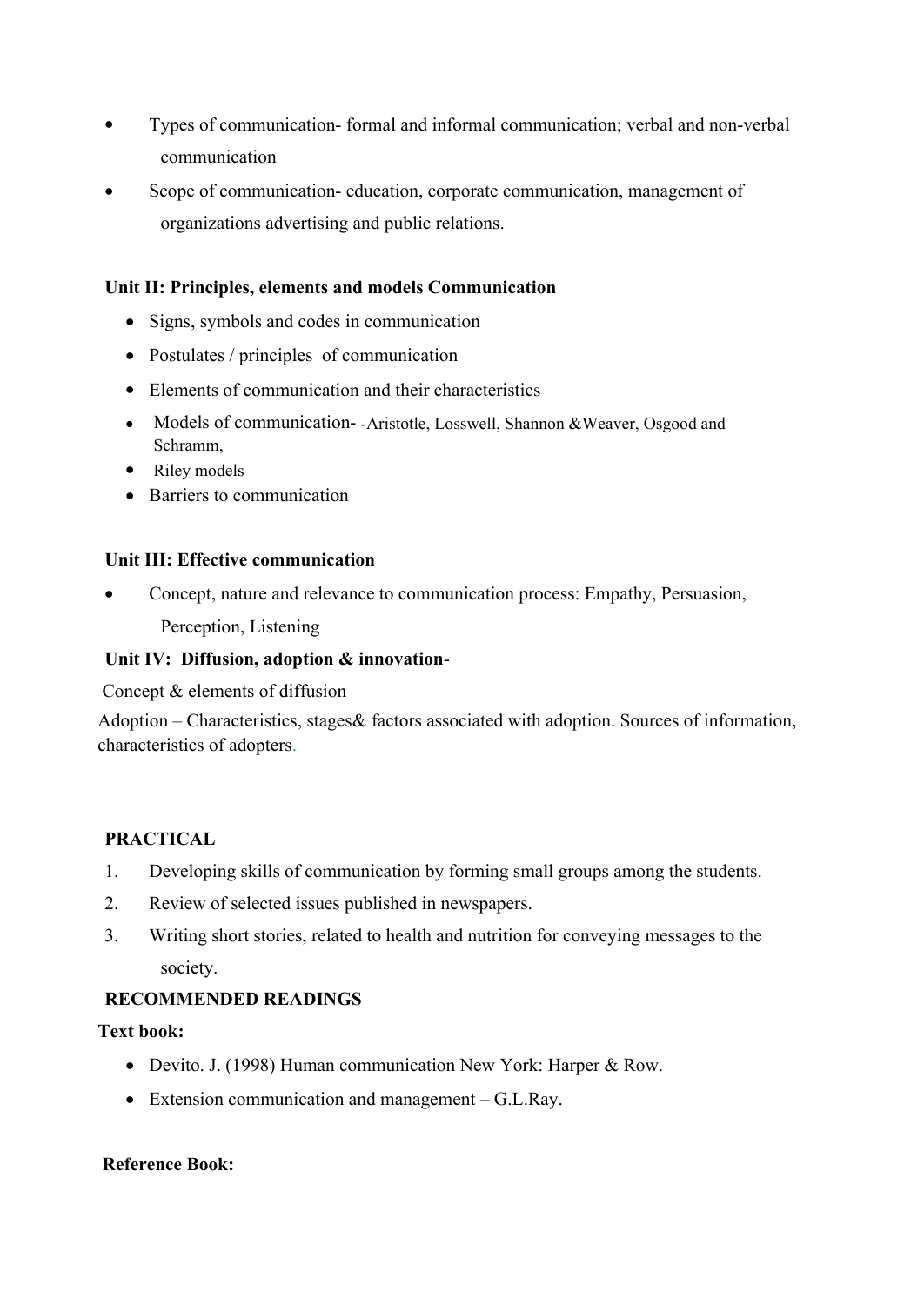- Types of communication- formal and informal communication; verbal and non-verbal communication
- Scope of communication- education, corporate communication, management of organizations advertising and public relations.

**Unit II: Principles, elements and models Communication**

- Signs, symbols and codes in communication
- Postulates / principles of communication
- Elements of communication and their characteristics
- Models of communication- -Aristotle, Losswell, Shannon &Weaver, Osgood and Schramm,
- Riley models
- Barriers to communication

**Unit III: Effective communication**

- Concept, nature and relevance to communication process: Empathy, Persuasion, Perception, Listening

**Unit IV: Diffusion, adoption & innovation**-

Concept & elements of diffusion

Adoption – Characteristics, stages& factors associated with adoption. Sources of information, characteristics of adopters.

**PRACTICAL**

1. Developing skills of communication by forming small groups among the students.
2. Review of selected issues published in newspapers.
3. Writing short stories, related to health and nutrition for conveying messages to the society.

**RECOMMENDED READINGS**

**Text book:**

- Devito. J. (1998) Human communication New York: Harper & Row.
- Extension communication and management – G.L.Ray.

**Reference Book:**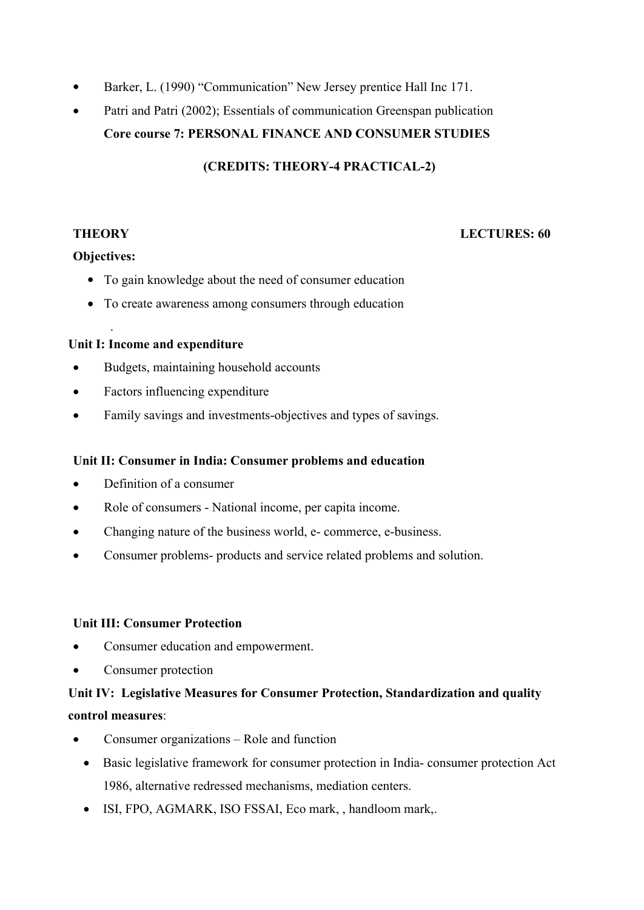- Barker, L. (1990) “Communication” New Jersey prentice Hall Inc 171.
- Patri and Patri (2002); Essentials of communication Greenspan publication

## Core course 7: PERSONAL FINANCE AND CONSUMER STUDIES

**(CREDITS: THEORY-4 PRACTICAL-2)**

**THEORY** **LECTURES: 60**

**Objectives:**

- To gain knowledge about the need of consumer education
- To create awareness among consumers through education

.

**Unit I: Income and expenditure**

- Budgets, maintaining household accounts
- Factors influencing expenditure
- Family savings and investments-objectives and types of savings.

**Unit II: Consumer in India: Consumer problems and education**

- Definition of a consumer
- Role of consumers - National income, per capita income.
- Changing nature of the business world, e- commerce, e-business.
- Consumer problems- products and service related problems and solution.

**Unit III: Consumer Protection**

- Consumer education and empowerment.
- Consumer protection

**Unit IV: Legislative Measures for Consumer Protection, Standardization and quality control measures**:

- Consumer organizations – Role and function
- Basic legislative framework for consumer protection in India- consumer protection Act 1986, alternative redressed mechanisms, mediation centers.
- ISI, FPO, AGMARK, ISO FSSAI, Eco mark, , handloom mark,.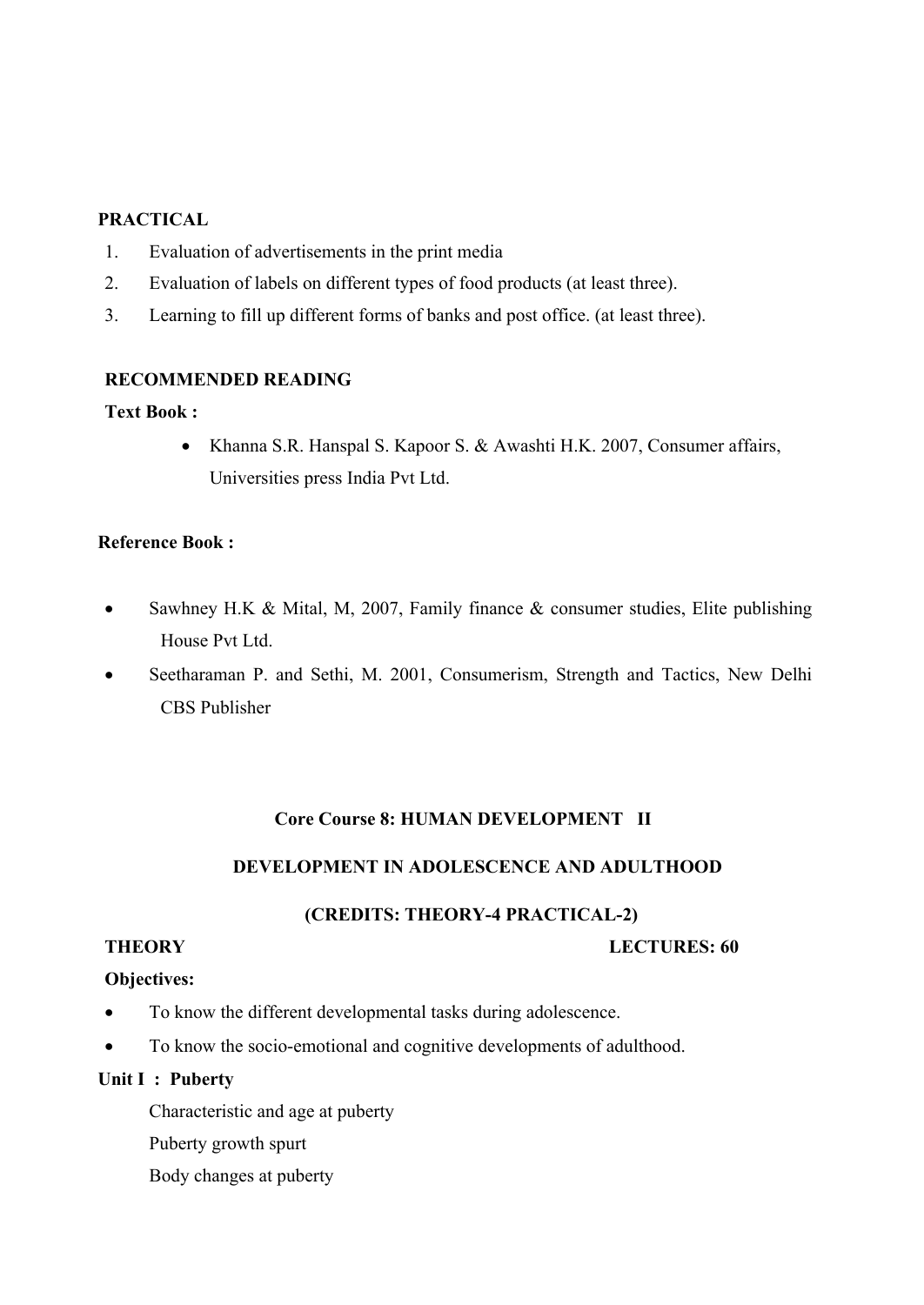**PRACTICAL**

1. Evaluation of advertisements in the print media
2. Evaluation of labels on different types of food products (at least three).
3. Learning to fill up different forms of banks and post office. (at least three).

**RECOMMENDED READING**

**Text Book :**

- Khanna S.R. Hanspal S. Kapoor S. & Awashti H.K. 2007, Consumer affairs, Universities press India Pvt Ltd.

**Reference Book :**

- Sawhney H.K & Mital, M, 2007, Family finance & consumer studies, Elite publishing House Pvt Ltd.
- Seetharaman P. and Sethi, M. 2001, Consumerism, Strength and Tactics, New Delhi CBS Publisher

## Core Course 8: HUMAN DEVELOPMENT II

## DEVELOPMENT IN ADOLESCENCE AND ADULTHOOD

### (CREDITS: THEORY-4 PRACTICAL-2)

**THEORY** **LECTURES: 60**

**Objectives:**

- To know the different developmental tasks during adolescence.
- To know the socio-emotional and cognitive developments of adulthood.

**Unit I : Puberty**

Characteristic and age at puberty

Puberty growth spurt

Body changes at puberty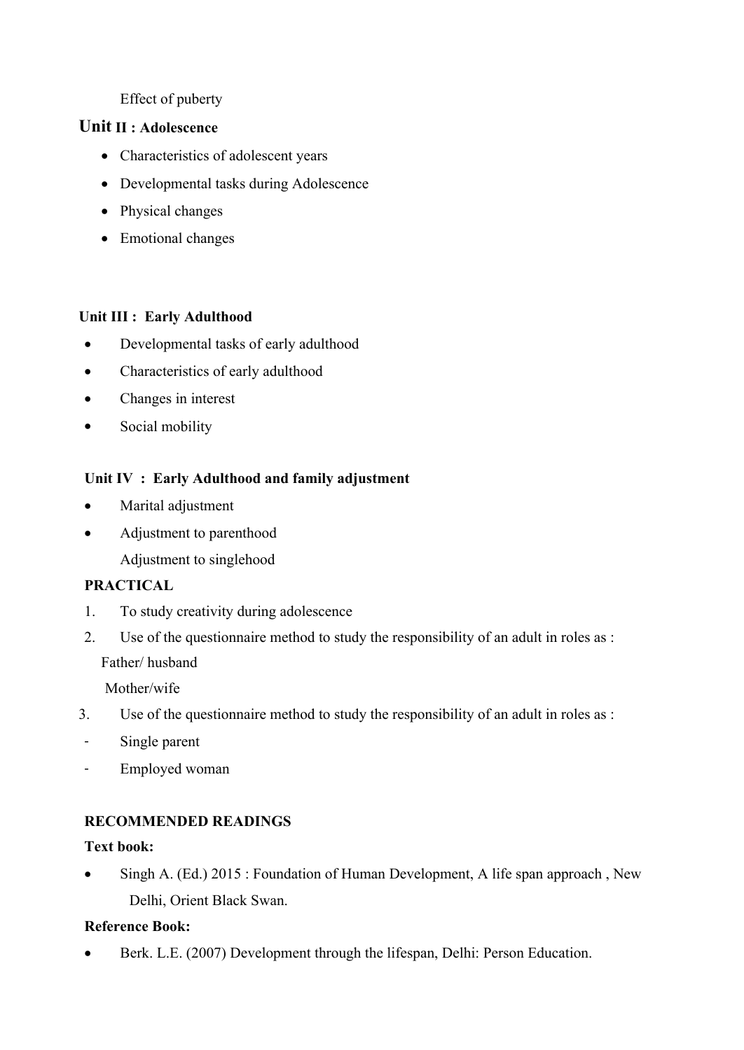Effect of puberty

**Unit II : Adolescence**

- Characteristics of adolescent years
- Developmental tasks during Adolescence
- Physical changes
- Emotional changes

**Unit III : Early Adulthood**

- Developmental tasks of early adulthood
- Characteristics of early adulthood
- Changes in interest
- Social mobility

**Unit IV : Early Adulthood and family adjustment**

- Marital adjustment
- Adjustment to parenthood

  Adjustment to singlehood

**PRACTICAL**

1. To study creativity during adolescence
2. Use of the questionnaire method to study the responsibility of an adult in roles as :

   Father/ husband

   Mother/wife
3. Use of the questionnaire method to study the responsibility of an adult in roles as :

- Single parent
- Employed woman

**RECOMMENDED READINGS**

**Text book:**

- Singh A. (Ed.) 2015 : Foundation of Human Development, A life span approach , New Delhi, Orient Black Swan.

**Reference Book:**

- Berk. L.E. (2007) Development through the lifespan, Delhi: Person Education.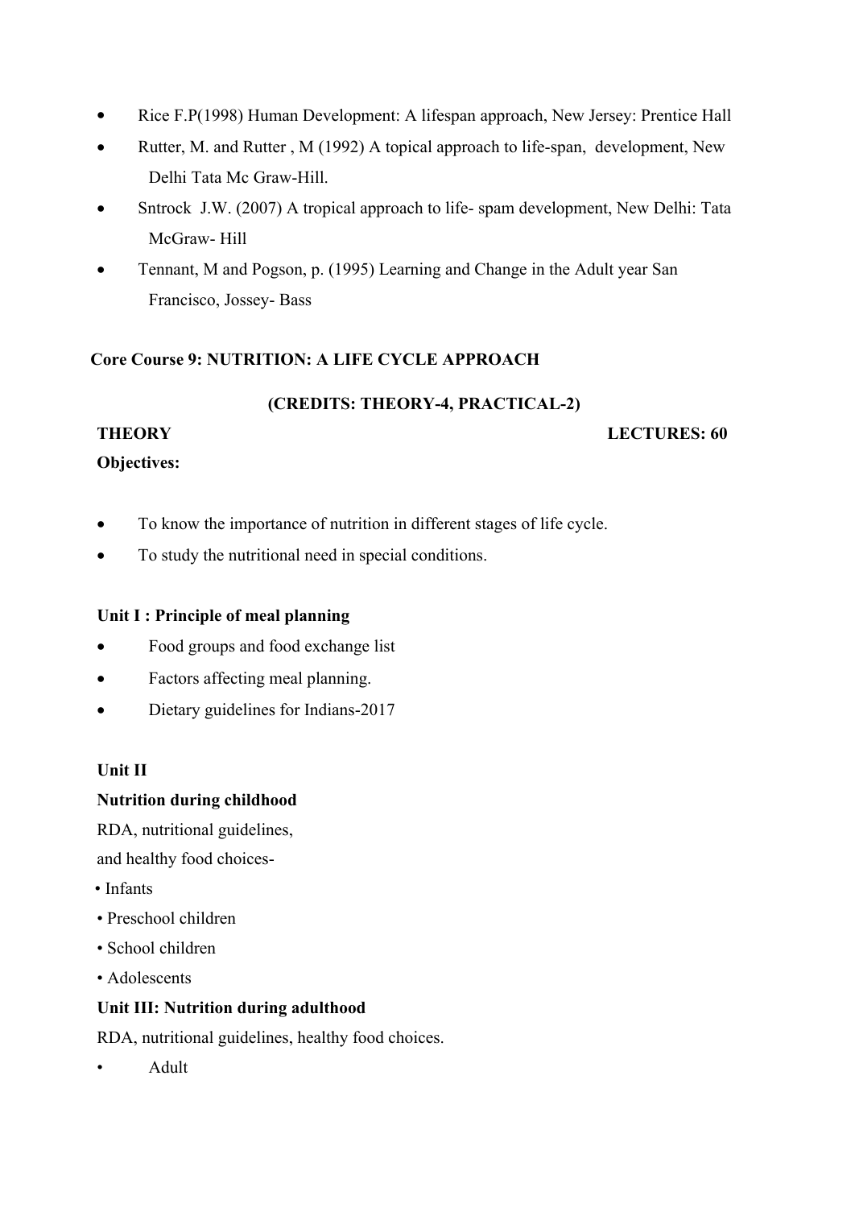- Rice F.P(1998) Human Development: A lifespan approach, New Jersey: Prentice Hall
- Rutter, M. and Rutter , M (1992) A topical approach to life-span, development, New Delhi Tata Mc Graw-Hill.
- Sntrock J.W. (2007) A tropical approach to life- spam development, New Delhi: Tata McGraw- Hill
- Tennant, M and Pogson, p. (1995) Learning and Change in the Adult year San Francisco, Jossey- Bass

## Core Course 9: NUTRITION: A LIFE CYCLE APPROACH

**(CREDITS: THEORY-4, PRACTICAL-2)**

**THEORY** **LECTURES: 60**

**Objectives:**

- To know the importance of nutrition in different stages of life cycle.
- To study the nutritional need in special conditions.

**Unit I : Principle of meal planning**

- Food groups and food exchange list
- Factors affecting meal planning.
- Dietary guidelines for Indians-2017

**Unit II**

**Nutrition during childhood**

RDA, nutritional guidelines,
and healthy food choices-

- Infants
- Preschool children
- School children
- Adolescents

**Unit III: Nutrition during adulthood**

RDA, nutritional guidelines, healthy food choices.

- Adult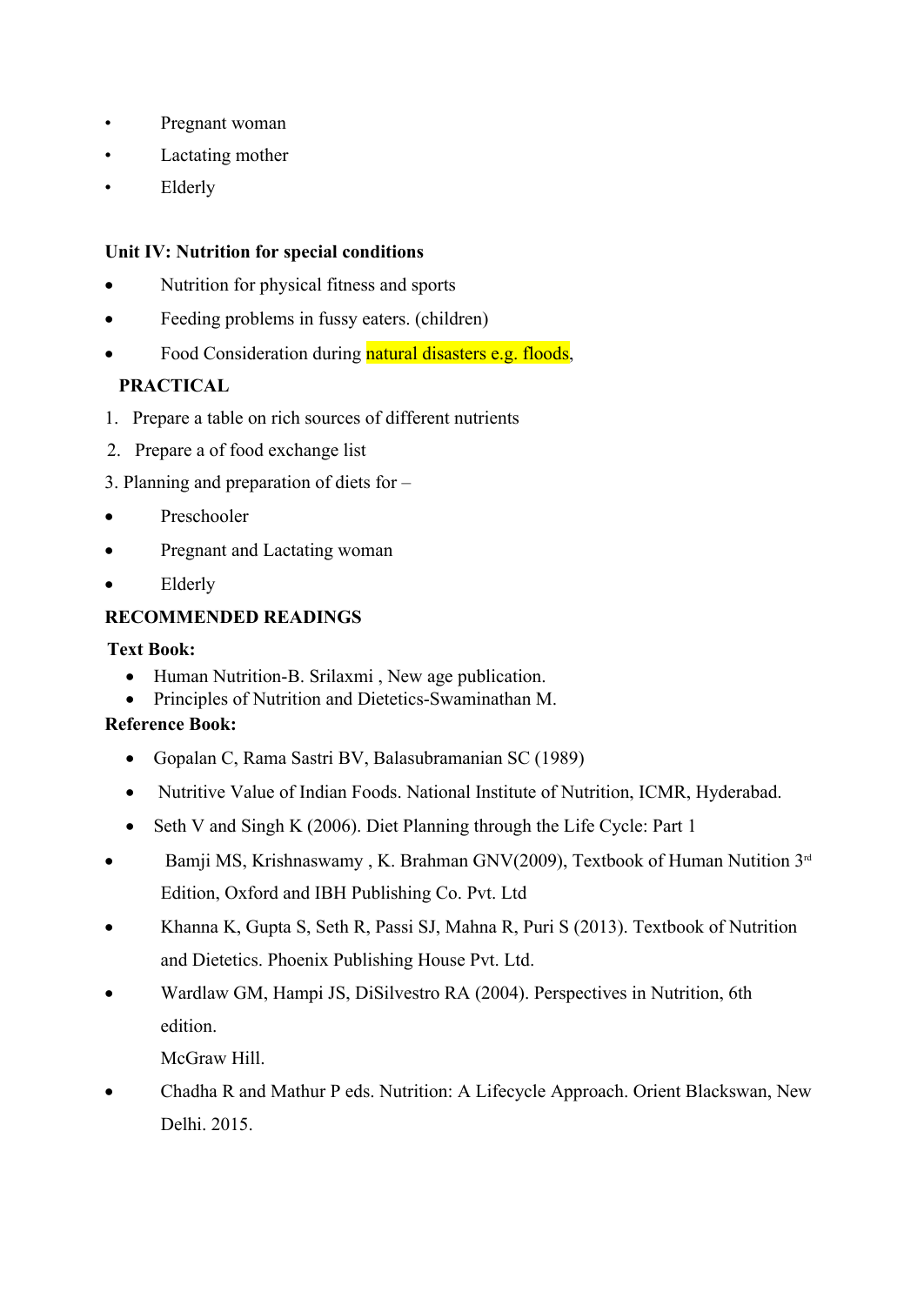- Pregnant woman
- Lactating mother
- Elderly

**Unit IV: Nutrition for special conditions**

- Nutrition for physical fitness and sports
- Feeding problems in fussy eaters. (children)
- Food Consideration during natural disasters e.g. floods,

**PRACTICAL**

1. Prepare a table on rich sources of different nutrients
2. Prepare a of food exchange list
3. Planning and preparation of diets for –

- Preschooler
- Pregnant and Lactating woman
- Elderly

**RECOMMENDED READINGS**

**Text Book:**

- Human Nutrition-B. Srilaxmi , New age publication.
- Principles of Nutrition and Dietetics-Swaminathan M.

**Reference Book:**

- Gopalan C, Rama Sastri BV, Balasubramanian SC (1989)
- Nutritive Value of Indian Foods. National Institute of Nutrition, ICMR, Hyderabad.
- Seth V and Singh K (2006). Diet Planning through the Life Cycle: Part 1
- Bamji MS, Krishnaswamy , K. Brahman GNV(2009), Textbook of Human Nutition 3rd Edition, Oxford and IBH Publishing Co. Pvt. Ltd
- Khanna K, Gupta S, Seth R, Passi SJ, Mahna R, Puri S (2013). Textbook of Nutrition and Dietetics. Phoenix Publishing House Pvt. Ltd.
- Wardlaw GM, Hampi JS, DiSilvestro RA (2004). Perspectives in Nutrition, 6th edition.
  McGraw Hill.
- Chadha R and Mathur P eds. Nutrition: A Lifecycle Approach. Orient Blackswan, New Delhi. 2015.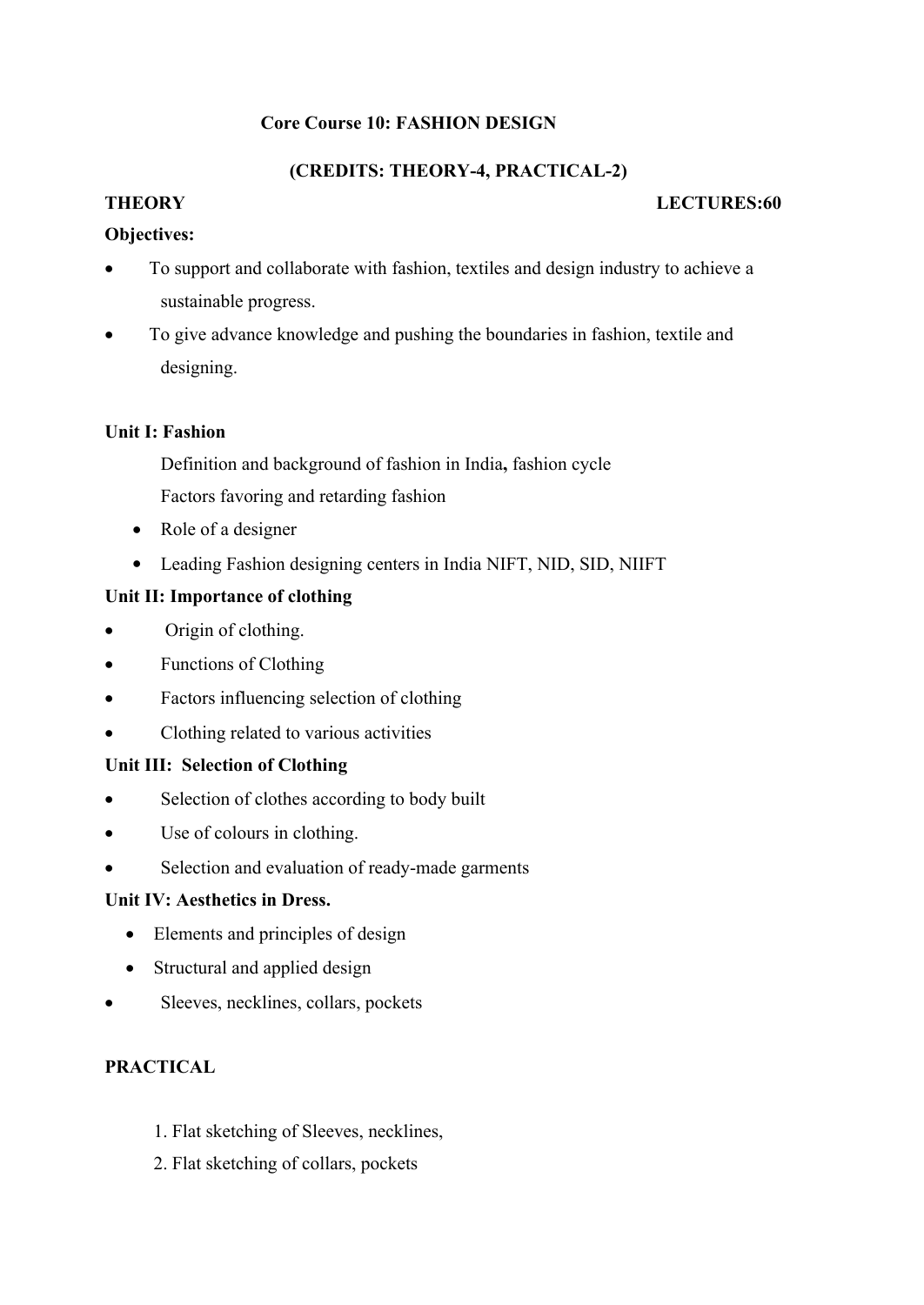**Core Course 10: FASHION DESIGN**

**(CREDITS: THEORY-4, PRACTICAL-2)**

**THEORY** **LECTURES:60**

**Objectives:**

- To support and collaborate with fashion, textiles and design industry to achieve a sustainable progress.
- To give advance knowledge and pushing the boundaries in fashion, textile and designing.

**Unit I: Fashion**

Definition and background of fashion in India**,** fashion cycle

Factors favoring and retarding fashion

- Role of a designer
- Leading Fashion designing centers in India NIFT, NID, SID, NIIFT

**Unit II: Importance of clothing**

- Origin of clothing.
- Functions of Clothing
- Factors influencing selection of clothing
- Clothing related to various activities

**Unit III: Selection of Clothing**

- Selection of clothes according to body built
- Use of colours in clothing.
- Selection and evaluation of ready-made garments

**Unit IV: Aesthetics in Dress.**

- Elements and principles of design
- Structural and applied design
- Sleeves, necklines, collars, pockets

**PRACTICAL**

1. Flat sketching of Sleeves, necklines,
2. Flat sketching of collars, pockets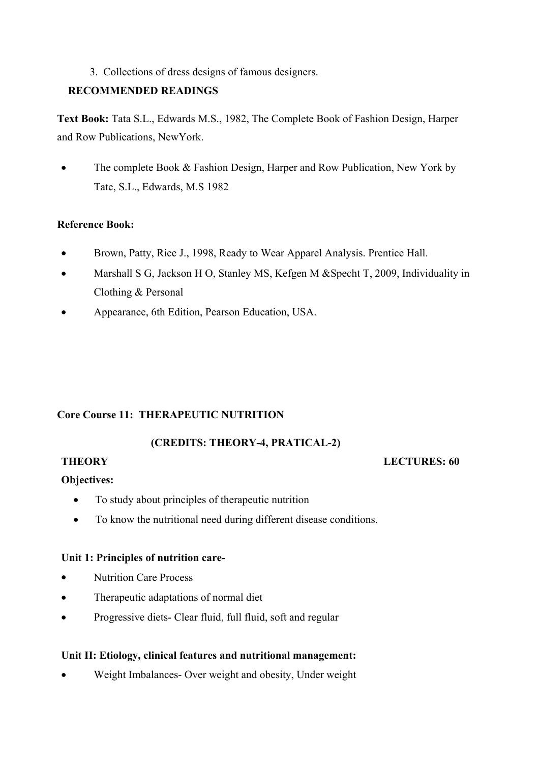3. Collections of dress designs of famous designers.

**RECOMMENDED READINGS**

**Text Book:** Tata S.L., Edwards M.S., 1982, The Complete Book of Fashion Design, Harper and Row Publications, NewYork.

- The complete Book & Fashion Design, Harper and Row Publication, New York by Tate, S.L., Edwards, M.S 1982

**Reference Book:**

- Brown, Patty, Rice J., 1998, Ready to Wear Apparel Analysis. Prentice Hall.
- Marshall S G, Jackson H O, Stanley MS, Kefgen M &Specht T, 2009, Individuality in Clothing & Personal
- Appearance, 6th Edition, Pearson Education, USA.

**Core Course 11: THERAPEUTIC NUTRITION**

**(CREDITS: THEORY-4, PRATICAL-2)**

**THEORY** **LECTURES: 60**

**Objectives:**

- To study about principles of therapeutic nutrition
- To know the nutritional need during different disease conditions.

**Unit 1: Principles of nutrition care-**

- Nutrition Care Process
- Therapeutic adaptations of normal diet
- Progressive diets- Clear fluid, full fluid, soft and regular

**Unit II: Etiology, clinical features and nutritional management:**

- Weight Imbalances- Over weight and obesity, Under weight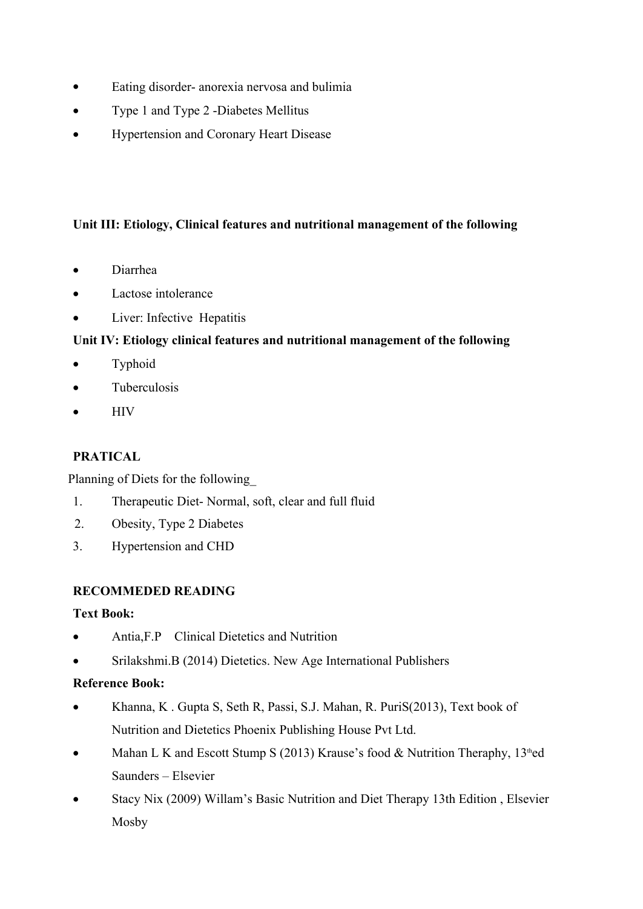- Eating disorder- anorexia nervosa and bulimia
- Type 1 and Type 2 -Diabetes Mellitus
- Hypertension and Coronary Heart Disease

**Unit III: Etiology, Clinical features and nutritional management of the following**

- Diarrhea
- Lactose intolerance
- Liver: Infective Hepatitis

**Unit IV: Etiology clinical features and nutritional management of the following**

- Typhoid
- Tuberculosis
- HIV

**PRATICAL**

Planning of Diets for the following_

1. Therapeutic Diet- Normal, soft, clear and full fluid
2. Obesity, Type 2 Diabetes
3. Hypertension and CHD

**RECOMMEDED READING**

**Text Book:**

- Antia,F.P Clinical Dietetics and Nutrition
- Srilakshmi.B (2014) Dietetics. New Age International Publishers

**Reference Book:**

- Khanna, K . Gupta S, Seth R, Passi, S.J. Mahan, R. PuriS(2013), Text book of Nutrition and Dietetics Phoenix Publishing House Pvt Ltd.
- Mahan L K and Escott Stump S (2013) Krause's food & Nutrition Theraphy, 13th ed Saunders – Elsevier
- Stacy Nix (2009) Willam's Basic Nutrition and Diet Therapy 13th Edition , Elsevier Mosby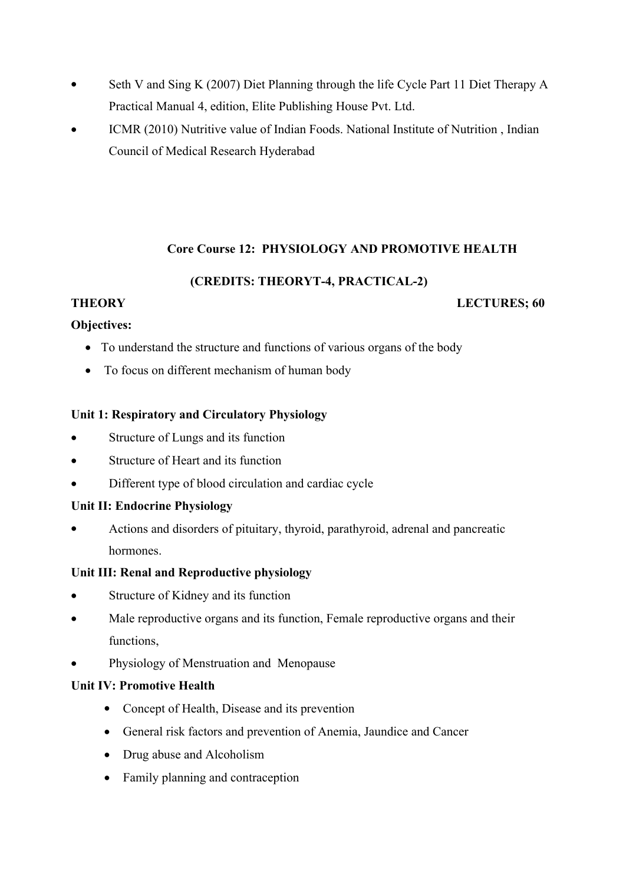- Seth V and Sing K (2007) Diet Planning through the life Cycle Part 11 Diet Therapy A Practical Manual 4, edition, Elite Publishing House Pvt. Ltd.
- ICMR (2010) Nutritive value of Indian Foods. National Institute of Nutrition , Indian Council of Medical Research Hyderabad

## Core Course 12: PHYSIOLOGY AND PROMOTIVE HEALTH

### (CREDITS: THEORYT-4, PRACTICAL-2)

**THEORY** **LECTURES; 60**

**Objectives:**

- To understand the structure and functions of various organs of the body
- To focus on different mechanism of human body

**Unit 1: Respiratory and Circulatory Physiology**

- Structure of Lungs and its function
- Structure of Heart and its function
- Different type of blood circulation and cardiac cycle

**Unit II: Endocrine Physiology**

- Actions and disorders of pituitary, thyroid, parathyroid, adrenal and pancreatic hormones.

**Unit III: Renal and Reproductive physiology**

- Structure of Kidney and its function
- Male reproductive organs and its function, Female reproductive organs and their functions,
- Physiology of Menstruation and Menopause

**Unit IV: Promotive Health**

- Concept of Health, Disease and its prevention
- General risk factors and prevention of Anemia, Jaundice and Cancer
- Drug abuse and Alcoholism
- Family planning and contraception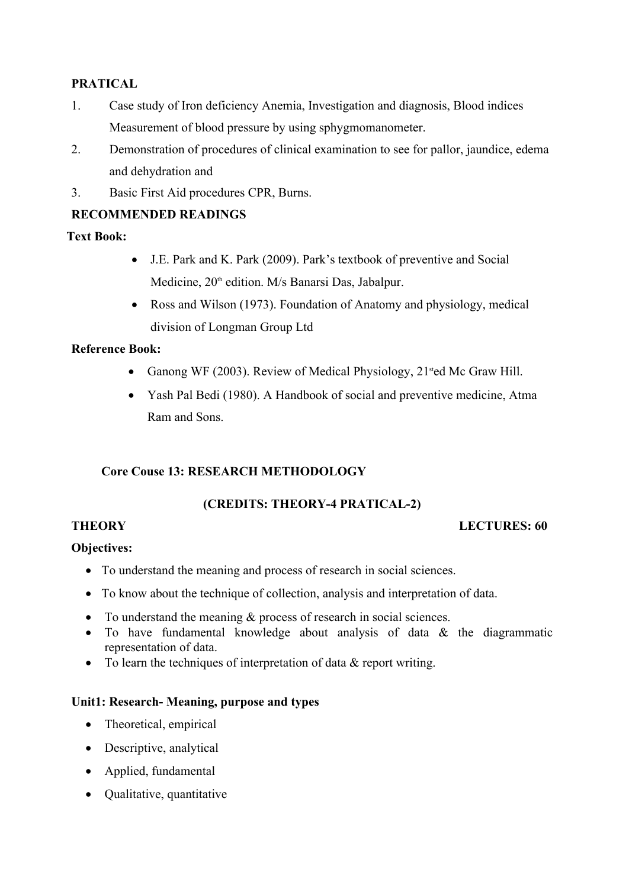**PRATICAL**

1. Case study of Iron deficiency Anemia, Investigation and diagnosis, Blood indices Measurement of blood pressure by using sphygmomanometer.
2. Demonstration of procedures of clinical examination to see for pallor, jaundice, edema and dehydration and
3. Basic First Aid procedures CPR, Burns.

**RECOMMENDED READINGS**

**Text Book:**

- J.E. Park and K. Park (2009). Park's textbook of preventive and Social Medicine, 20th edition. M/s Banarsi Das, Jabalpur.
- Ross and Wilson (1973). Foundation of Anatomy and physiology, medical division of Longman Group Ltd

**Reference Book:**

- Ganong WF (2003). Review of Medical Physiology, 21sted Mc Graw Hill.
- Yash Pal Bedi (1980). A Handbook of social and preventive medicine, Atma Ram and Sons.

## Core Couse 13: RESEARCH METHODOLOGY

**(CREDITS: THEORY-4 PRATICAL-2)**

**THEORY** **LECTURES: 60**

**Objectives:**

- To understand the meaning and process of research in social sciences.
- To know about the technique of collection, analysis and interpretation of data.
- To understand the meaning & process of research in social sciences.
- To have fundamental knowledge about analysis of data & the diagrammatic representation of data.
- To learn the techniques of interpretation of data & report writing.

**Unit1: Research- Meaning, purpose and types**

- Theoretical, empirical
- Descriptive, analytical
- Applied, fundamental
- Qualitative, quantitative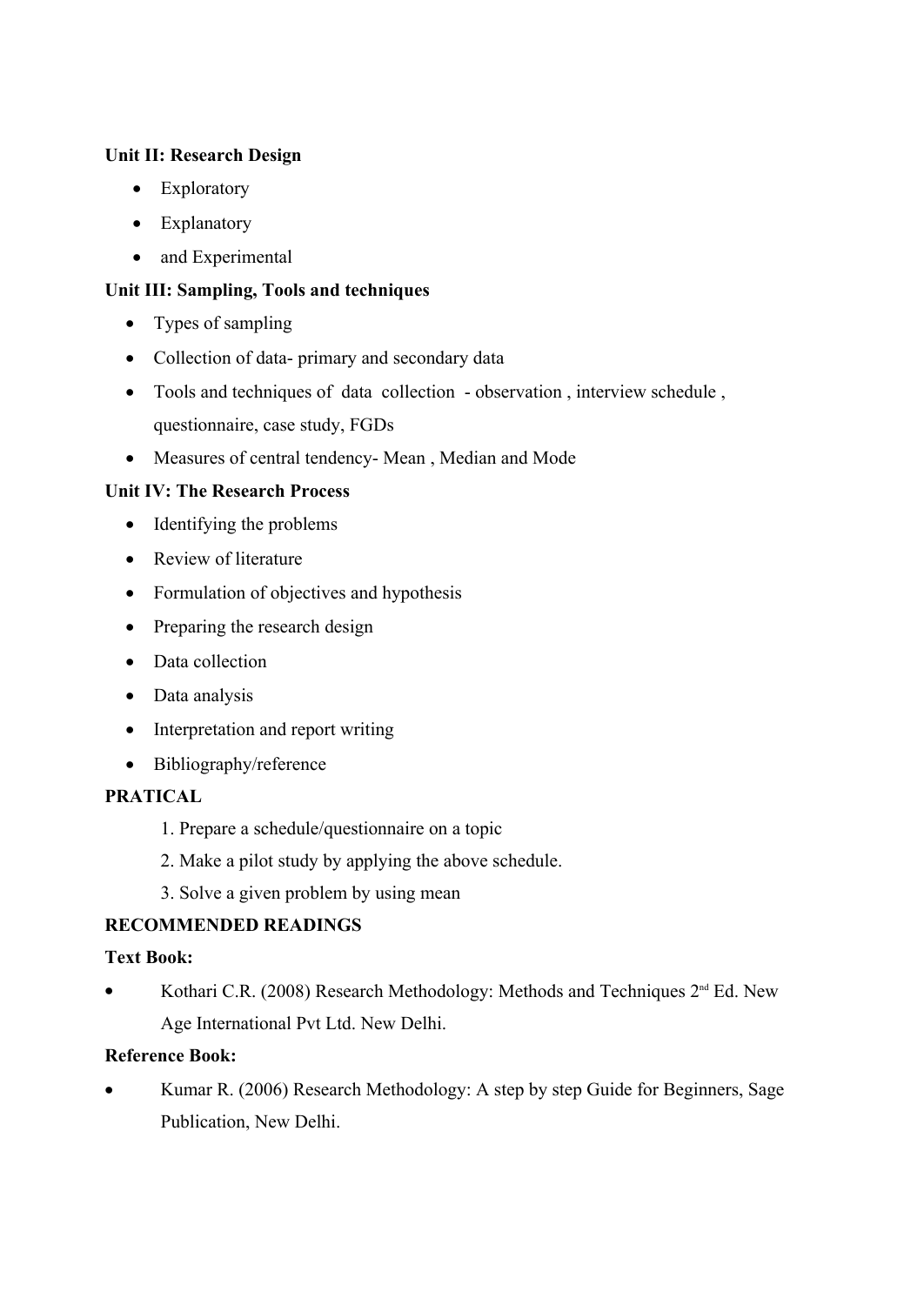**Unit II: Research Design**

- Exploratory
- Explanatory
- and Experimental

**Unit III: Sampling, Tools and techniques**

- Types of sampling
- Collection of data- primary and secondary data
- Tools and techniques of data collection - observation , interview schedule , questionnaire, case study, FGDs
- Measures of central tendency- Mean , Median and Mode

**Unit IV: The Research Process**

- Identifying the problems
- Review of literature
- Formulation of objectives and hypothesis
- Preparing the research design
- Data collection
- Data analysis
- Interpretation and report writing
- Bibliography/reference

**PRATICAL**

1. Prepare a schedule/questionnaire on a topic
2. Make a pilot study by applying the above schedule.
3. Solve a given problem by using mean

**RECOMMENDED READINGS**

**Text Book:**

- Kothari C.R. (2008) Research Methodology: Methods and Techniques 2nd Ed. New Age International Pvt Ltd. New Delhi.

**Reference Book:**

- Kumar R. (2006) Research Methodology: A step by step Guide for Beginners, Sage Publication, New Delhi.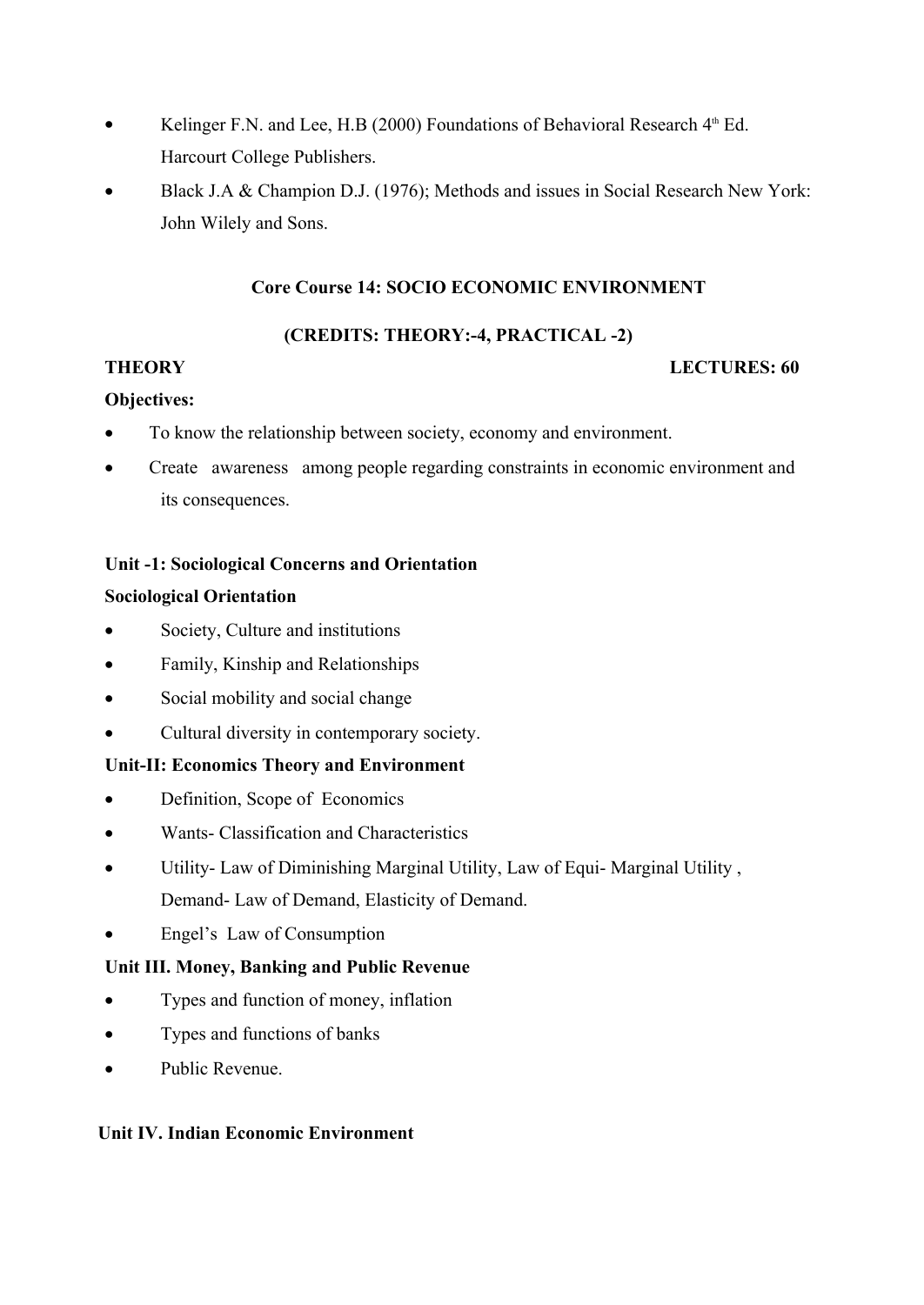- Kelinger F.N. and Lee, H.B (2000) Foundations of Behavioral Research 4th Ed. Harcourt College Publishers.
- Black J.A & Champion D.J. (1976); Methods and issues in Social Research New York: John Wilely and Sons.

## Core Course 14: SOCIO ECONOMIC ENVIRONMENT

### (CREDITS: THEORY:-4, PRACTICAL -2)

**THEORY** **LECTURES: 60**

**Objectives:**

- To know the relationship between society, economy and environment.
- Create awareness among people regarding constraints in economic environment and its consequences.

**Unit -1: Sociological Concerns and Orientation**

**Sociological Orientation**

- Society, Culture and institutions
- Family, Kinship and Relationships
- Social mobility and social change
- Cultural diversity in contemporary society.

**Unit-II: Economics Theory and Environment**

- Definition, Scope of Economics
- Wants- Classification and Characteristics
- Utility- Law of Diminishing Marginal Utility, Law of Equi- Marginal Utility , Demand- Law of Demand, Elasticity of Demand.
- Engel's Law of Consumption

**Unit III. Money, Banking and Public Revenue**

- Types and function of money, inflation
- Types and functions of banks
- Public Revenue.

**Unit IV. Indian Economic Environment**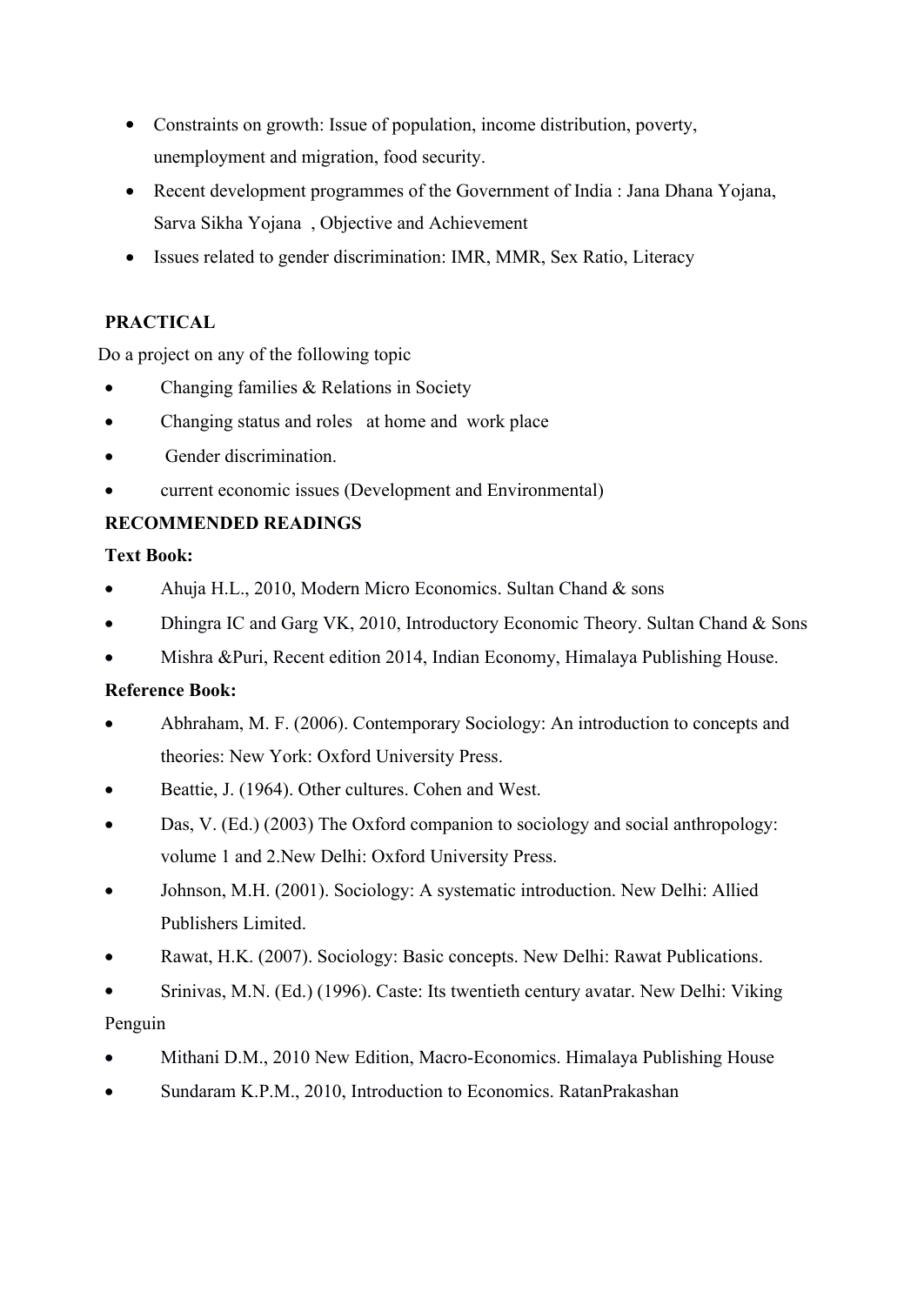- Constraints on growth: Issue of population, income distribution, poverty, unemployment and migration, food security.
- Recent development programmes of the Government of India : Jana Dhana Yojana, Sarva Sikha Yojana , Objective and Achievement
- Issues related to gender discrimination: IMR, MMR, Sex Ratio, Literacy

**PRACTICAL**

Do a project on any of the following topic

- Changing families & Relations in Society
- Changing status and roles at home and work place
- Gender discrimination.
- current economic issues (Development and Environmental)

**RECOMMENDED READINGS**

**Text Book:**

- Ahuja H.L., 2010, Modern Micro Economics. Sultan Chand & sons
- Dhingra IC and Garg VK, 2010, Introductory Economic Theory. Sultan Chand & Sons
- Mishra &Puri, Recent edition 2014, Indian Economy, Himalaya Publishing House.

**Reference Book:**

- Abhraham, M. F. (2006). Contemporary Sociology: An introduction to concepts and theories: New York: Oxford University Press.
- Beattie, J. (1964). Other cultures. Cohen and West.
- Das, V. (Ed.) (2003) The Oxford companion to sociology and social anthropology: volume 1 and 2.New Delhi: Oxford University Press.
- Johnson, M.H. (2001). Sociology: A systematic introduction. New Delhi: Allied Publishers Limited.
- Rawat, H.K. (2007). Sociology: Basic concepts. New Delhi: Rawat Publications.
- Srinivas, M.N. (Ed.) (1996). Caste: Its twentieth century avatar. New Delhi: Viking Penguin
- Mithani D.M., 2010 New Edition, Macro-Economics. Himalaya Publishing House
- Sundaram K.P.M., 2010, Introduction to Economics. RatanPrakashan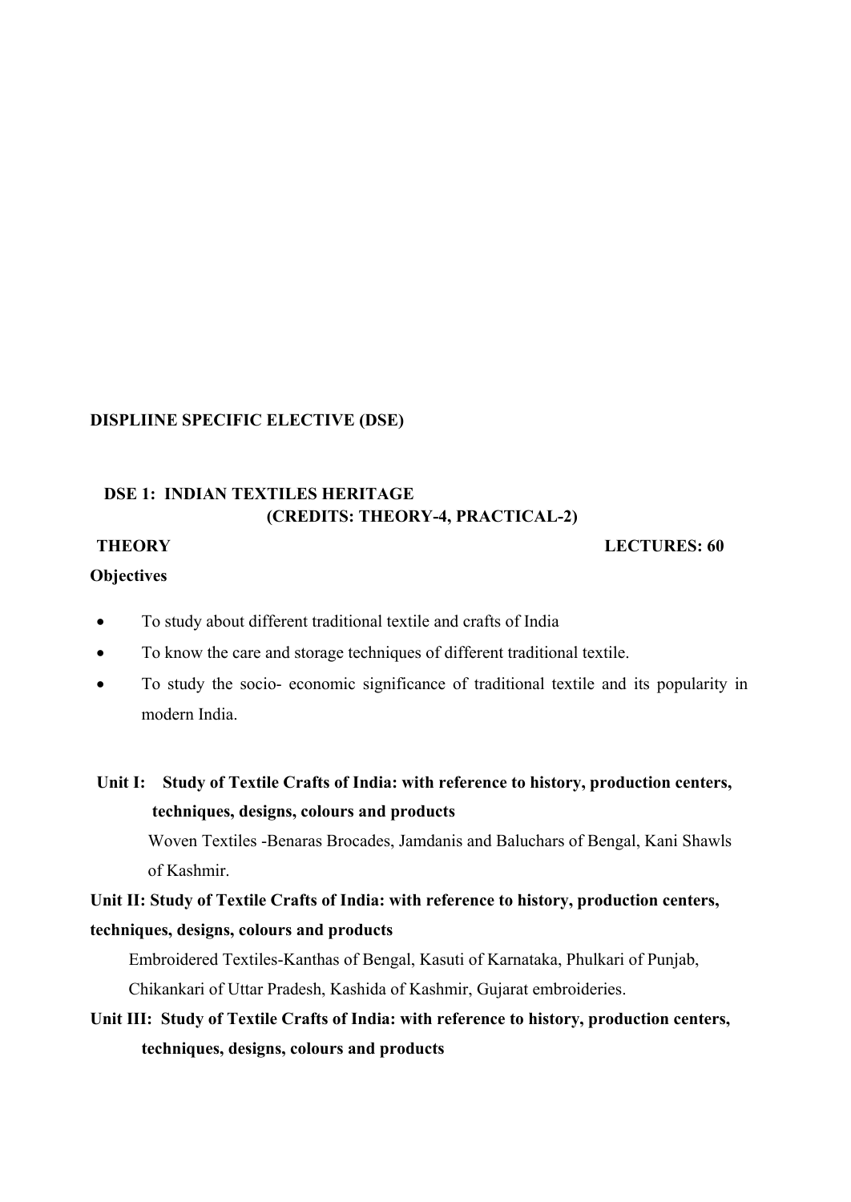**DISPLIINE SPECIFIC ELECTIVE (DSE)**

## DSE 1: INDIAN TEXTILES HERITAGE

**(CREDITS: THEORY-4, PRACTICAL-2)**

**THEORY** **LECTURES: 60**

**Objectives**

- To study about different traditional textile and crafts of India
- To know the care and storage techniques of different traditional textile.
- To study the socio- economic significance of traditional textile and its popularity in modern India.

**Unit I: Study of Textile Crafts of India: with reference to history, production centers, techniques, designs, colours and products**

Woven Textiles -Benaras Brocades, Jamdanis and Baluchars of Bengal, Kani Shawls of Kashmir.

**Unit II: Study of Textile Crafts of India: with reference to history, production centers, techniques, designs, colours and products**

Embroidered Textiles-Kanthas of Bengal, Kasuti of Karnataka, Phulkari of Punjab, Chikankari of Uttar Pradesh, Kashida of Kashmir, Gujarat embroideries.

**Unit III: Study of Textile Crafts of India: with reference to history, production centers, techniques, designs, colours and products**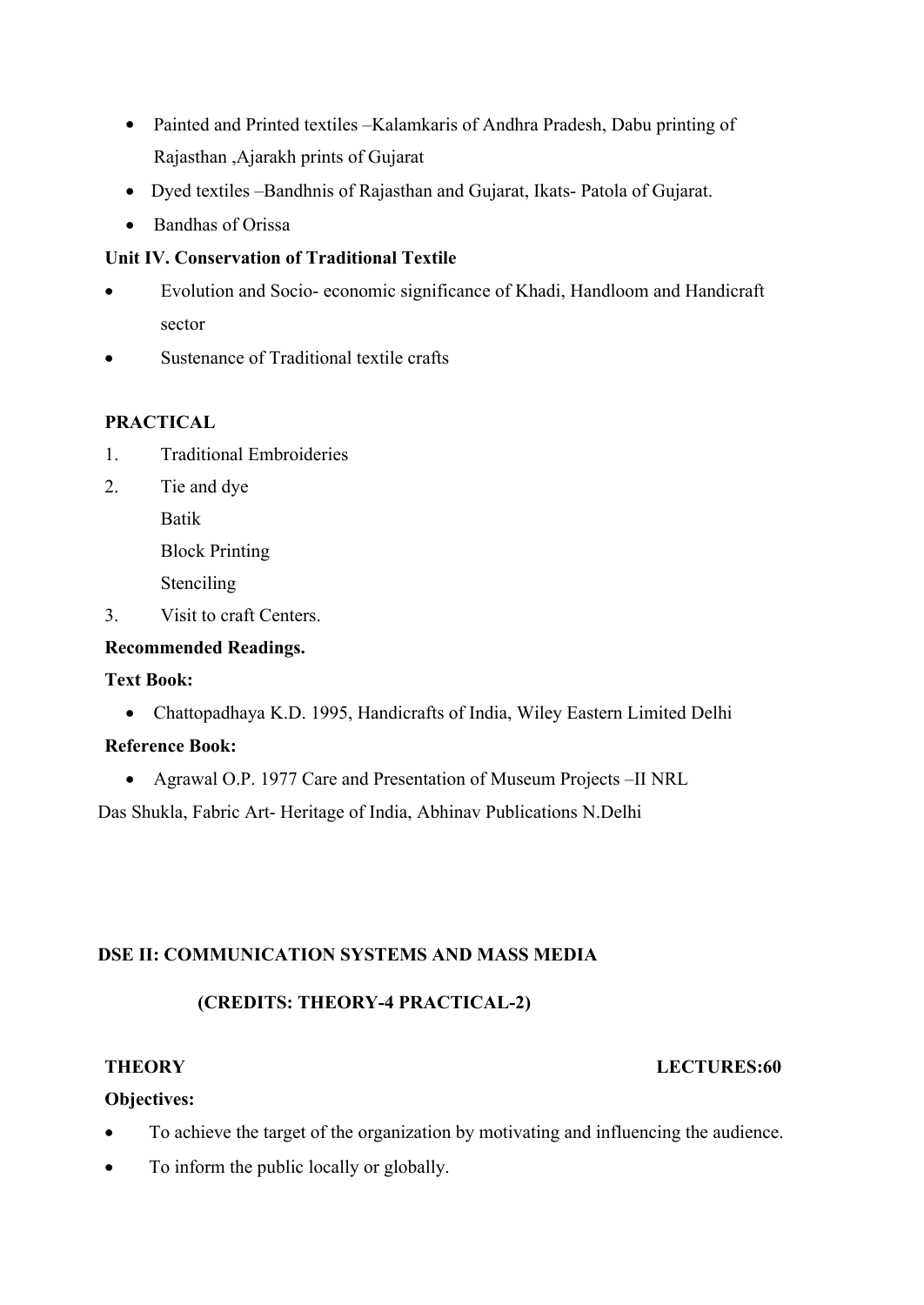- Painted and Printed textiles –Kalamkaris of Andhra Pradesh, Dabu printing of Rajasthan ,Ajarakh prints of Gujarat
- Dyed textiles –Bandhnis of Rajasthan and Gujarat, Ikats- Patola of Gujarat.
- Bandhas of Orissa

**Unit IV. Conservation of Traditional Textile**

- Evolution and Socio- economic significance of Khadi, Handloom and Handicraft sector
- Sustenance of Traditional textile crafts

**PRACTICAL**

1. Traditional Embroideries
2. Tie and dye
   Batik
   Block Printing
   Stenciling
3. Visit to craft Centers.

**Recommended Readings.**

**Text Book:**

- Chattopadhaya K.D. 1995, Handicrafts of India, Wiley Eastern Limited Delhi

**Reference Book:**

- Agrawal O.P. 1977 Care and Presentation of Museum Projects –II NRL

Das Shukla, Fabric Art- Heritage of India, Abhinav Publications N.Delhi

## DSE II: COMMUNICATION SYSTEMS AND MASS MEDIA

**(CREDITS: THEORY-4 PRACTICAL-2)**

**THEORY** **LECTURES:60**

**Objectives:**

- To achieve the target of the organization by motivating and influencing the audience.
- To inform the public locally or globally.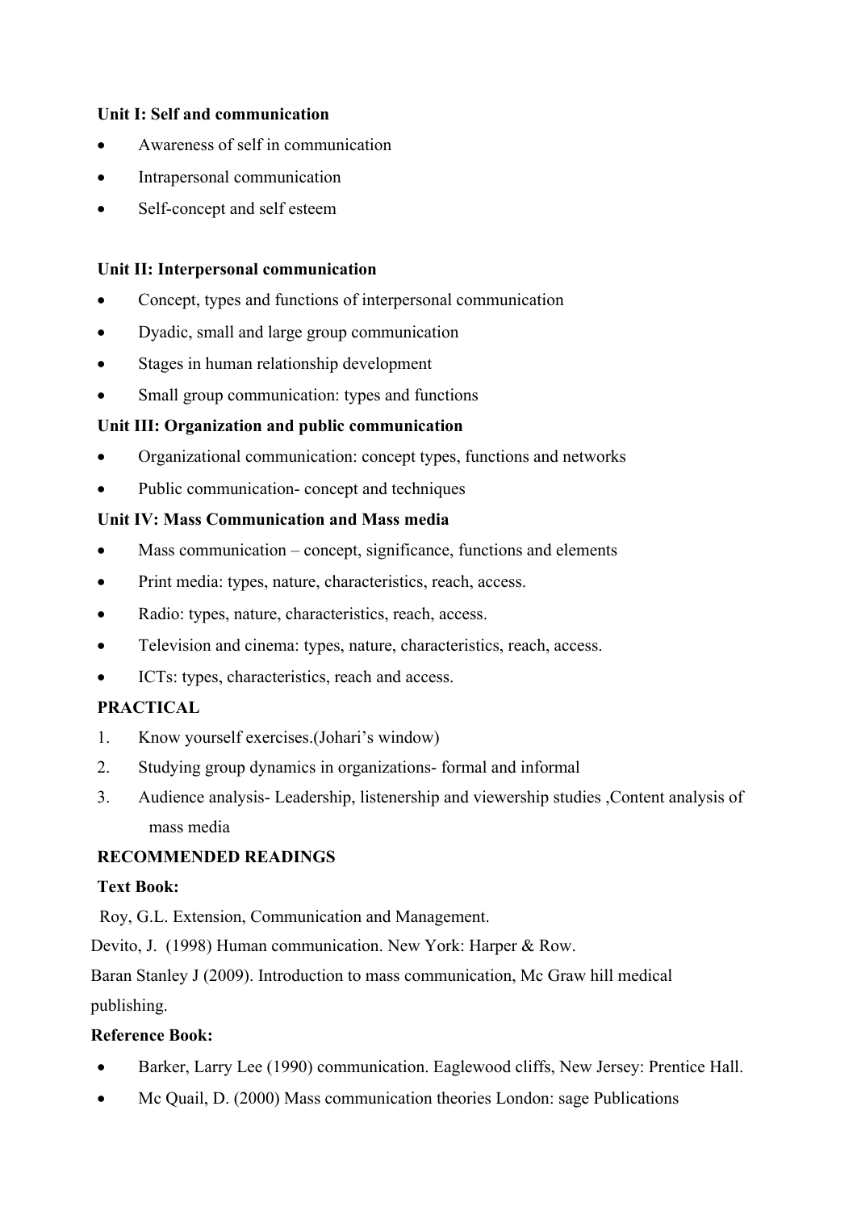**Unit I: Self and communication**

- Awareness of self in communication
- Intrapersonal communication
- Self-concept and self esteem

**Unit II: Interpersonal communication**

- Concept, types and functions of interpersonal communication
- Dyadic, small and large group communication
- Stages in human relationship development
- Small group communication: types and functions

**Unit III: Organization and public communication**

- Organizational communication: concept types, functions and networks
- Public communication- concept and techniques

**Unit IV: Mass Communication and Mass media**

- Mass communication – concept, significance, functions and elements
- Print media: types, nature, characteristics, reach, access.
- Radio: types, nature, characteristics, reach, access.
- Television and cinema: types, nature, characteristics, reach, access.
- ICTs: types, characteristics, reach and access.

**PRACTICAL**

1. Know yourself exercises.(Johari's window)
2. Studying group dynamics in organizations- formal and informal
3. Audience analysis- Leadership, listenership and viewership studies ,Content analysis of mass media

**RECOMMENDED READINGS**

**Text Book:**

Roy, G.L. Extension, Communication and Management.

Devito, J. (1998) Human communication. New York: Harper & Row.

Baran Stanley J (2009). Introduction to mass communication, Mc Graw hill medical publishing.

**Reference Book:**

- Barker, Larry Lee (1990) communication. Eaglewood cliffs, New Jersey: Prentice Hall.
- Mc Quail, D. (2000) Mass communication theories London: sage Publications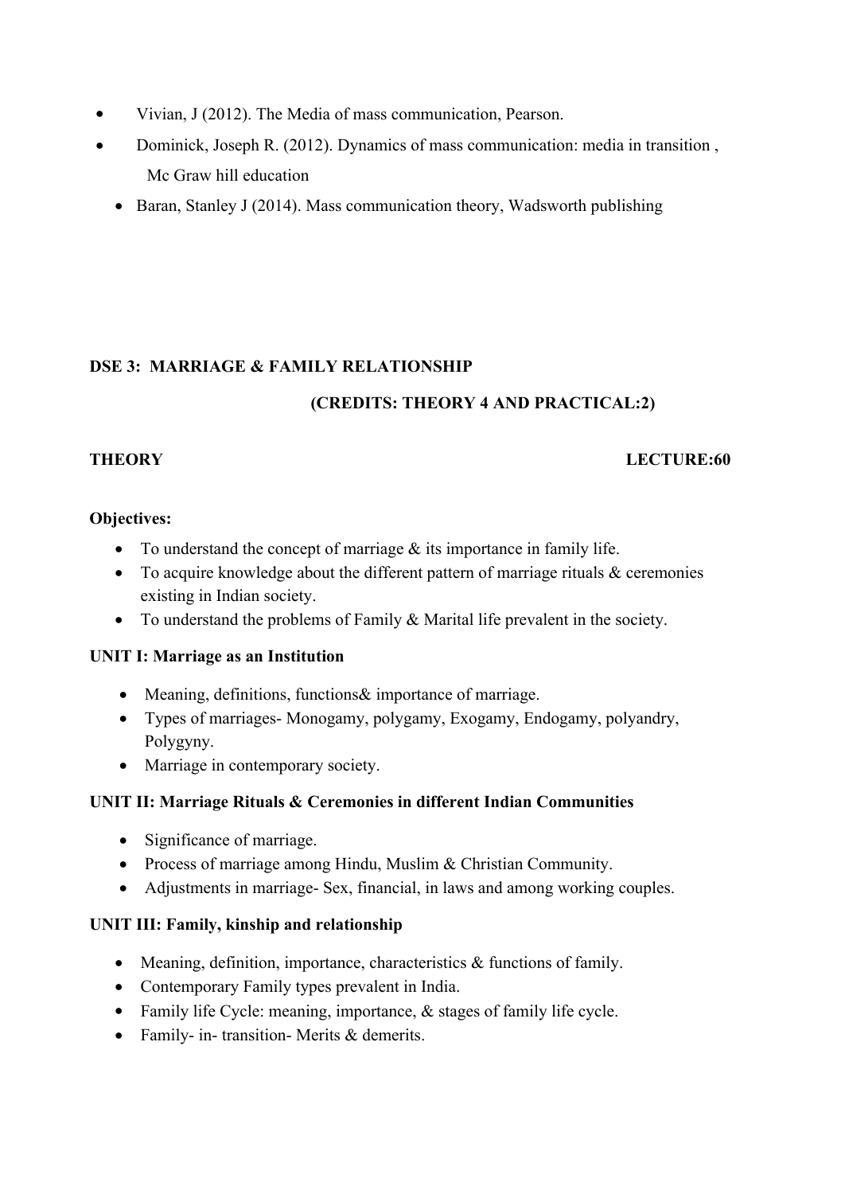- Vivian, J (2012). The Media of mass communication, Pearson.
- Dominick, Joseph R. (2012). Dynamics of mass communication: media in transition , Mc Graw hill education
- Baran, Stanley J (2014). Mass communication theory, Wadsworth publishing

**DSE 3: MARRIAGE & FAMILY RELATIONSHIP**

**(CREDITS: THEORY 4 AND PRACTICAL:2)**

**THEORY** **LECTURE:60**

**Objectives:**

- To understand the concept of marriage & its importance in family life.
- To acquire knowledge about the different pattern of marriage rituals & ceremonies existing in Indian society.
- To understand the problems of Family & Marital life prevalent in the society.

**UNIT I: Marriage as an Institution**

- Meaning, definitions, functions& importance of marriage.
- Types of marriages- Monogamy, polygamy, Exogamy, Endogamy, polyandry, Polygyny.
- Marriage in contemporary society.

**UNIT II: Marriage Rituals & Ceremonies in different Indian Communities**

- Significance of marriage.
- Process of marriage among Hindu, Muslim & Christian Community.
- Adjustments in marriage- Sex, financial, in laws and among working couples.

**UNIT III: Family, kinship and relationship**

- Meaning, definition, importance, characteristics & functions of family.
- Contemporary Family types prevalent in India.
- Family life Cycle: meaning, importance, & stages of family life cycle.
- Family- in- transition- Merits & demerits.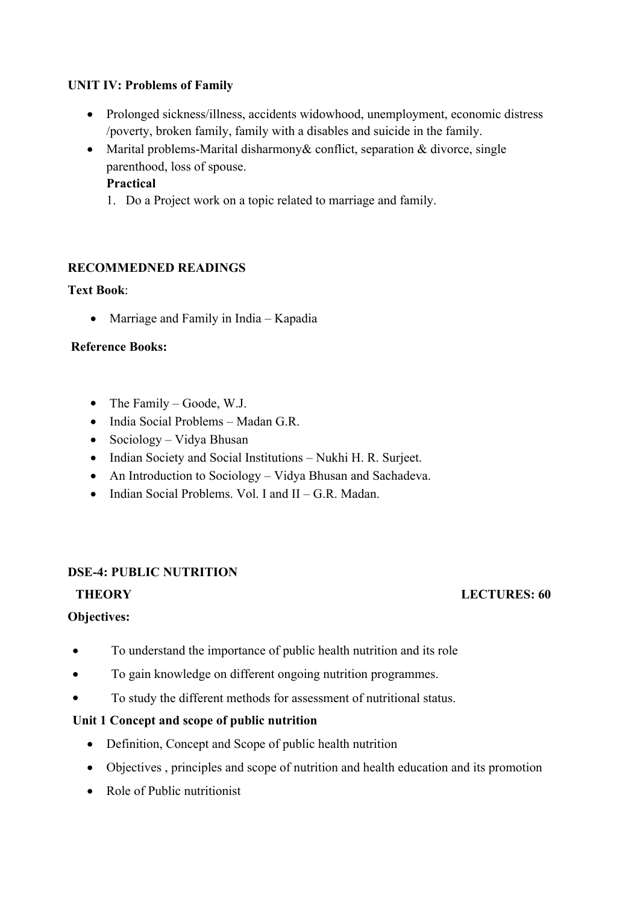**UNIT IV: Problems of Family**

- Prolonged sickness/illness, accidents widowhood, unemployment, economic distress /poverty, broken family, family with a disables and suicide in the family.
- Marital problems-Marital disharmony& conflict, separation & divorce, single parenthood, loss of spouse.

  **Practical**

  1. Do a Project work on a topic related to marriage and family.

**RECOMMEDNED READINGS**

**Text Book**:

- Marriage and Family in India – Kapadia

**Reference Books:**

- The Family – Goode, W.J.
- India Social Problems – Madan G.R.
- Sociology – Vidya Bhusan
- Indian Society and Social Institutions – Nukhi H. R. Surjeet.
- An Introduction to Sociology – Vidya Bhusan and Sachadeva.
- Indian Social Problems. Vol. I and II – G.R. Madan.

**DSE-4: PUBLIC NUTRITION**

**THEORY** **LECTURES: 60**

**Objectives:**

- To understand the importance of public health nutrition and its role
- To gain knowledge on different ongoing nutrition programmes.
- To study the different methods for assessment of nutritional status.

**Unit 1 Concept and scope of public nutrition**

- Definition, Concept and Scope of public health nutrition
- Objectives , principles and scope of nutrition and health education and its promotion
- Role of Public nutritionist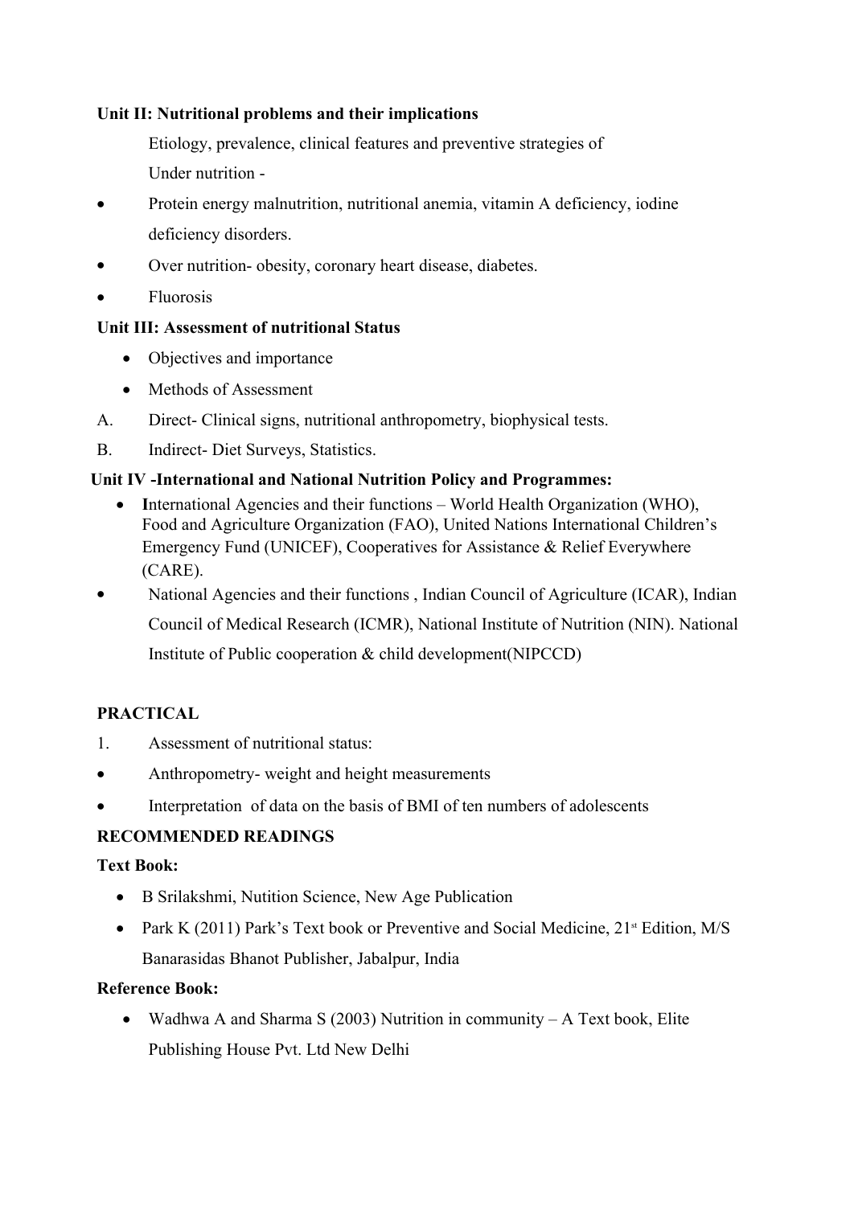**Unit II: Nutritional problems and their implications**

Etiology, prevalence, clinical features and preventive strategies of

Under nutrition -

- Protein energy malnutrition, nutritional anemia, vitamin A deficiency, iodine deficiency disorders.
- Over nutrition- obesity, coronary heart disease, diabetes.
- Fluorosis

**Unit III: Assessment of nutritional Status**

- Objectives and importance
- Methods of Assessment

A. Direct- Clinical signs, nutritional anthropometry, biophysical tests.

B. Indirect- Diet Surveys, Statistics.

**Unit IV -International and National Nutrition Policy and Programmes:**

- **I**nternational Agencies and their functions – World Health Organization (WHO), Food and Agriculture Organization (FAO), United Nations International Children's Emergency Fund (UNICEF), Cooperatives for Assistance & Relief Everywhere (CARE).
- National Agencies and their functions , Indian Council of Agriculture (ICAR), Indian Council of Medical Research (ICMR), National Institute of Nutrition (NIN). National Institute of Public cooperation & child development(NIPCCD)

**PRACTICAL**

1. Assessment of nutritional status:

- Anthropometry- weight and height measurements
- Interpretation of data on the basis of BMI of ten numbers of adolescents

**RECOMMENDED READINGS**

**Text Book:**

- B Srilakshmi, Nutition Science, New Age Publication
- Park K (2011) Park's Text book or Preventive and Social Medicine, 21st Edition, M/S Banarasidas Bhanot Publisher, Jabalpur, India

**Reference Book:**

- Wadhwa A and Sharma S (2003) Nutrition in community – A Text book, Elite Publishing House Pvt. Ltd New Delhi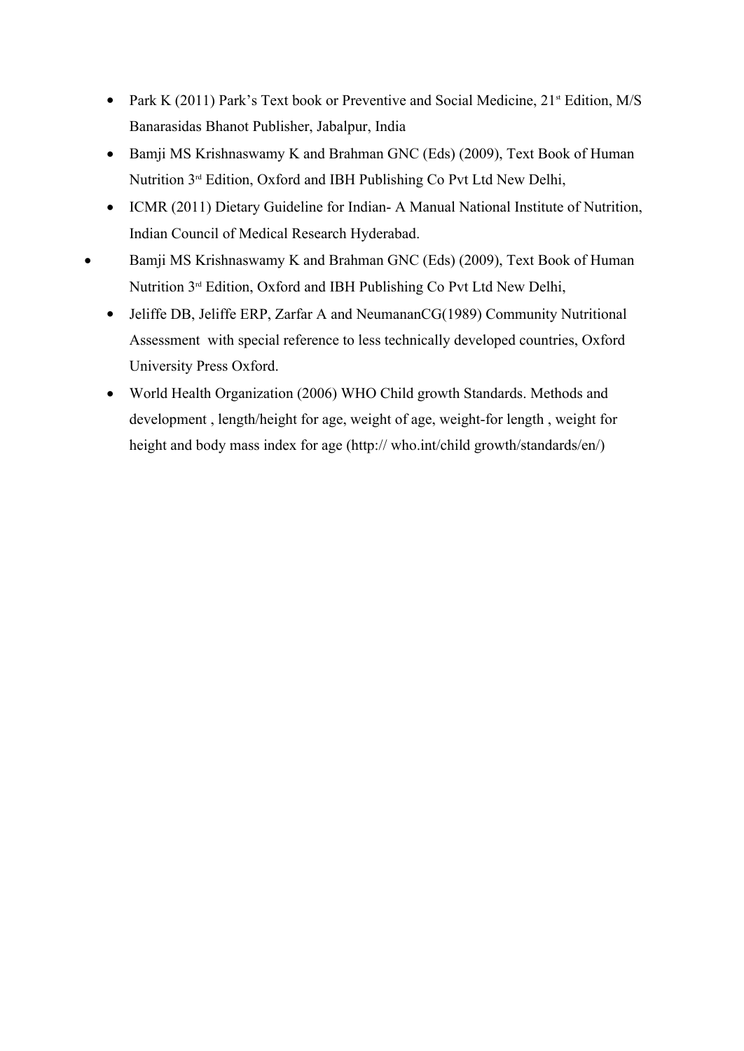- Park K (2011) Park's Text book or Preventive and Social Medicine, 21st Edition, M/S Banarasidas Bhanot Publisher, Jabalpur, India
- Bamji MS Krishnaswamy K and Brahman GNC (Eds) (2009), Text Book of Human Nutrition 3rd Edition, Oxford and IBH Publishing Co Pvt Ltd New Delhi,
- ICMR (2011) Dietary Guideline for Indian- A Manual National Institute of Nutrition, Indian Council of Medical Research Hyderabad.
- Bamji MS Krishnaswamy K and Brahman GNC (Eds) (2009), Text Book of Human Nutrition 3rd Edition, Oxford and IBH Publishing Co Pvt Ltd New Delhi,
- Jeliffe DB, Jeliffe ERP, Zarfar A and NeumananCG(1989) Community Nutritional Assessment with special reference to less technically developed countries, Oxford University Press Oxford.
- World Health Organization (2006) WHO Child growth Standards. Methods and development , length/height for age, weight of age, weight-for length , weight for height and body mass index for age (http:// who.int/child growth/standards/en/)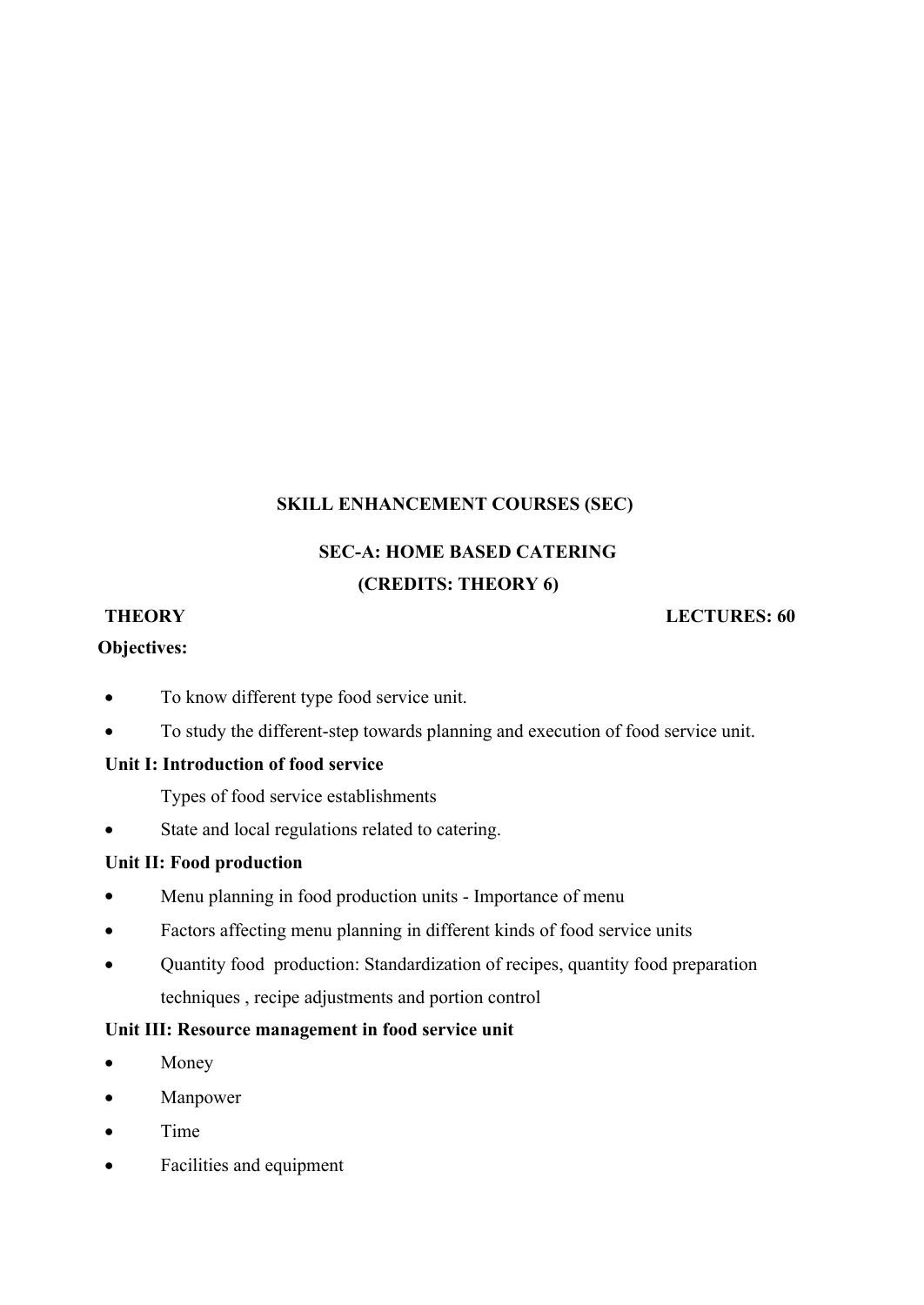## SKILL ENHANCEMENT COURSES (SEC)

### SEC-A: HOME BASED CATERING

**(CREDITS: THEORY 6)**

**THEORY** **LECTURES: 60**

**Objectives:**

- To know different type food service unit.
- To study the different-step towards planning and execution of food service unit.

**Unit I: Introduction of food service**

Types of food service establishments

- State and local regulations related to catering.

**Unit II: Food production**

- Menu planning in food production units - Importance of menu
- Factors affecting menu planning in different kinds of food service units
- Quantity food production: Standardization of recipes, quantity food preparation techniques , recipe adjustments and portion control

**Unit III: Resource management in food service unit**

- Money
- Manpower
- Time
- Facilities and equipment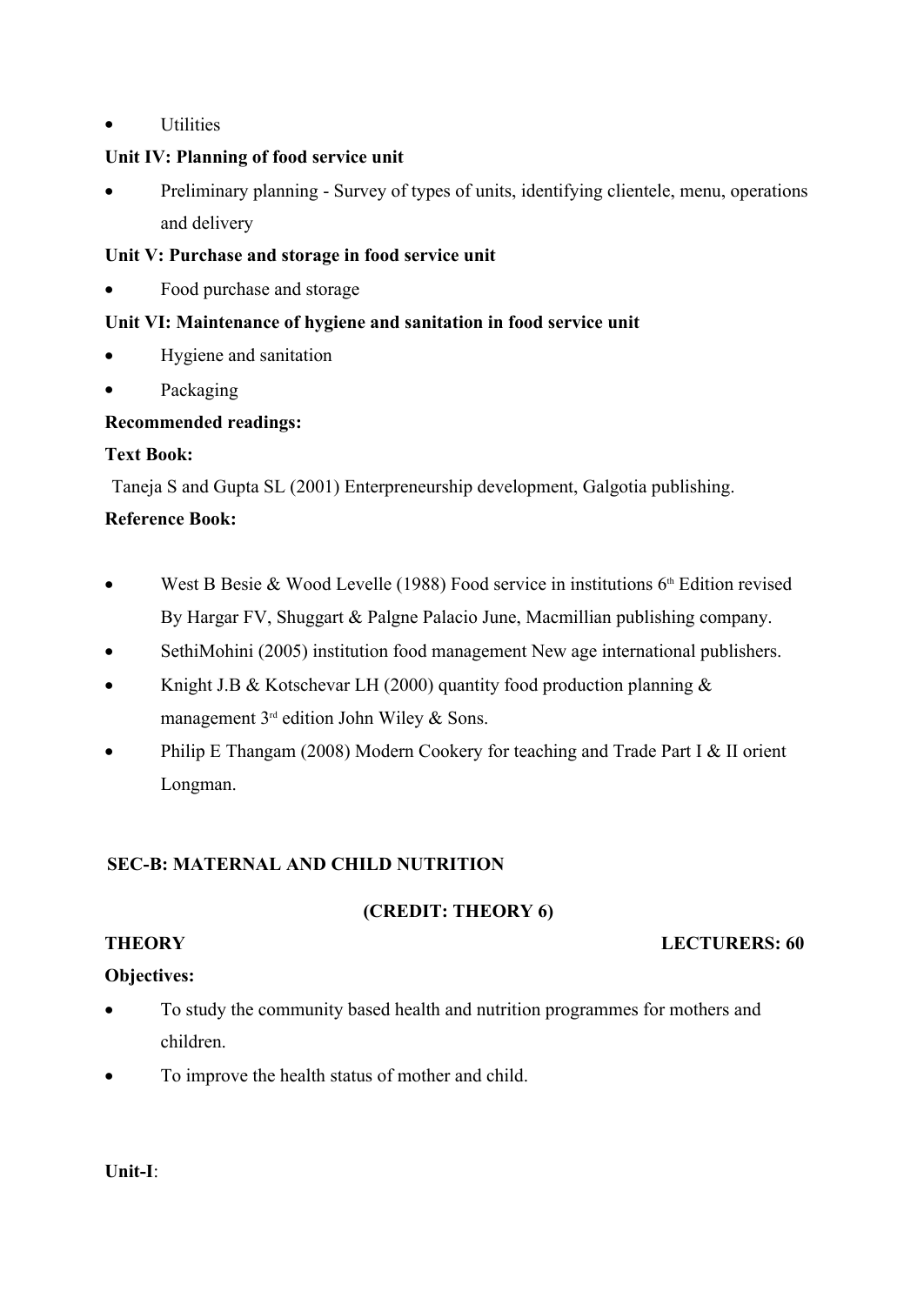- Utilities

**Unit IV: Planning of food service unit**

- Preliminary planning - Survey of types of units, identifying clientele, menu, operations and delivery

**Unit V: Purchase and storage in food service unit**

- Food purchase and storage

**Unit VI: Maintenance of hygiene and sanitation in food service unit**

- Hygiene and sanitation
- Packaging

**Recommended readings:**

**Text Book:**

Taneja S and Gupta SL (2001) Enterpreneurship development, Galgotia publishing.

**Reference Book:**

- West B Besie & Wood Levelle (1988) Food service in institutions 6th Edition revised By Hargar FV, Shuggart & Palgne Palacio June, Macmillian publishing company.
- SethiMohini (2005) institution food management New age international publishers.
- Knight J.B & Kotschevar LH (2000) quantity food production planning & management 3rd edition John Wiley & Sons.
- Philip E Thangam (2008) Modern Cookery for teaching and Trade Part I & II orient Longman.

## SEC-B: MATERNAL AND CHILD NUTRITION

**(CREDIT: THEORY 6)**

**THEORY** **LECTURERS: 60**

**Objectives:**

- To study the community based health and nutrition programmes for mothers and children.
- To improve the health status of mother and child.

**Unit-I**: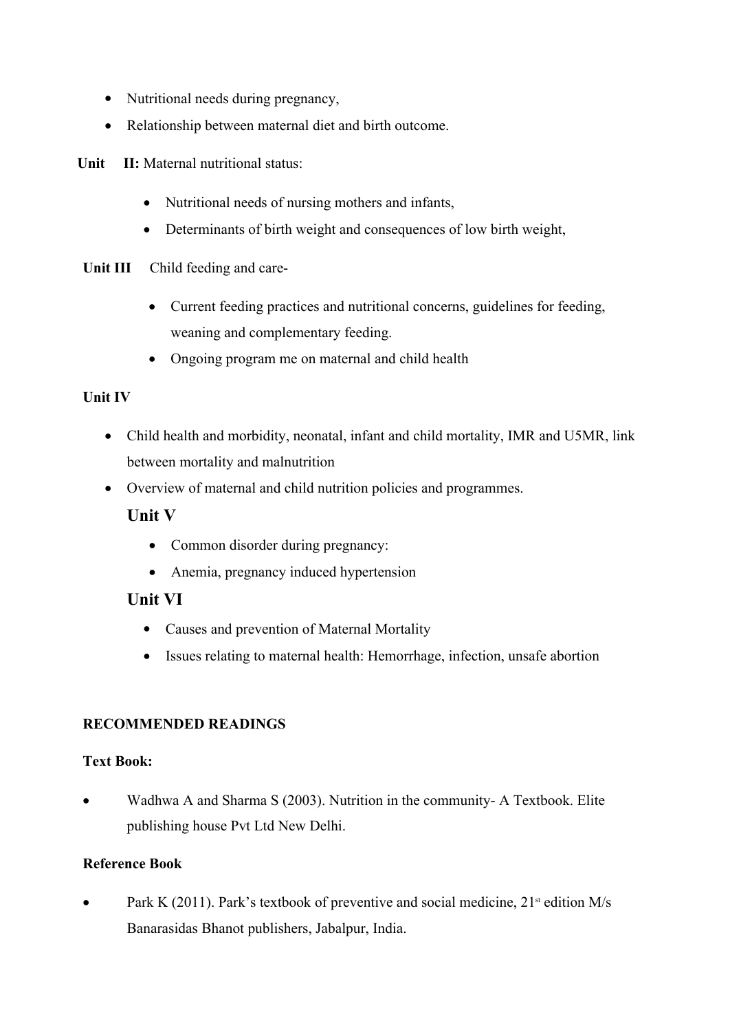- Nutritional needs during pregnancy,
- Relationship between maternal diet and birth outcome.

**Unit II:** Maternal nutritional status:

- Nutritional needs of nursing mothers and infants,
- Determinants of birth weight and consequences of low birth weight,

**Unit III** Child feeding and care-

- Current feeding practices and nutritional concerns, guidelines for feeding, weaning and complementary feeding.
- Ongoing program me on maternal and child health

**Unit IV**

- Child health and morbidity, neonatal, infant and child mortality, IMR and U5MR, link between mortality and malnutrition
- Overview of maternal and child nutrition policies and programmes.

## Unit V

- Common disorder during pregnancy:
- Anemia, pregnancy induced hypertension

## Unit VI

- Causes and prevention of Maternal Mortality
- Issues relating to maternal health: Hemorrhage, infection, unsafe abortion

**RECOMMENDED READINGS**

**Text Book:**

- Wadhwa A and Sharma S (2003). Nutrition in the community- A Textbook. Elite publishing house Pvt Ltd New Delhi.

**Reference Book**

- Park K (2011). Park's textbook of preventive and social medicine, 21st edition M/s Banarasidas Bhanot publishers, Jabalpur, India.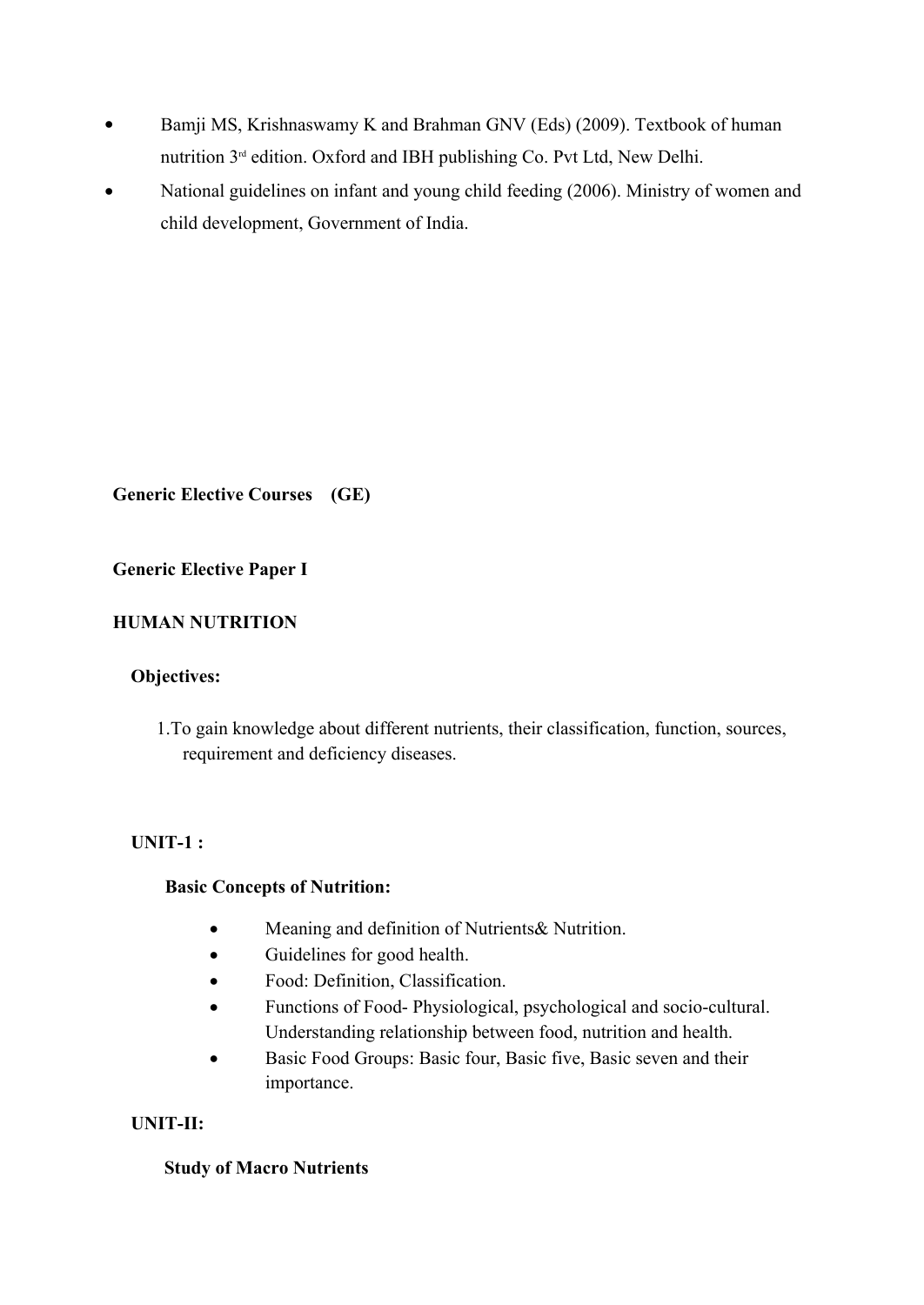- Bamji MS, Krishnaswamy K and Brahman GNV (Eds) (2009). Textbook of human nutrition 3rd edition. Oxford and IBH publishing Co. Pvt Ltd, New Delhi.
- National guidelines on infant and young child feeding (2006). Ministry of women and child development, Government of India.

**Generic Elective Courses (GE)**

**Generic Elective Paper I**

**HUMAN NUTRITION**

**Objectives:**

1. To gain knowledge about different nutrients, their classification, function, sources, requirement and deficiency diseases.

**UNIT-1 :**

**Basic Concepts of Nutrition:**

- Meaning and definition of Nutrients& Nutrition.
- Guidelines for good health.
- Food: Definition, Classification.
- Functions of Food- Physiological, psychological and socio-cultural. Understanding relationship between food, nutrition and health.
- Basic Food Groups: Basic four, Basic five, Basic seven and their importance.

**UNIT-II:**

**Study of Macro Nutrients**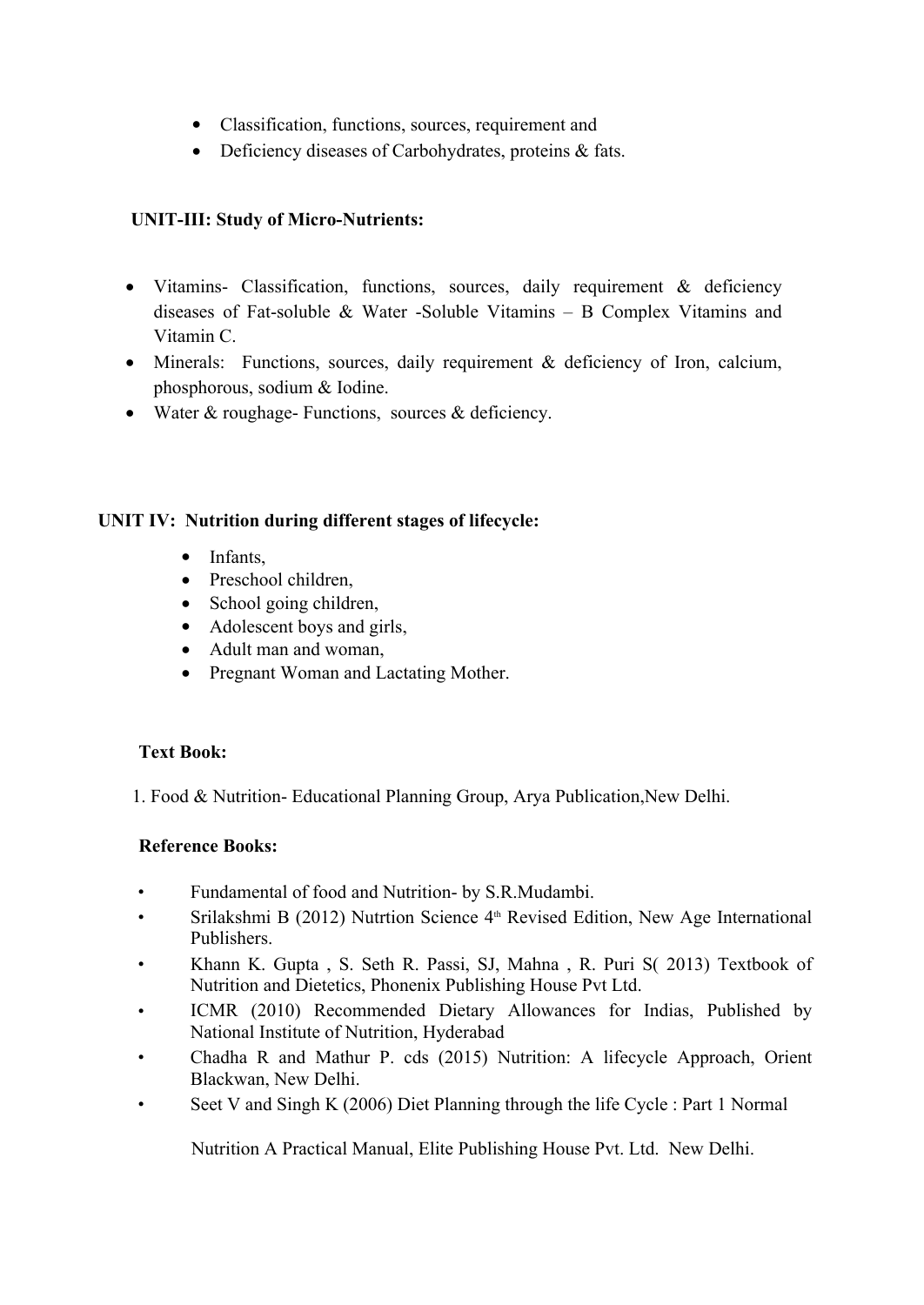- Classification, functions, sources, requirement and
- Deficiency diseases of Carbohydrates, proteins & fats.

**UNIT-III: Study of Micro-Nutrients:**

- Vitamins- Classification, functions, sources, daily requirement & deficiency diseases of Fat-soluble & Water -Soluble Vitamins – B Complex Vitamins and Vitamin C.
- Minerals: Functions, sources, daily requirement & deficiency of Iron, calcium, phosphorous, sodium & Iodine.
- Water & roughage- Functions, sources & deficiency.

**UNIT IV: Nutrition during different stages of lifecycle:**

- Infants,
- Preschool children,
- School going children,
- Adolescent boys and girls,
- Adult man and woman,
- Pregnant Woman and Lactating Mother.

**Text Book:**

1. Food & Nutrition- Educational Planning Group, Arya Publication,New Delhi.

**Reference Books:**

- Fundamental of food and Nutrition- by S.R.Mudambi.
- Srilakshmi B (2012) Nutrtion Science 4th Revised Edition, New Age International Publishers.
- Khann K. Gupta , S. Seth R. Passi, SJ, Mahna , R. Puri S( 2013) Textbook of Nutrition and Dietetics, Phonenix Publishing House Pvt Ltd.
- ICMR (2010) Recommended Dietary Allowances for Indias, Published by National Institute of Nutrition, Hyderabad
- Chadha R and Mathur P. cds (2015) Nutrition: A lifecycle Approach, Orient Blackwan, New Delhi.
- Seet V and Singh K (2006) Diet Planning through the life Cycle : Part 1 Normal

  Nutrition A Practical Manual, Elite Publishing House Pvt. Ltd. New Delhi.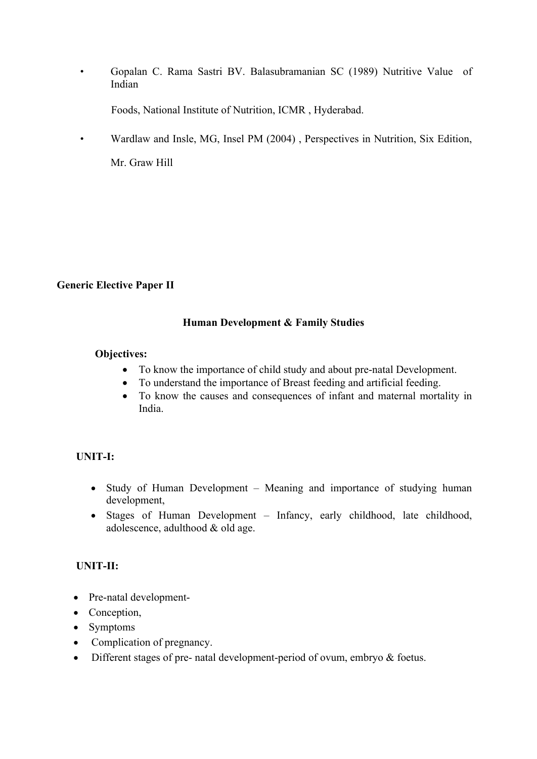- Gopalan C. Rama Sastri BV. Balasubramanian SC (1989) Nutritive Value of Indian

  Foods, National Institute of Nutrition, ICMR , Hyderabad.

- Wardlaw and Insle, MG, Insel PM (2004) , Perspectives in Nutrition, Six Edition,

  Mr. Graw Hill

**Generic Elective Paper II**

## Human Development & Family Studies

**Objectives:**

- To know the importance of child study and about pre-natal Development.
- To understand the importance of Breast feeding and artificial feeding.
- To know the causes and consequences of infant and maternal mortality in India.

### UNIT-I:

- Study of Human Development – Meaning and importance of studying human development,
- Stages of Human Development – Infancy, early childhood, late childhood, adolescence, adulthood & old age.

### UNIT-II:

- Pre-natal development-
- Conception,
- Symptoms
- Complication of pregnancy.
- Different stages of pre- natal development-period of ovum, embryo & foetus.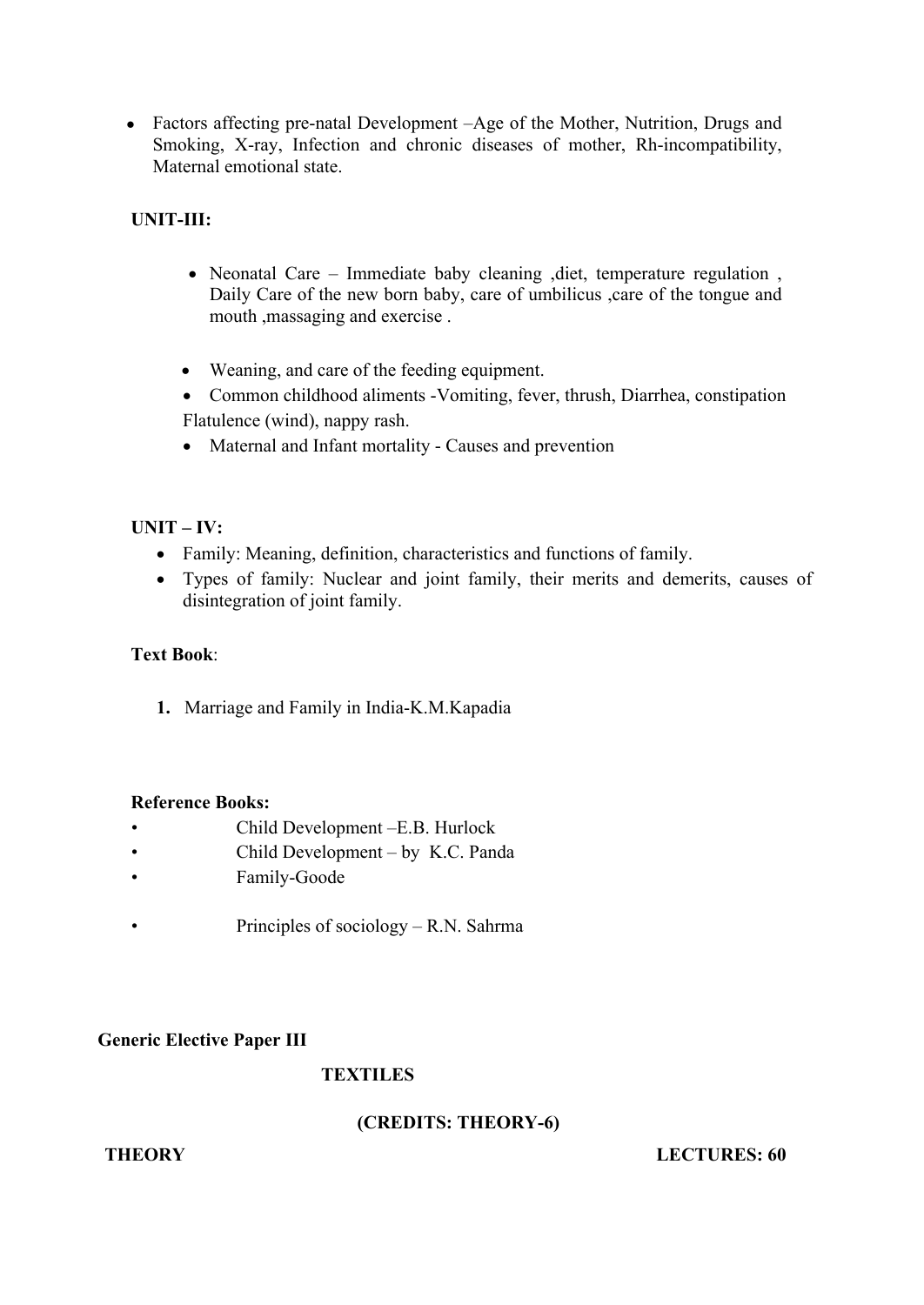- Factors affecting pre-natal Development –Age of the Mother, Nutrition, Drugs and Smoking, X-ray, Infection and chronic diseases of mother, Rh-incompatibility, Maternal emotional state.

**UNIT-III:**

- Neonatal Care – Immediate baby cleaning ,diet, temperature regulation , Daily Care of the new born baby, care of umbilicus ,care of the tongue and mouth ,massaging and exercise .

- Weaning, and care of the feeding equipment.
- Common childhood aliments -Vomiting, fever, thrush, Diarrhea, constipation Flatulence (wind), nappy rash.
- Maternal and Infant mortality - Causes and prevention

**UNIT – IV:**

- Family: Meaning, definition, characteristics and functions of family.
- Types of family: Nuclear and joint family, their merits and demerits, causes of disintegration of joint family.

**Text Book**:

1. Marriage and Family in India-K.M.Kapadia

**Reference Books:**

- Child Development –E.B. Hurlock
- Child Development – by K.C. Panda
- Family-Goode
- Principles of sociology – R.N. Sahrma

**Generic Elective Paper III**

**TEXTILES**

**(CREDITS: THEORY-6)**

**THEORY** **LECTURES: 60**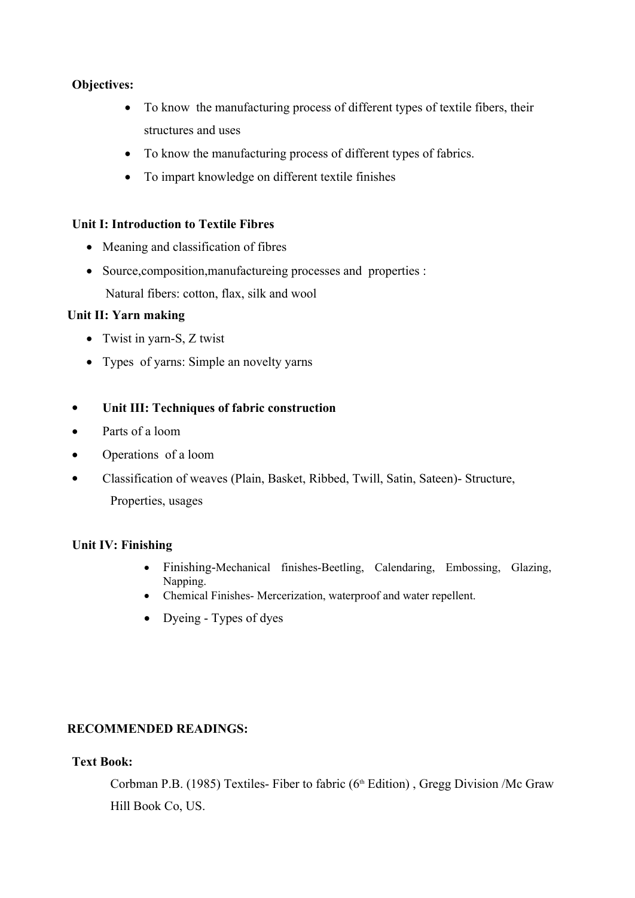**Objectives:**

- To know the manufacturing process of different types of textile fibers, their structures and uses
- To know the manufacturing process of different types of fabrics.
- To impart knowledge on different textile finishes

**Unit I: Introduction to Textile Fibres**

- Meaning and classification of fibres
- Source,composition,manufactureing processes and properties :
  Natural fibers: cotton, flax, silk and wool

**Unit II: Yarn making**

- Twist in yarn-S, Z twist
- Types of yarns: Simple an novelty yarns

- **Unit III: Techniques of fabric construction**
- Parts of a loom
- Operations of a loom
- Classification of weaves (Plain, Basket, Ribbed, Twill, Satin, Sateen)- Structure, Properties, usages

**Unit IV: Finishing**

- Finishing-Mechanical finishes-Beetling, Calendaring, Embossing, Glazing, Napping.
- Chemical Finishes- Mercerization, waterproof and water repellent.
- Dyeing - Types of dyes

**RECOMMENDED READINGS:**

**Text Book:**

Corbman P.B. (1985) Textiles- Fiber to fabric (6th Edition) , Gregg Division /Mc Graw Hill Book Co, US.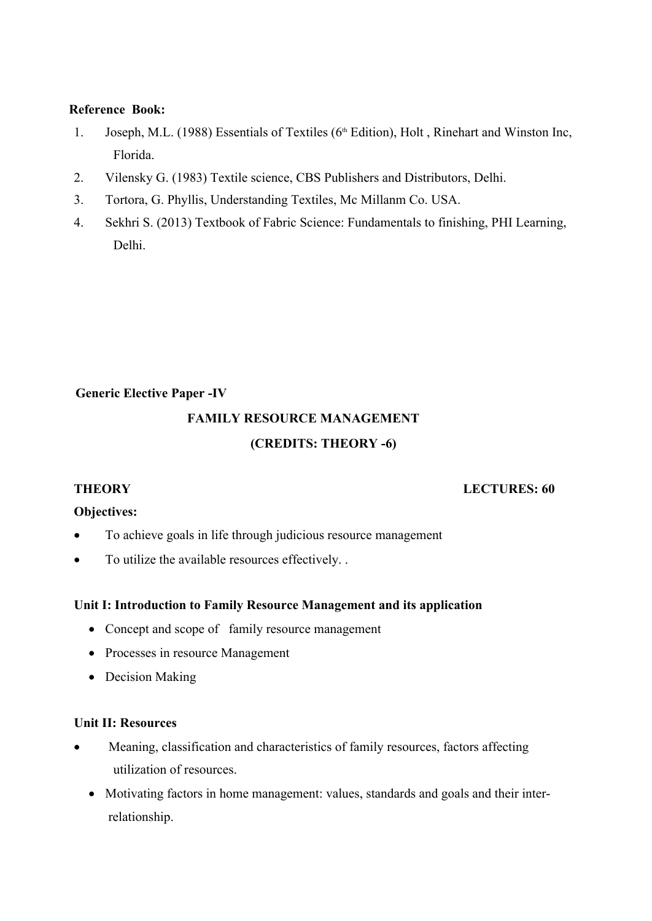**Reference Book:**

1. Joseph, M.L. (1988) Essentials of Textiles (6th Edition), Holt , Rinehart and Winston Inc, Florida.
2. Vilensky G. (1983) Textile science, CBS Publishers and Distributors, Delhi.
3. Tortora, G. Phyllis, Understanding Textiles, Mc Millanm Co. USA.
4. Sekhri S. (2013) Textbook of Fabric Science: Fundamentals to finishing, PHI Learning, Delhi.

**Generic Elective Paper -IV**

**FAMILY RESOURCE MANAGEMENT**

**(CREDITS: THEORY -6)**

**THEORY** **LECTURES: 60**

**Objectives:**

- To achieve goals in life through judicious resource management
- To utilize the available resources effectively. .

**Unit I: Introduction to Family Resource Management and its application**

- Concept and scope of family resource management
- Processes in resource Management
- Decision Making

**Unit II: Resources**

- Meaning, classification and characteristics of family resources, factors affecting utilization of resources.
- Motivating factors in home management: values, standards and goals and their inter-relationship.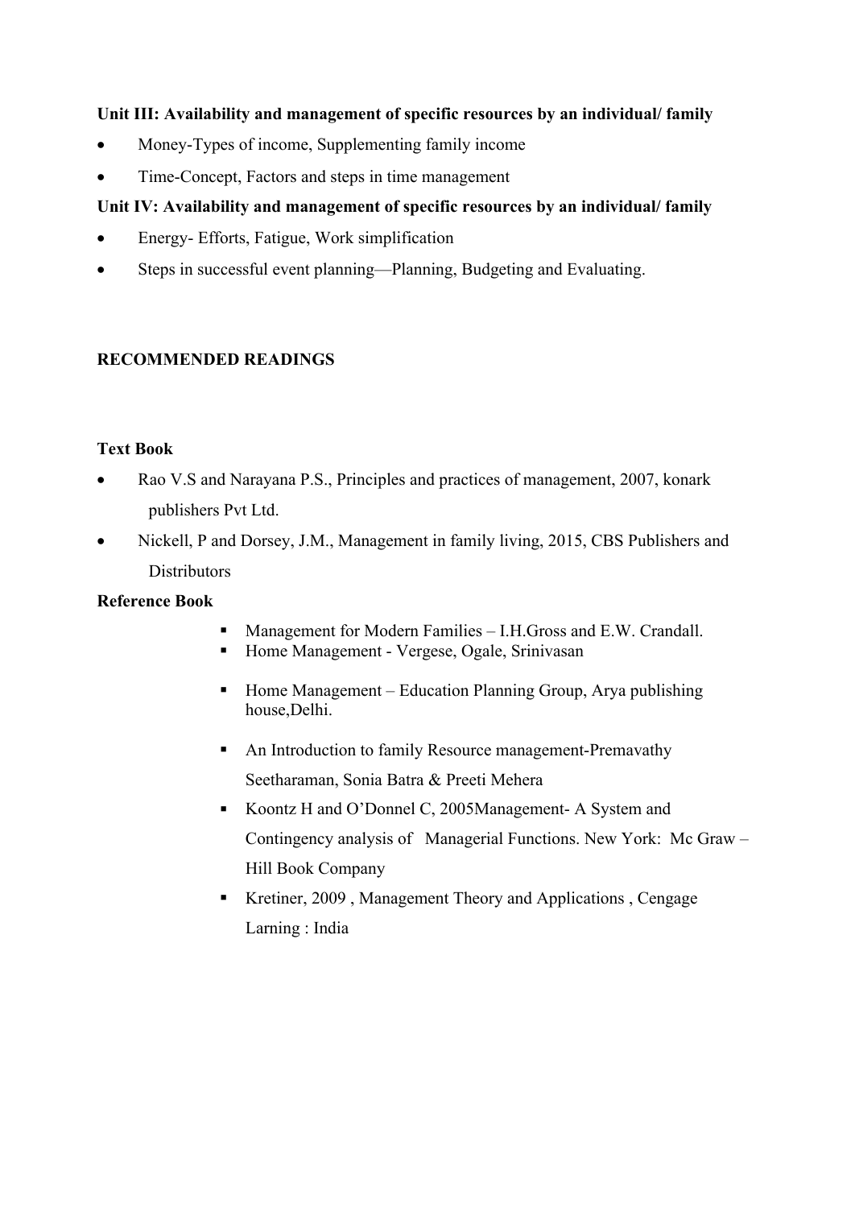**Unit III: Availability and management of specific resources by an individual/ family**

- Money-Types of income, Supplementing family income
- Time-Concept, Factors and steps in time management

**Unit IV: Availability and management of specific resources by an individual/ family**

- Energy- Efforts, Fatigue, Work simplification
- Steps in successful event planning—Planning, Budgeting and Evaluating.

**RECOMMENDED READINGS**

**Text Book**

- Rao V.S and Narayana P.S., Principles and practices of management, 2007, konark publishers Pvt Ltd.
- Nickell, P and Dorsey, J.M., Management in family living, 2015, CBS Publishers and Distributors

**Reference Book**

- Management for Modern Families – I.H.Gross and E.W. Crandall.
- Home Management - Vergese, Ogale, Srinivasan
- Home Management – Education Planning Group, Arya publishing house,Delhi.
- An Introduction to family Resource management-Premavathy Seetharaman, Sonia Batra & Preeti Mehera
- Koontz H and O'Donnel C, 2005Management- A System and Contingency analysis of Managerial Functions. New York: Mc Graw – Hill Book Company
- Kretiner, 2009 , Management Theory and Applications , Cengage Larning : India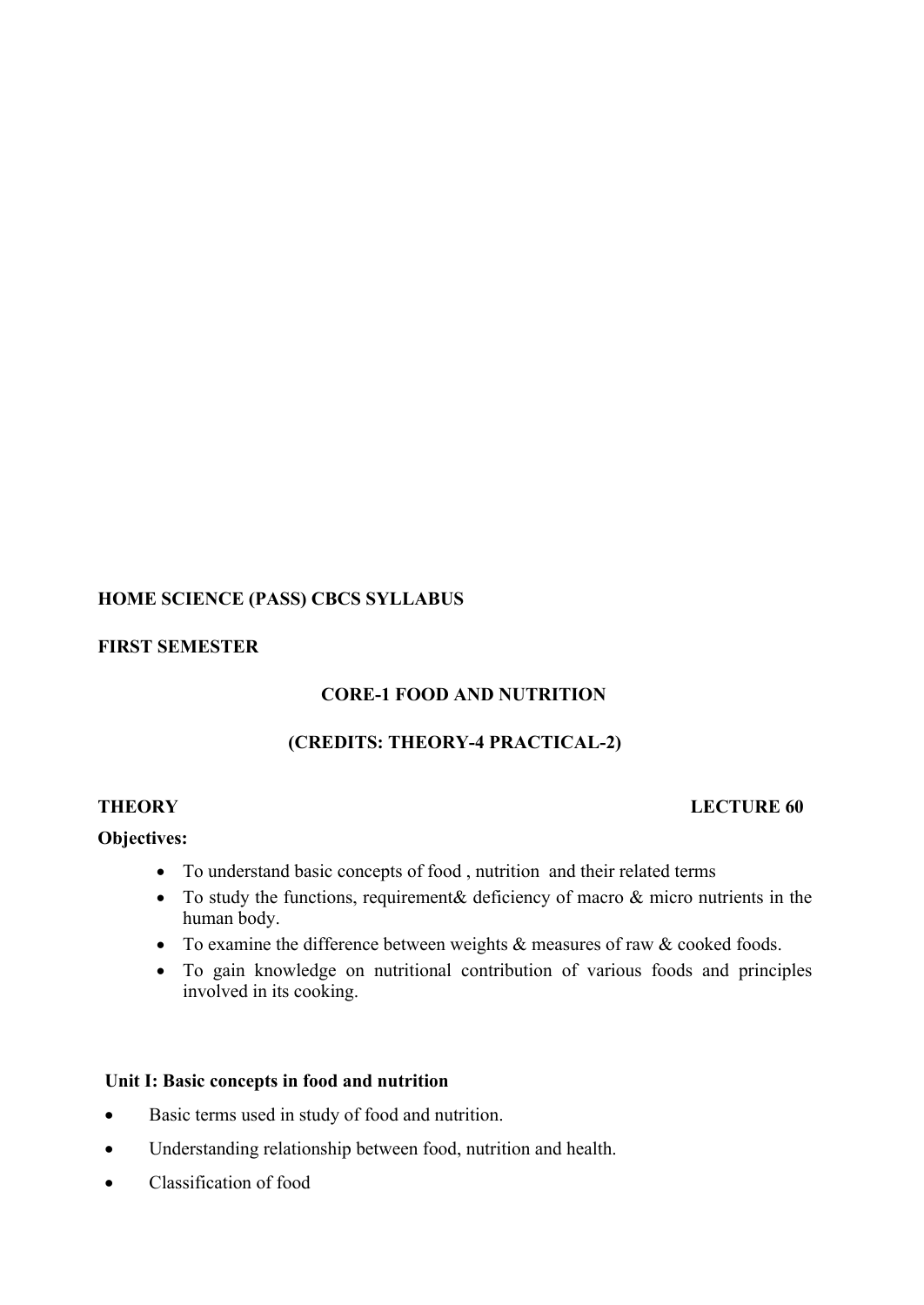**HOME SCIENCE (PASS) CBCS SYLLABUS**

**FIRST SEMESTER**

**CORE-1 FOOD AND NUTRITION**

**(CREDITS: THEORY-4 PRACTICAL-2)**

**THEORY** **LECTURE 60**

**Objectives:**

- To understand basic concepts of food , nutrition and their related terms
- To study the functions, requirement& deficiency of macro & micro nutrients in the human body.
- To examine the difference between weights & measures of raw & cooked foods.
- To gain knowledge on nutritional contribution of various foods and principles involved in its cooking.

**Unit I: Basic concepts in food and nutrition**

- Basic terms used in study of food and nutrition.
- Understanding relationship between food, nutrition and health.
- Classification of food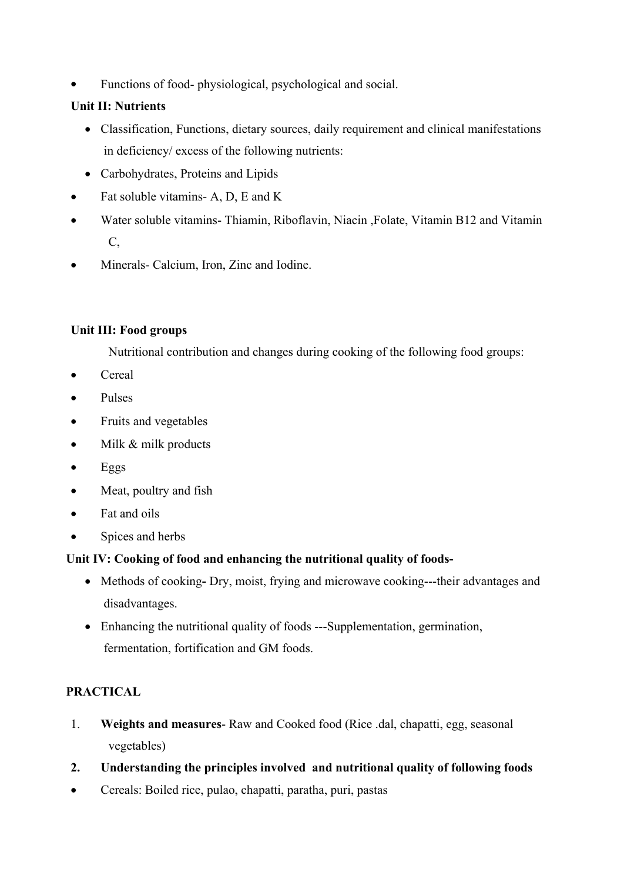- Functions of food- physiological, psychological and social.

**Unit II: Nutrients**

- Classification, Functions, dietary sources, daily requirement and clinical manifestations in deficiency/ excess of the following nutrients:
- Carbohydrates, Proteins and Lipids
- Fat soluble vitamins- A, D, E and K
- Water soluble vitamins- Thiamin, Riboflavin, Niacin ,Folate, Vitamin B12 and Vitamin C,
- Minerals- Calcium, Iron, Zinc and Iodine.

**Unit III: Food groups**

Nutritional contribution and changes during cooking of the following food groups:

- Cereal
- Pulses
- Fruits and vegetables
- Milk & milk products
- Eggs
- Meat, poultry and fish
- Fat and oils
- Spices and herbs

**Unit IV: Cooking of food and enhancing the nutritional quality of foods-**

- Methods of cooking**-** Dry, moist, frying and microwave cooking---their advantages and disadvantages.
- Enhancing the nutritional quality of foods ---Supplementation, germination, fermentation, fortification and GM foods.

**PRACTICAL**

1. **Weights and measures**- Raw and Cooked food (Rice .dal, chapatti, egg, seasonal vegetables)
2. **Understanding the principles involved and nutritional quality of following foods**

- Cereals: Boiled rice, pulao, chapatti, paratha, puri, pastas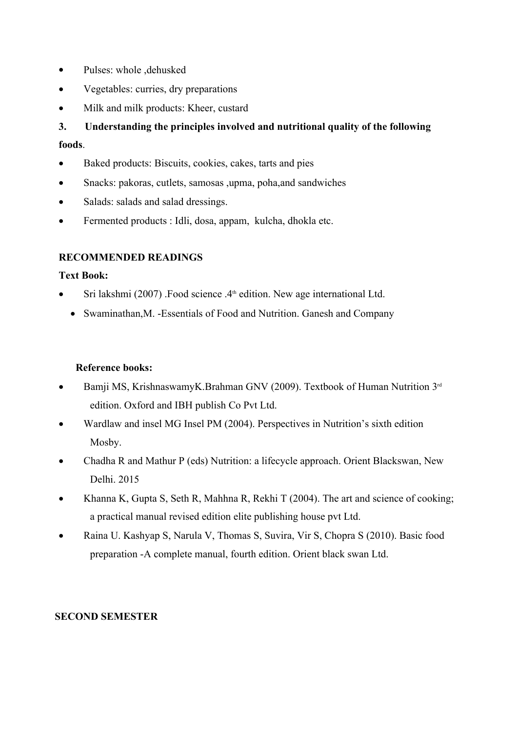- Pulses: whole ,dehusked
- Vegetables: curries, dry preparations
- Milk and milk products: Kheer, custard

**3. Understanding the principles involved and nutritional quality of the following foods**.

- Baked products: Biscuits, cookies, cakes, tarts and pies
- Snacks: pakoras, cutlets, samosas ,upma, poha,and sandwiches
- Salads: salads and salad dressings.
- Fermented products : Idli, dosa, appam, kulcha, dhokla etc.

**RECOMMENDED READINGS**

**Text Book:**

- Sri lakshmi (2007) .Food science .4th edition. New age international Ltd.
- Swaminathan,M. -Essentials of Food and Nutrition. Ganesh and Company

**Reference books:**

- Bamji MS, KrishnaswamyK.Brahman GNV (2009). Textbook of Human Nutrition 3rd edition. Oxford and IBH publish Co Pvt Ltd.
- Wardlaw and insel MG Insel PM (2004). Perspectives in Nutrition's sixth edition Mosby.
- Chadha R and Mathur P (eds) Nutrition: a lifecycle approach. Orient Blackswan, New Delhi. 2015
- Khanna K, Gupta S, Seth R, Mahhna R, Rekhi T (2004). The art and science of cooking; a practical manual revised edition elite publishing house pvt Ltd.
- Raina U. Kashyap S, Narula V, Thomas S, Suvira, Vir S, Chopra S (2010). Basic food preparation -A complete manual, fourth edition. Orient black swan Ltd.

**SECOND SEMESTER**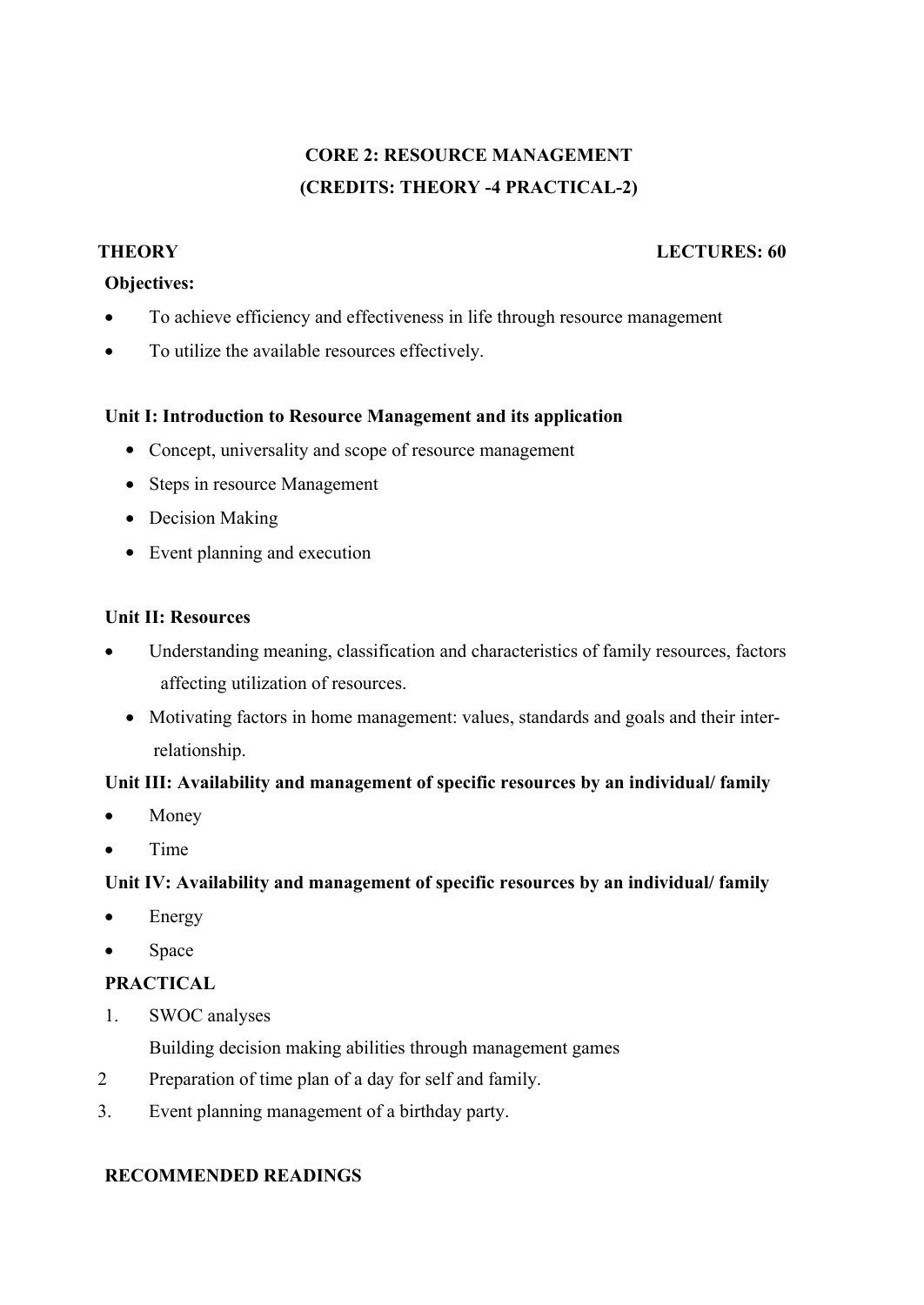**CORE 2: RESOURCE MANAGEMENT**

**(CREDITS: THEORY -4 PRACTICAL-2)**

**THEORY** **LECTURES: 60**

**Objectives:**

- To achieve efficiency and effectiveness in life through resource management
- To utilize the available resources effectively.

**Unit I: Introduction to Resource Management and its application**

- Concept, universality and scope of resource management
- Steps in resource Management
- Decision Making
- Event planning and execution

**Unit II: Resources**

- Understanding meaning, classification and characteristics of family resources, factors affecting utilization of resources.
- Motivating factors in home management: values, standards and goals and their inter-relationship.

**Unit III: Availability and management of specific resources by an individual/ family**

- Money
- Time

**Unit IV: Availability and management of specific resources by an individual/ family**

- Energy
- Space

**PRACTICAL**

1. SWOC analyses

   Building decision making abilities through management games

2. Preparation of time plan of a day for self and family.

3. Event planning management of a birthday party.

**RECOMMENDED READINGS**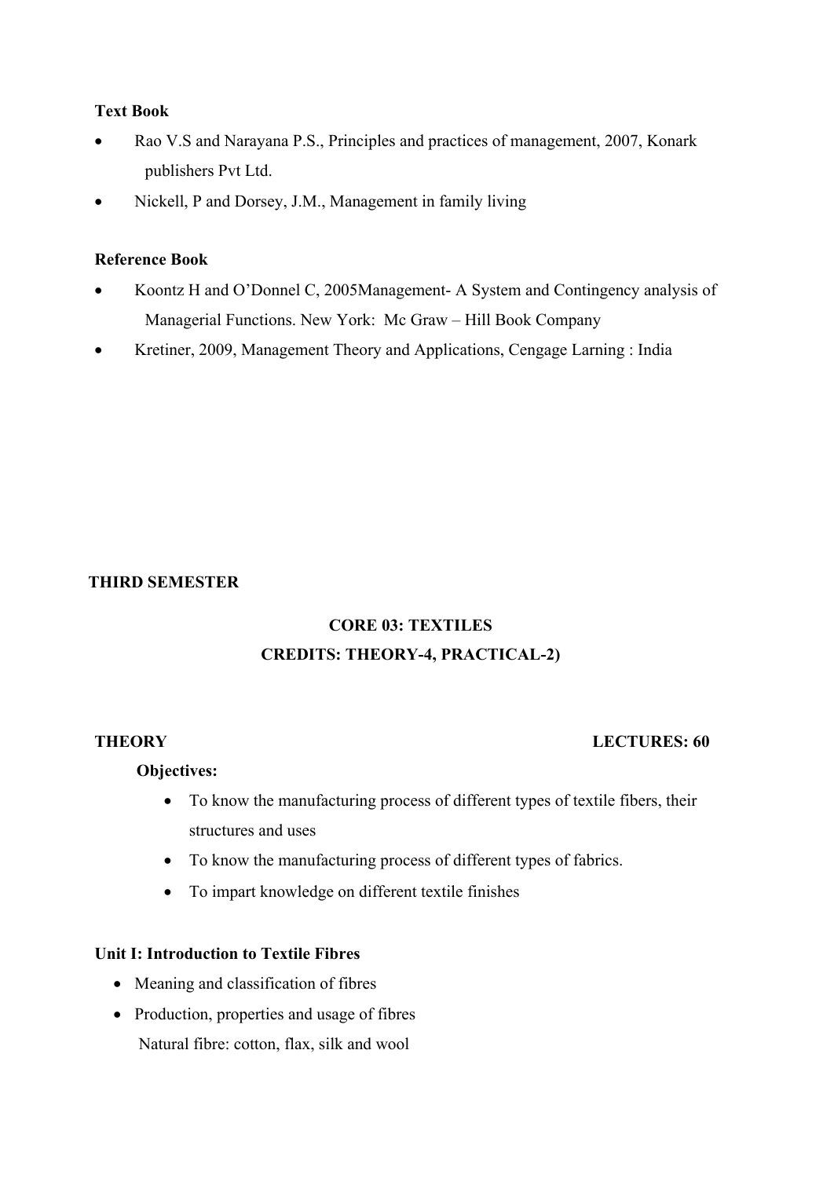**Text Book**

- Rao V.S and Narayana P.S., Principles and practices of management, 2007, Konark publishers Pvt Ltd.
- Nickell, P and Dorsey, J.M., Management in family living

**Reference Book**

- Koontz H and O'Donnel C, 2005Management- A System and Contingency analysis of Managerial Functions. New York: Mc Graw – Hill Book Company
- Kretiner, 2009, Management Theory and Applications, Cengage Larning : India

**THIRD SEMESTER**

**CORE 03: TEXTILES**

**CREDITS: THEORY-4, PRACTICAL-2)**

**THEORY** **LECTURES: 60**

**Objectives:**

- To know the manufacturing process of different types of textile fibers, their structures and uses
- To know the manufacturing process of different types of fabrics.
- To impart knowledge on different textile finishes

**Unit I: Introduction to Textile Fibres**

- Meaning and classification of fibres
- Production, properties and usage of fibres

  Natural fibre: cotton, flax, silk and wool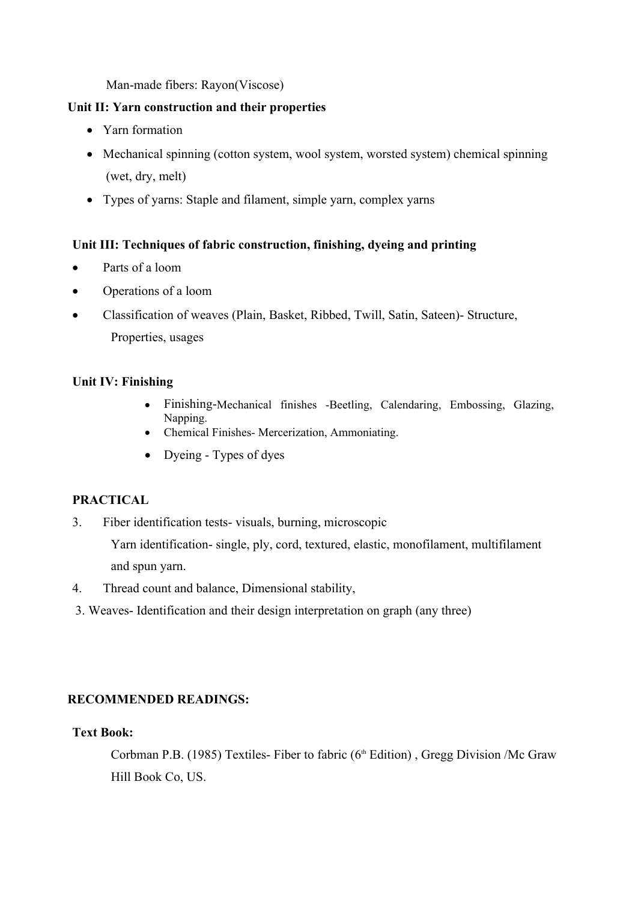Man-made fibers: Rayon(Viscose)

**Unit II: Yarn construction and their properties**

- Yarn formation
- Mechanical spinning (cotton system, wool system, worsted system) chemical spinning (wet, dry, melt)
- Types of yarns: Staple and filament, simple yarn, complex yarns

**Unit III: Techniques of fabric construction, finishing, dyeing and printing**

- Parts of a loom
- Operations of a loom
- Classification of weaves (Plain, Basket, Ribbed, Twill, Satin, Sateen)- Structure, Properties, usages

**Unit IV: Finishing**

- Finishing-Mechanical finishes -Beetling, Calendaring, Embossing, Glazing, Napping.
- Chemical Finishes- Mercerization, Ammoniating.
- Dyeing - Types of dyes

**PRACTICAL**

3. Fiber identification tests- visuals, burning, microscopic
   Yarn identification- single, ply, cord, textured, elastic, monofilament, multifilament and spun yarn.
4. Thread count and balance, Dimensional stability,

3. Weaves- Identification and their design interpretation on graph (any three)

**RECOMMENDED READINGS:**

**Text Book:**

Corbman P.B. (1985) Textiles- Fiber to fabric (6th Edition) , Gregg Division /Mc Graw Hill Book Co, US.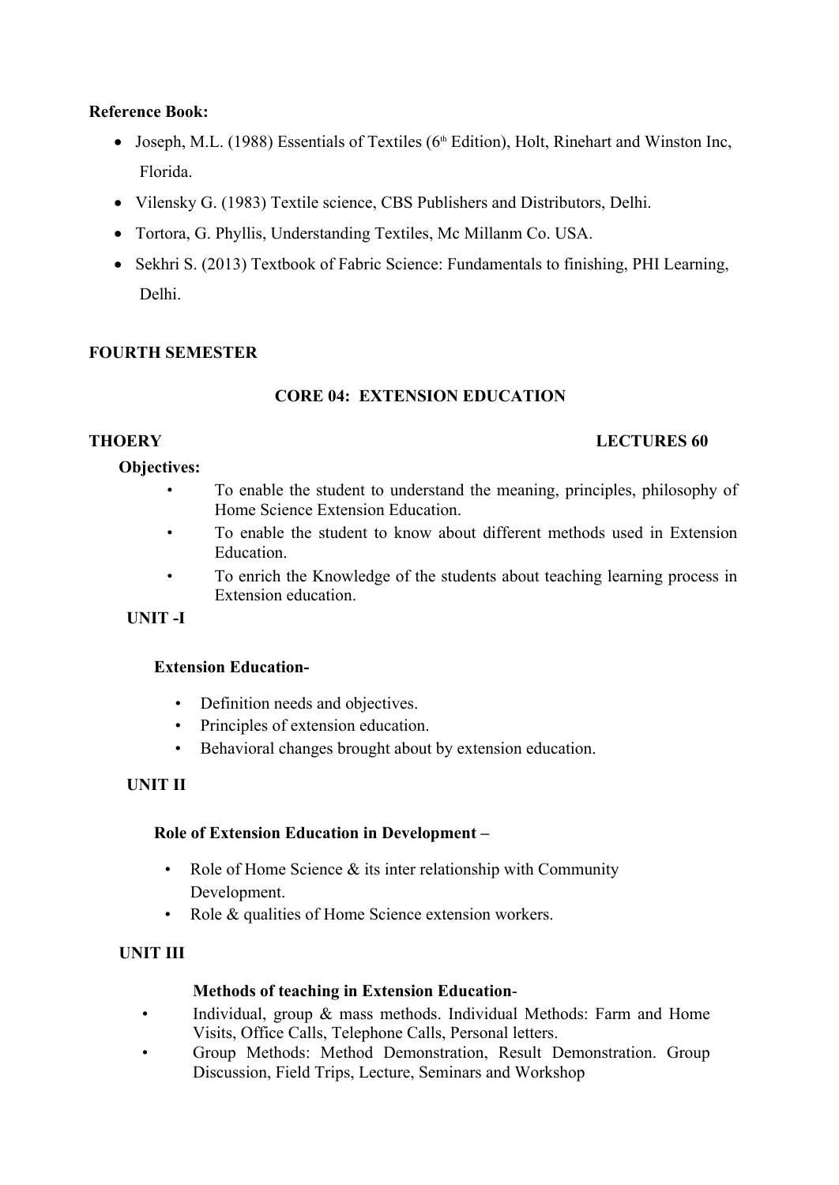**Reference Book:**

- Joseph, M.L. (1988) Essentials of Textiles (6th Edition), Holt, Rinehart and Winston Inc, Florida.
- Vilensky G. (1983) Textile science, CBS Publishers and Distributors, Delhi.
- Tortora, G. Phyllis, Understanding Textiles, Mc Millanm Co. USA.
- Sekhri S. (2013) Textbook of Fabric Science: Fundamentals to finishing, PHI Learning, Delhi.

**FOURTH SEMESTER**

**CORE 04: EXTENSION EDUCATION**

**THOERY** **LECTURES 60**

**Objectives:**

- To enable the student to understand the meaning, principles, philosophy of Home Science Extension Education.
- To enable the student to know about different methods used in Extension Education.
- To enrich the Knowledge of the students about teaching learning process in Extension education.

**UNIT -I**

**Extension Education-**

- Definition needs and objectives.
- Principles of extension education.
- Behavioral changes brought about by extension education.

**UNIT II**

**Role of Extension Education in Development –**

- Role of Home Science & its inter relationship with Community Development.
- Role & qualities of Home Science extension workers.

**UNIT III**

**Methods of teaching in Extension Education**-

- Individual, group & mass methods. Individual Methods: Farm and Home Visits, Office Calls, Telephone Calls, Personal letters.
- Group Methods: Method Demonstration, Result Demonstration. Group Discussion, Field Trips, Lecture, Seminars and Workshop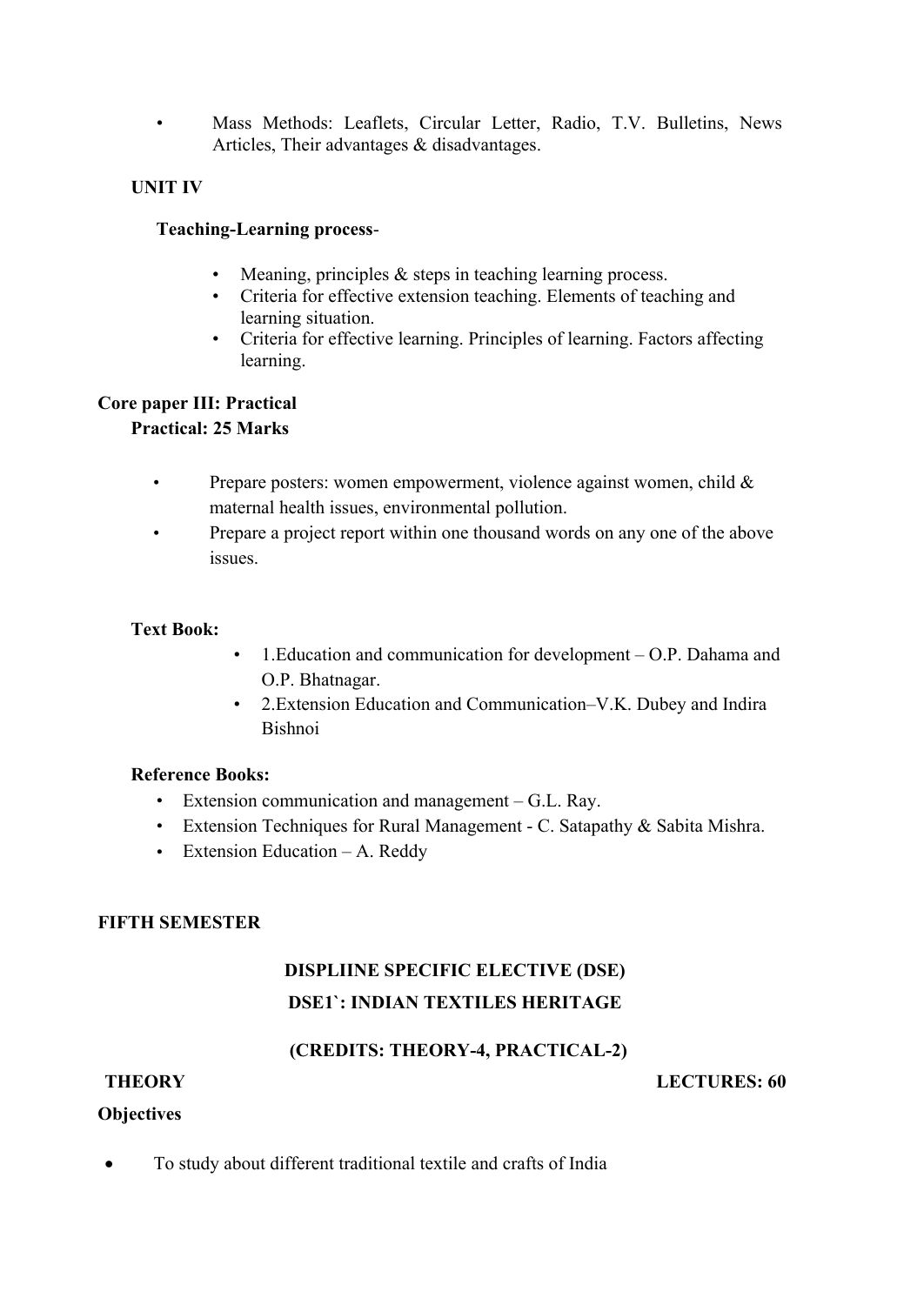- Mass Methods: Leaflets, Circular Letter, Radio, T.V. Bulletins, News Articles, Their advantages & disadvantages.

**UNIT IV**

**Teaching-Learning process**-

- Meaning, principles & steps in teaching learning process.
- Criteria for effective extension teaching. Elements of teaching and learning situation.
- Criteria for effective learning. Principles of learning. Factors affecting learning.

**Core paper III: Practical**

**Practical: 25 Marks**

- Prepare posters: women empowerment, violence against women, child & maternal health issues, environmental pollution.
- Prepare a project report within one thousand words on any one of the above issues.

**Text Book:**

- 1.Education and communication for development – O.P. Dahama and O.P. Bhatnagar.
- 2.Extension Education and Communication–V.K. Dubey and Indira Bishnoi

**Reference Books:**

- Extension communication and management – G.L. Ray.
- Extension Techniques for Rural Management - C. Satapathy & Sabita Mishra.
- Extension Education – A. Reddy

**FIFTH SEMESTER**

**DISPLIINE SPECIFIC ELECTIVE (DSE)**

**DSE1`: INDIAN TEXTILES HERITAGE**

**(CREDITS: THEORY-4, PRACTICAL-2)**

**THEORY** **LECTURES: 60**

**Objectives**

- To study about different traditional textile and crafts of India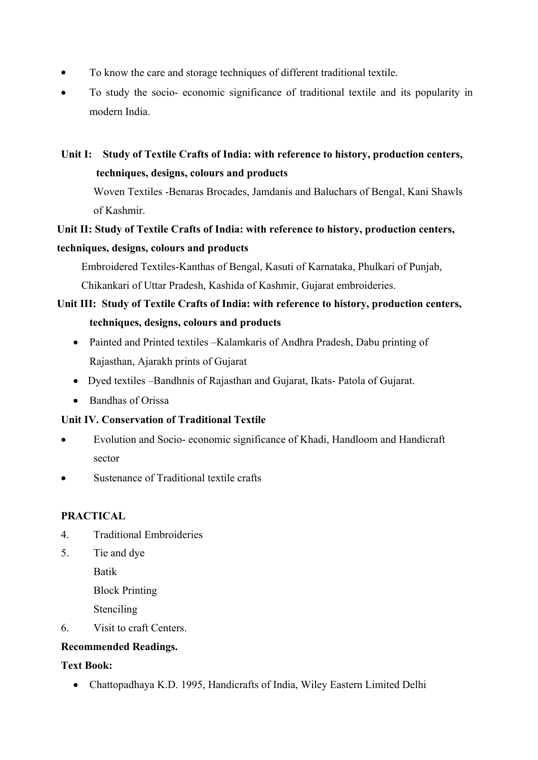- To know the care and storage techniques of different traditional textile.
- To study the socio- economic significance of traditional textile and its popularity in modern India.

**Unit I: Study of Textile Crafts of India: with reference to history, production centers, techniques, designs, colours and products**

Woven Textiles -Benaras Brocades, Jamdanis and Baluchars of Bengal, Kani Shawls of Kashmir.

**Unit II: Study of Textile Crafts of India: with reference to history, production centers, techniques, designs, colours and products**

Embroidered Textiles-Kanthas of Bengal, Kasuti of Karnataka, Phulkari of Punjab, Chikankari of Uttar Pradesh, Kashida of Kashmir, Gujarat embroideries.

**Unit III: Study of Textile Crafts of India: with reference to history, production centers, techniques, designs, colours and products**

- Painted and Printed textiles –Kalamkaris of Andhra Pradesh, Dabu printing of Rajasthan, Ajarakh prints of Gujarat
- Dyed textiles –Bandhnis of Rajasthan and Gujarat, Ikats- Patola of Gujarat.
- Bandhas of Orissa

**Unit IV. Conservation of Traditional Textile**

- Evolution and Socio- economic significance of Khadi, Handloom and Handicraft sector
- Sustenance of Traditional textile crafts

**PRACTICAL**

4. Traditional Embroideries
5. Tie and dye

   Batik

   Block Printing

   Stenciling
6. Visit to craft Centers.

**Recommended Readings.**

**Text Book:**

- Chattopadhaya K.D. 1995, Handicrafts of India, Wiley Eastern Limited Delhi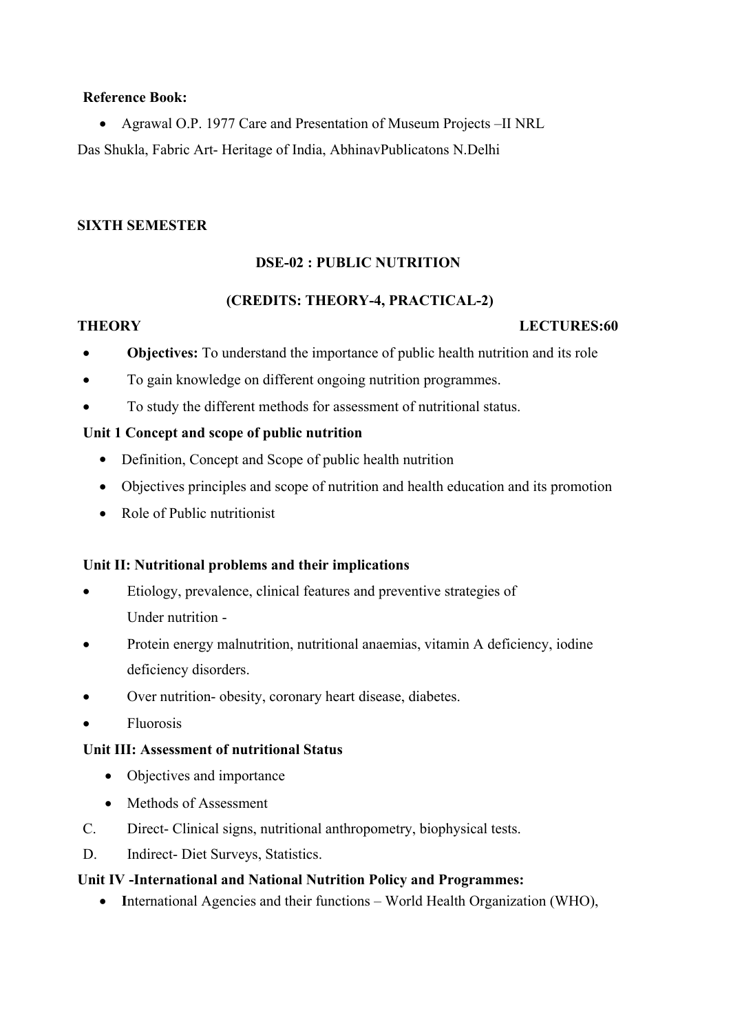**Reference Book:**

- Agrawal O.P. 1977 Care and Presentation of Museum Projects –II NRL

Das Shukla, Fabric Art- Heritage of India, AbhinavPublicatons N.Delhi

**SIXTH SEMESTER**

**DSE-02 : PUBLIC NUTRITION**

**(CREDITS: THEORY-4, PRACTICAL-2)**

**THEORY** **LECTURES:60**

- **Objectives:** To understand the importance of public health nutrition and its role
- To gain knowledge on different ongoing nutrition programmes.
- To study the different methods for assessment of nutritional status.

**Unit 1 Concept and scope of public nutrition**

- Definition, Concept and Scope of public health nutrition
- Objectives principles and scope of nutrition and health education and its promotion
- Role of Public nutritionist

**Unit II: Nutritional problems and their implications**

- Etiology, prevalence, clinical features and preventive strategies of Under nutrition -
- Protein energy malnutrition, nutritional anaemias, vitamin A deficiency, iodine deficiency disorders.
- Over nutrition- obesity, coronary heart disease, diabetes.
- Fluorosis

**Unit III: Assessment of nutritional Status**

- Objectives and importance
- Methods of Assessment

C. Direct- Clinical signs, nutritional anthropometry, biophysical tests.

D. Indirect- Diet Surveys, Statistics.

**Unit IV -International and National Nutrition Policy and Programmes:**

- **I**nternational Agencies and their functions – World Health Organization (WHO),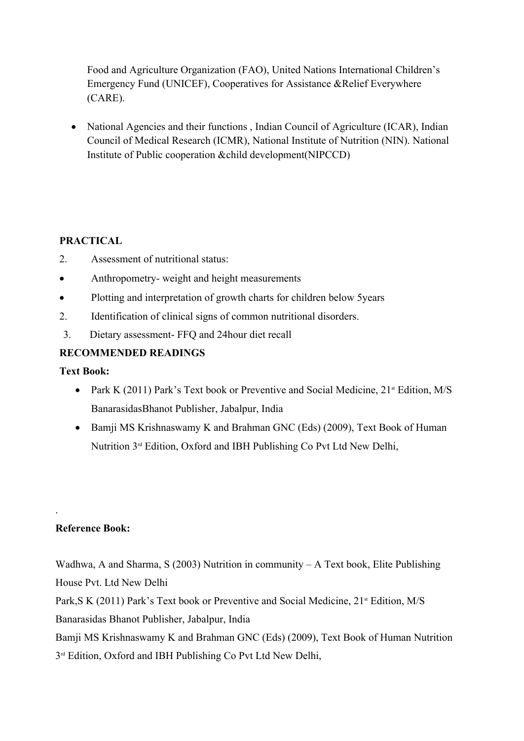Food and Agriculture Organization (FAO), United Nations International Children's Emergency Fund (UNICEF), Cooperatives for Assistance &Relief Everywhere (CARE).

- National Agencies and their functions , Indian Council of Agriculture (ICAR), Indian Council of Medical Research (ICMR), National Institute of Nutrition (NIN). National Institute of Public cooperation &child development(NIPCCD)

**PRACTICAL**

2. Assessment of nutritional status:
- Anthropometry- weight and height measurements
- Plotting and interpretation of growth charts for children below 5years

2. Identification of clinical signs of common nutritional disorders.
3. Dietary assessment- FFQ and 24hour diet recall

**RECOMMENDED READINGS**

**Text Book:**

- Park K (2011) Park's Text book or Preventive and Social Medicine, 21st Edition, M/S BanarasidasBhanot Publisher, Jabalpur, India
- Bamji MS Krishnaswamy K and Brahman GNC (Eds) (2009), Text Book of Human Nutrition 3rd Edition, Oxford and IBH Publishing Co Pvt Ltd New Delhi,

.

**Reference Book:**

Wadhwa, A and Sharma, S (2003) Nutrition in community – A Text book, Elite Publishing House Pvt. Ltd New Delhi

Park,S K (2011) Park's Text book or Preventive and Social Medicine, 21st Edition, M/S Banarasidas Bhanot Publisher, Jabalpur, India

Bamji MS Krishnaswamy K and Brahman GNC (Eds) (2009), Text Book of Human Nutrition 3rd Edition, Oxford and IBH Publishing Co Pvt Ltd New Delhi,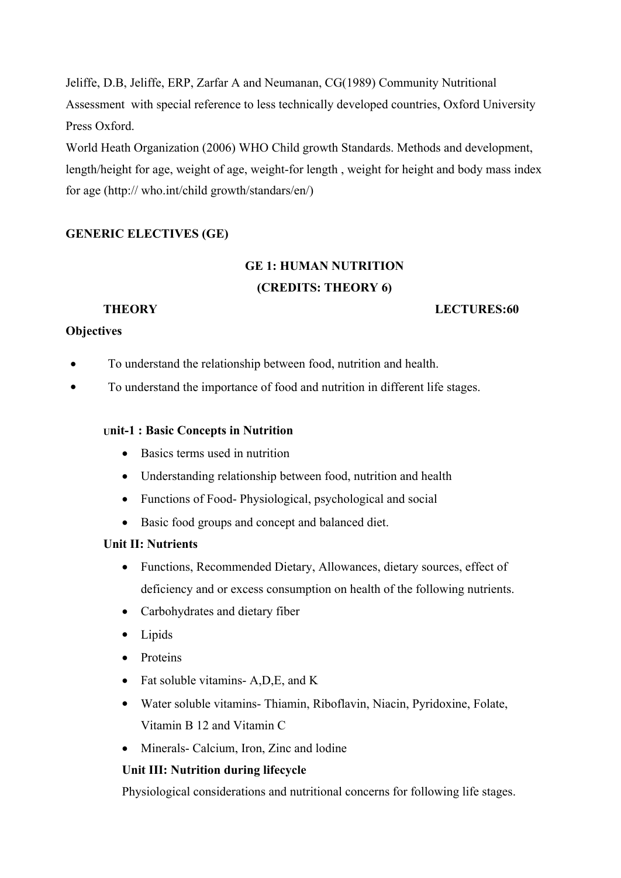Jeliffe, D.B, Jeliffe, ERP, Zarfar A and Neumanan, CG(1989) Community Nutritional Assessment with special reference to less technically developed countries, Oxford University Press Oxford.

World Heath Organization (2006) WHO Child growth Standards. Methods and development, length/height for age, weight of age, weight-for length , weight for height and body mass index for age (http:// who.int/child growth/standars/en/)

## GENERIC ELECTIVES (GE)

### GE 1: HUMAN NUTRITION

### (CREDITS: THEORY 6)

**THEORY** **LECTURES:60**

**Objectives**

- To understand the relationship between food, nutrition and health.
- To understand the importance of food and nutrition in different life stages.

**Unit-1 : Basic Concepts in Nutrition**

- Basics terms used in nutrition
- Understanding relationship between food, nutrition and health
- Functions of Food- Physiological, psychological and social
- Basic food groups and concept and balanced diet.

**Unit II: Nutrients**

- Functions, Recommended Dietary, Allowances, dietary sources, effect of deficiency and or excess consumption on health of the following nutrients.
- Carbohydrates and dietary fiber
- Lipids
- Proteins
- Fat soluble vitamins- A,D,E, and K
- Water soluble vitamins- Thiamin, Riboflavin, Niacin, Pyridoxine, Folate, Vitamin B 12 and Vitamin C
- Minerals- Calcium, Iron, Zinc and lodine

**Unit III: Nutrition during lifecycle**

Physiological considerations and nutritional concerns for following life stages.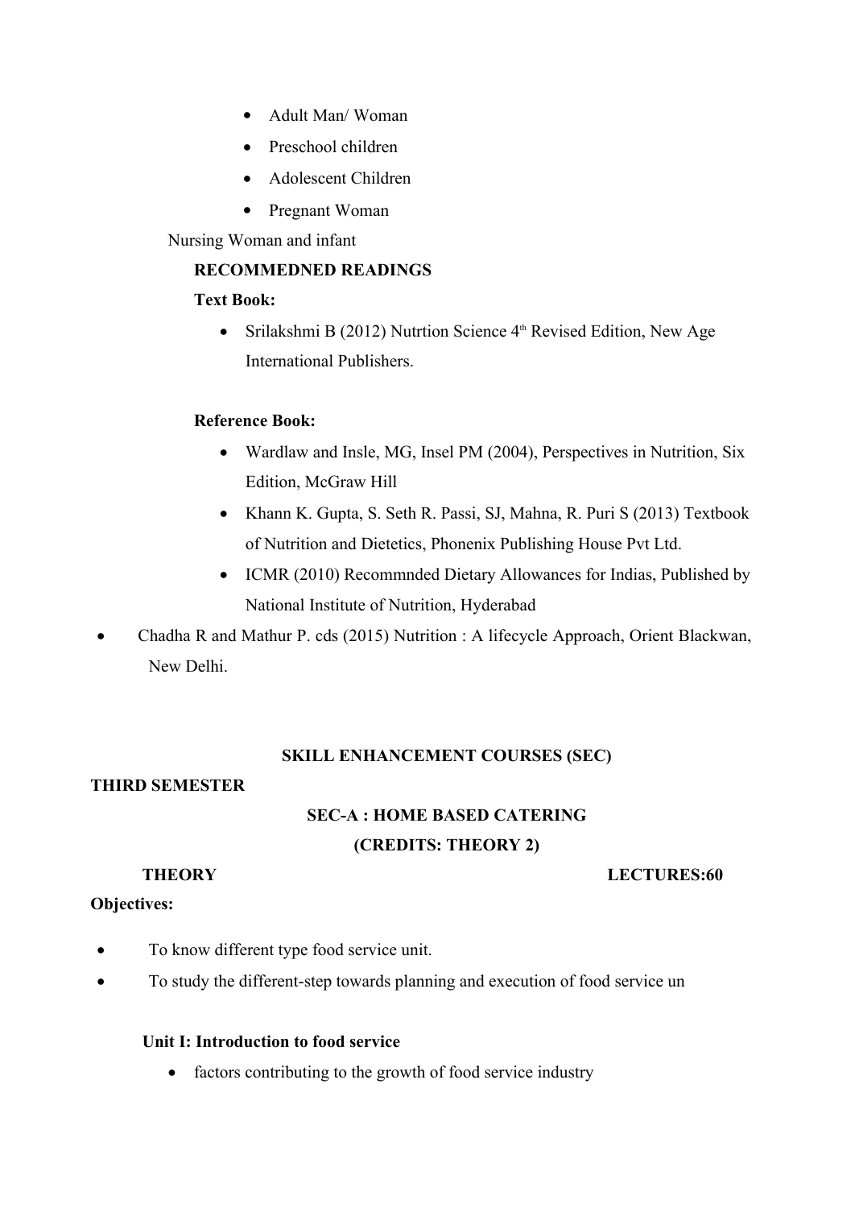- Adult Man/ Woman
- Preschool children
- Adolescent Children
- Pregnant Woman

Nursing Woman and infant

**RECOMMEDNED READINGS**

**Text Book:**

- Srilakshmi B (2012) Nutrtion Science 4th Revised Edition, New Age International Publishers.

**Reference Book:**

- Wardlaw and Insle, MG, Insel PM (2004), Perspectives in Nutrition, Six Edition, McGraw Hill
- Khann K. Gupta, S. Seth R. Passi, SJ, Mahna, R. Puri S (2013) Textbook of Nutrition and Dietetics, Phonenix Publishing House Pvt Ltd.
- ICMR (2010) Recommnded Dietary Allowances for Indias, Published by National Institute of Nutrition, Hyderabad
- Chadha R and Mathur P. cds (2015) Nutrition : A lifecycle Approach, Orient Blackwan, New Delhi.

## SKILL ENHANCEMENT COURSES (SEC)

**THIRD SEMESTER**

### SEC-A : HOME BASED CATERING

**(CREDITS: THEORY 2)**

**THEORY** **LECTURES:60**

**Objectives:**

- To know different type food service unit.
- To study the different-step towards planning and execution of food service un

**Unit I: Introduction to food service**

- factors contributing to the growth of food service industry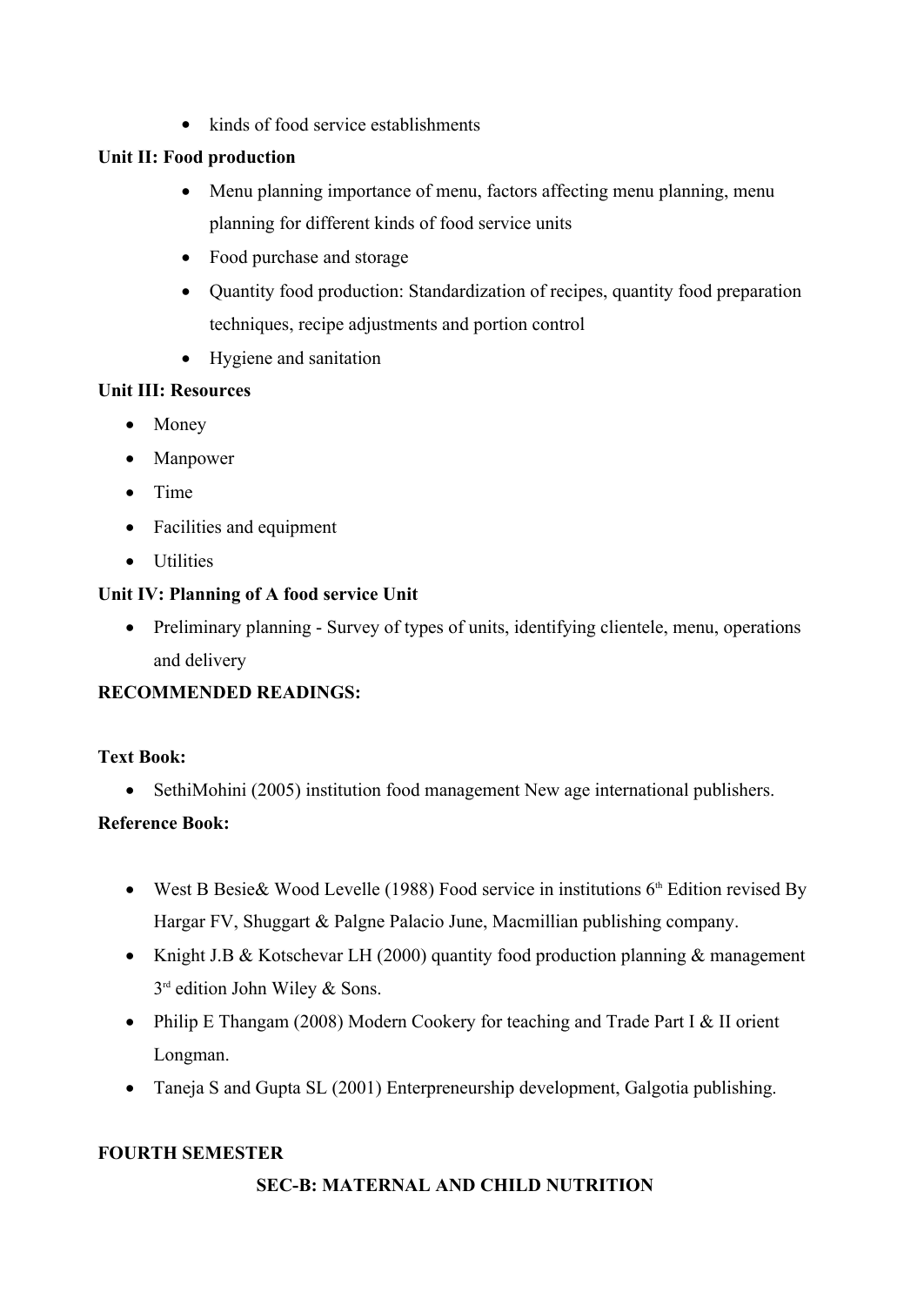- kinds of food service establishments

**Unit II: Food production**

- Menu planning importance of menu, factors affecting menu planning, menu planning for different kinds of food service units
- Food purchase and storage
- Quantity food production: Standardization of recipes, quantity food preparation techniques, recipe adjustments and portion control
- Hygiene and sanitation

**Unit III: Resources**

- Money
- Manpower
- Time
- Facilities and equipment
- Utilities

**Unit IV: Planning of A food service Unit**

- Preliminary planning - Survey of types of units, identifying clientele, menu, operations and delivery

**RECOMMENDED READINGS:**

**Text Book:**

- SethiMohini (2005) institution food management New age international publishers.

**Reference Book:**

- West B Besie& Wood Levelle (1988) Food service in institutions 6th Edition revised By Hargar FV, Shuggart & Palgne Palacio June, Macmillian publishing company.
- Knight J.B & Kotschevar LH (2000) quantity food production planning & management 3rd edition John Wiley & Sons.
- Philip E Thangam (2008) Modern Cookery for teaching and Trade Part I & II orient Longman.
- Taneja S and Gupta SL (2001) Enterpreneurship development, Galgotia publishing.

**FOURTH SEMESTER**

**SEC-B: MATERNAL AND CHILD NUTRITION**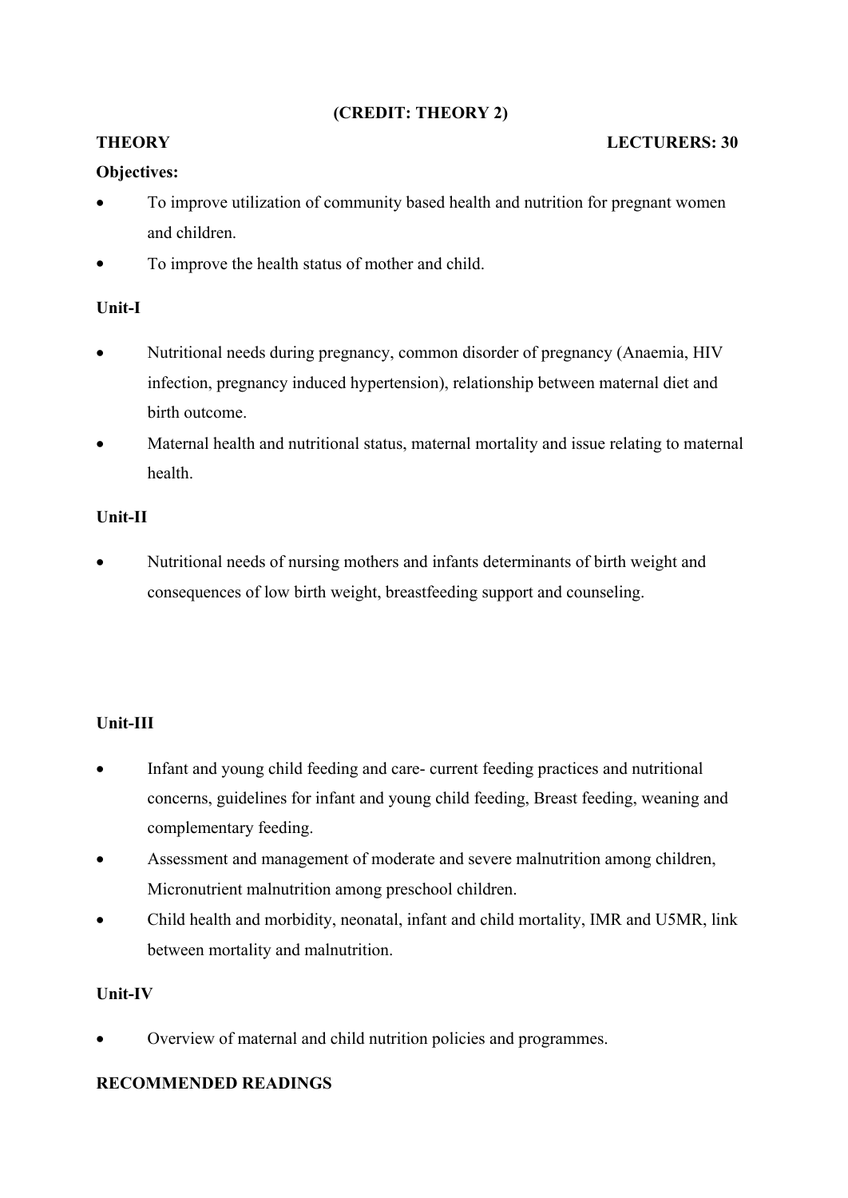**(CREDIT: THEORY 2)**

**THEORY** **LECTURERS: 30**

**Objectives:**

- To improve utilization of community based health and nutrition for pregnant women and children.
- To improve the health status of mother and child.

**Unit-I**

- Nutritional needs during pregnancy, common disorder of pregnancy (Anaemia, HIV infection, pregnancy induced hypertension), relationship between maternal diet and birth outcome.
- Maternal health and nutritional status, maternal mortality and issue relating to maternal health.

**Unit-II**

- Nutritional needs of nursing mothers and infants determinants of birth weight and consequences of low birth weight, breastfeeding support and counseling.

**Unit-III**

- Infant and young child feeding and care- current feeding practices and nutritional concerns, guidelines for infant and young child feeding, Breast feeding, weaning and complementary feeding.
- Assessment and management of moderate and severe malnutrition among children, Micronutrient malnutrition among preschool children.
- Child health and morbidity, neonatal, infant and child mortality, IMR and U5MR, link between mortality and malnutrition.

**Unit-IV**

- Overview of maternal and child nutrition policies and programmes.

**RECOMMENDED READINGS**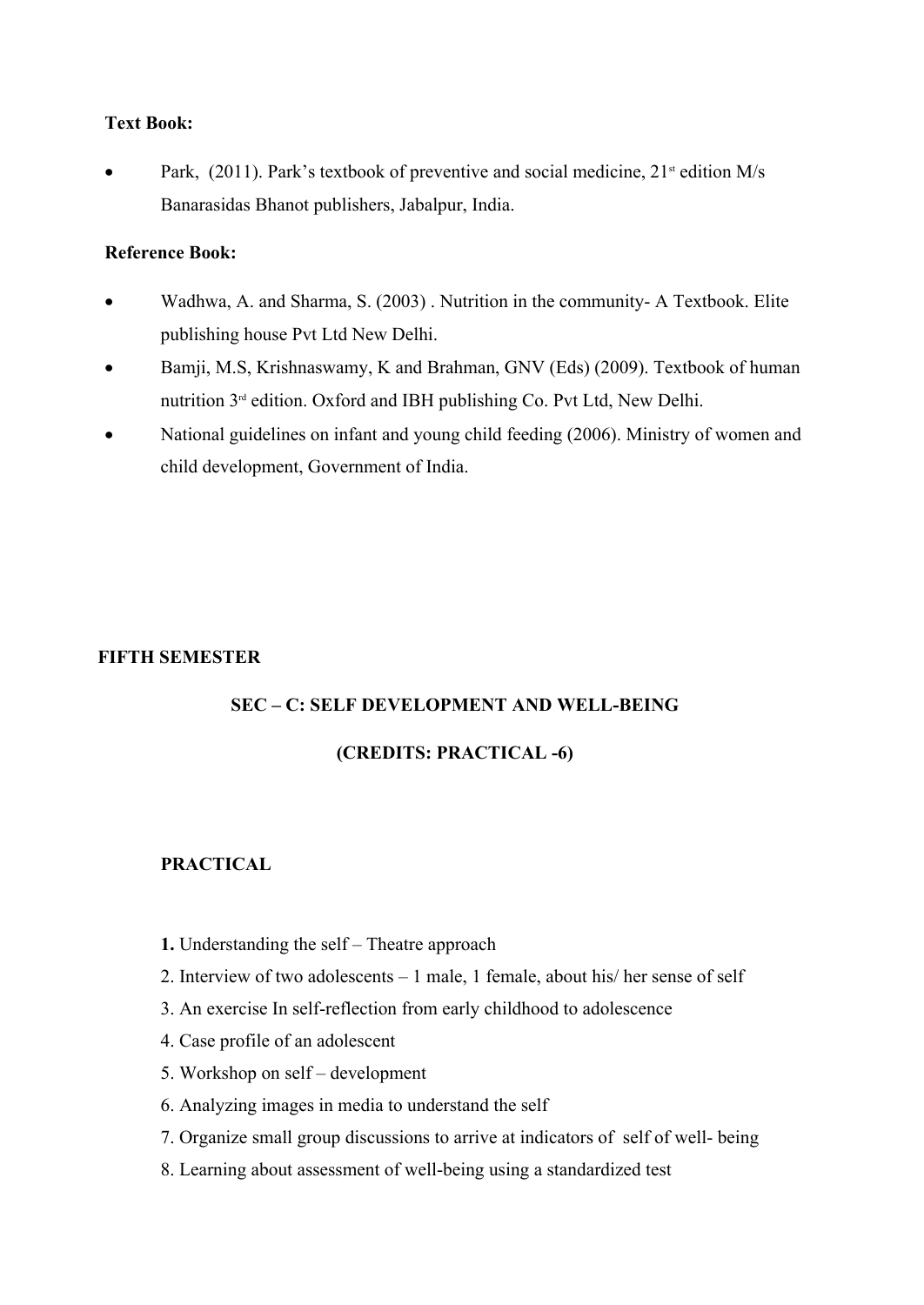**Text Book:**

- Park, (2011). Park's textbook of preventive and social medicine, 21st edition M/s Banarasidas Bhanot publishers, Jabalpur, India.

**Reference Book:**

- Wadhwa, A. and Sharma, S. (2003) . Nutrition in the community- A Textbook. Elite publishing house Pvt Ltd New Delhi.
- Bamji, M.S, Krishnaswamy, K and Brahman, GNV (Eds) (2009). Textbook of human nutrition 3rd edition. Oxford and IBH publishing Co. Pvt Ltd, New Delhi.
- National guidelines on infant and young child feeding (2006). Ministry of women and child development, Government of India.

**FIFTH SEMESTER**

## SEC – C: SELF DEVELOPMENT AND WELL-BEING

**(CREDITS: PRACTICAL -6)**

**PRACTICAL**

**1.** Understanding the self – Theatre approach
2. Interview of two adolescents – 1 male, 1 female, about his/ her sense of self
3. An exercise In self-reflection from early childhood to adolescence
4. Case profile of an adolescent
5. Workshop on self – development
6. Analyzing images in media to understand the self
7. Organize small group discussions to arrive at indicators of self of well- being
8. Learning about assessment of well-being using a standardized test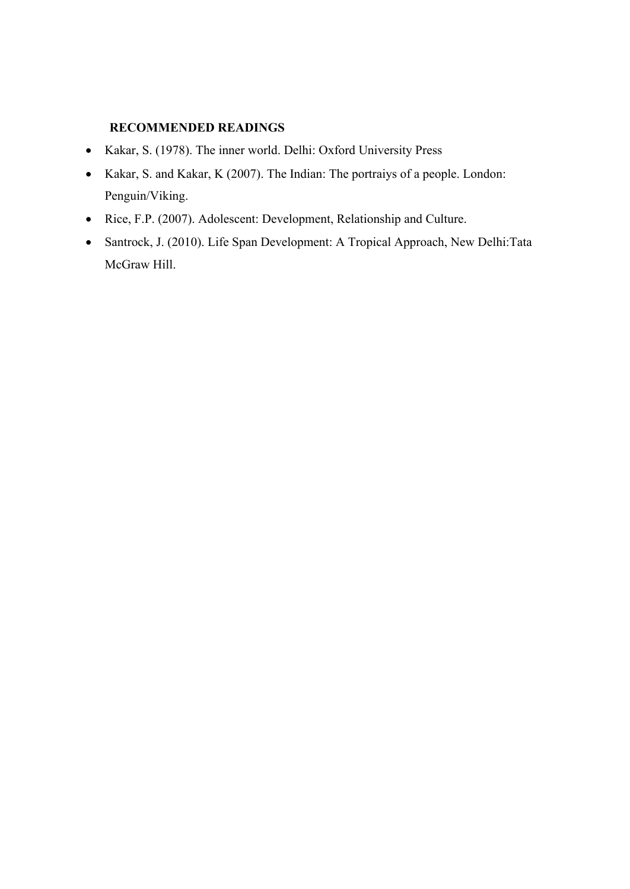## RECOMMENDED READINGS

- Kakar, S. (1978). The inner world. Delhi: Oxford University Press
- Kakar, S. and Kakar, K (2007). The Indian: The portraiys of a people. London: Penguin/Viking.
- Rice, F.P. (2007). Adolescent: Development, Relationship and Culture.
- Santrock, J. (2010). Life Span Development: A Tropical Approach, New Delhi:Tata McGraw Hill.